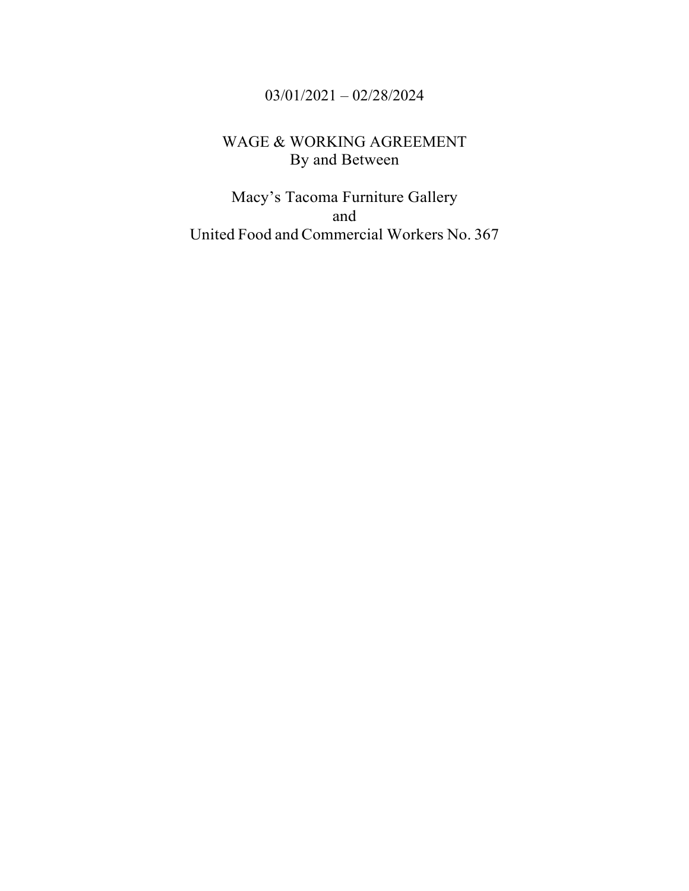03/01/2021 – 02/28/2024

# WAGE & WORKING AGREEMENT

By and Between

Macy's Tacoma Furniture Gallery

and

United Food and Commercial Workers No. 367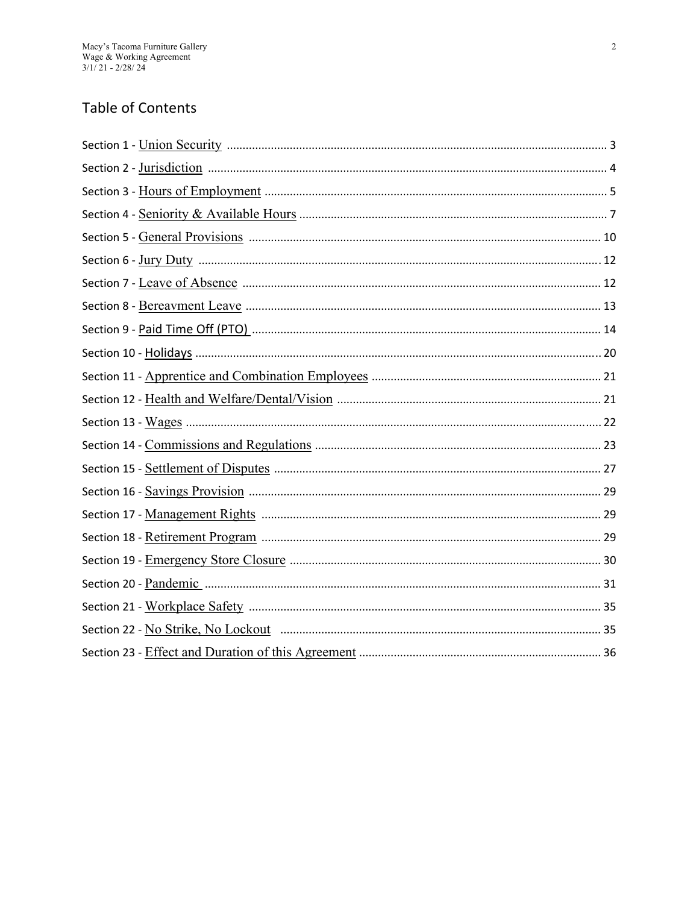## Table of Contents

Section 1 - Union Security ........................................................................................................ 3

Section 2 - Jurisdiction ............................................................................................................. 4

Section 3 - Hours of Employment ............................................................................................ 5

Section 4 - Seniority & Available Hours ................................................................................... 7

Section 5 - General Provisions ............................................................................................... 10

Section 6 - Jury Duty .............................................................................................................. 12

Section 7 - Leave of Absence ................................................................................................. 12

Section 8 - Bereavment Leave ................................................................................................ 13

Section 9 - Paid Time Off (PTO) ............................................................................................. 14

Section 10 - Holidays ............................................................................................................... 20

Section 11 - Apprentice and Combination Employees ......................................................... 21

Section 12 - Health and Welfare/Dental/Vision ................................................................... 21

Section 13 - Wages .................................................................................................................. 22

Section 14 - Commissions and Regulations .......................................................................... 23

Section 15 - Settlement of Disputes ....................................................................................... 27

Section 16 - Savings Provision ............................................................................................... 29

Section 17 - Management Rights ........................................................................................... 29

Section 18 - Retirement Program ........................................................................................... 29

Section 19 - Emergency Store Closure .................................................................................. 30

Section 20 - Pandemic ............................................................................................................. 31

Section 21 - Workplace Safety ............................................................................................... 35

Section 22 - No Strike, No Lockout ...................................................................................... 35

Section 23 - Effect and Duration of this Agreement ............................................................ 36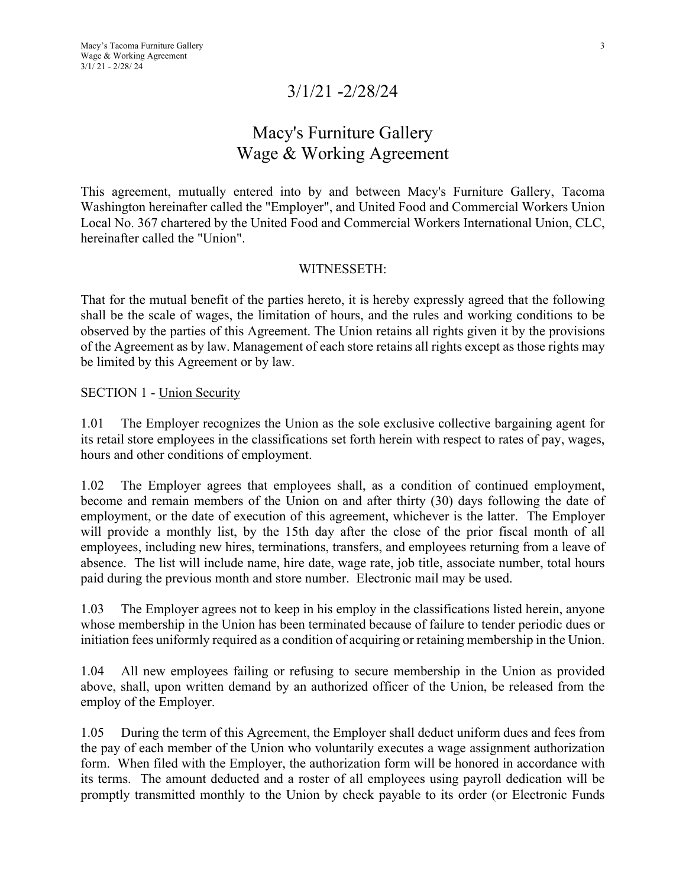# 3/1/21 -2/28/24

# Macy's Furniture Gallery
# Wage & Working Agreement

This agreement, mutually entered into by and between Macy's Furniture Gallery, Tacoma Washington hereinafter called the "Employer", and United Food and Commercial Workers Union Local No. 367 chartered by the United Food and Commercial Workers International Union, CLC, hereinafter called the "Union".

WITNESSETH:

That for the mutual benefit of the parties hereto, it is hereby expressly agreed that the following shall be the scale of wages, the limitation of hours, and the rules and working conditions to be observed by the parties of this Agreement. The Union retains all rights given it by the provisions of the Agreement as by law. Management of each store retains all rights except as those rights may be limited by this Agreement or by law.

SECTION 1 - Union Security

1.01 The Employer recognizes the Union as the sole exclusive collective bargaining agent for its retail store employees in the classifications set forth herein with respect to rates of pay, wages, hours and other conditions of employment.

1.02 The Employer agrees that employees shall, as a condition of continued employment, become and remain members of the Union on and after thirty (30) days following the date of employment, or the date of execution of this agreement, whichever is the latter. The Employer will provide a monthly list, by the 15th day after the close of the prior fiscal month of all employees, including new hires, terminations, transfers, and employees returning from a leave of absence. The list will include name, hire date, wage rate, job title, associate number, total hours paid during the previous month and store number. Electronic mail may be used.

1.03 The Employer agrees not to keep in his employ in the classifications listed herein, anyone whose membership in the Union has been terminated because of failure to tender periodic dues or initiation fees uniformly required as a condition of acquiring or retaining membership in the Union.

1.04 All new employees failing or refusing to secure membership in the Union as provided above, shall, upon written demand by an authorized officer of the Union, be released from the employ of the Employer.

1.05 During the term of this Agreement, the Employer shall deduct uniform dues and fees from the pay of each member of the Union who voluntarily executes a wage assignment authorization form. When filed with the Employer, the authorization form will be honored in accordance with its terms. The amount deducted and a roster of all employees using payroll dedication will be promptly transmitted monthly to the Union by check payable to its order (or Electronic Funds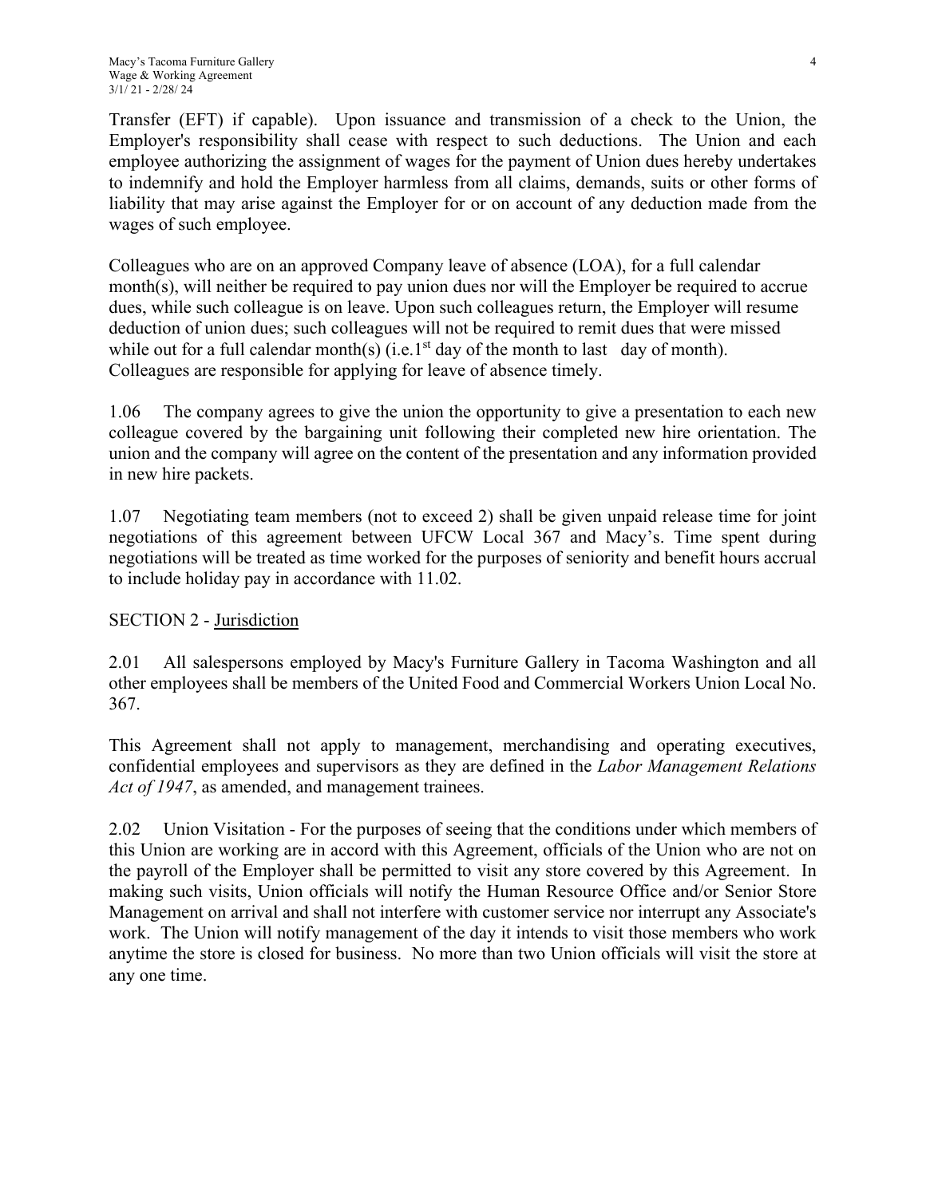Transfer (EFT) if capable). Upon issuance and transmission of a check to the Union, the Employer's responsibility shall cease with respect to such deductions. The Union and each employee authorizing the assignment of wages for the payment of Union dues hereby undertakes to indemnify and hold the Employer harmless from all claims, demands, suits or other forms of liability that may arise against the Employer for or on account of any deduction made from the wages of such employee.

Colleagues who are on an approved Company leave of absence (LOA), for a full calendar month(s), will neither be required to pay union dues nor will the Employer be required to accrue dues, while such colleague is on leave. Upon such colleagues return, the Employer will resume deduction of union dues; such colleagues will not be required to remit dues that were missed while out for a full calendar month(s) (i.e.1st day of the month to last day of month). Colleagues are responsible for applying for leave of absence timely.

1.06 The company agrees to give the union the opportunity to give a presentation to each new colleague covered by the bargaining unit following their completed new hire orientation. The union and the company will agree on the content of the presentation and any information provided in new hire packets.

1.07 Negotiating team members (not to exceed 2) shall be given unpaid release time for joint negotiations of this agreement between UFCW Local 367 and Macy's. Time spent during negotiations will be treated as time worked for the purposes of seniority and benefit hours accrual to include holiday pay in accordance with 11.02.

## SECTION 2 - Jurisdiction

2.01 All salespersons employed by Macy's Furniture Gallery in Tacoma Washington and all other employees shall be members of the United Food and Commercial Workers Union Local No. 367.

This Agreement shall not apply to management, merchandising and operating executives, confidential employees and supervisors as they are defined in the *Labor Management Relations Act of 1947*, as amended, and management trainees.

2.02 Union Visitation - For the purposes of seeing that the conditions under which members of this Union are working are in accord with this Agreement, officials of the Union who are not on the payroll of the Employer shall be permitted to visit any store covered by this Agreement. In making such visits, Union officials will notify the Human Resource Office and/or Senior Store Management on arrival and shall not interfere with customer service nor interrupt any Associate's work. The Union will notify management of the day it intends to visit those members who work anytime the store is closed for business. No more than two Union officials will visit the store at any one time.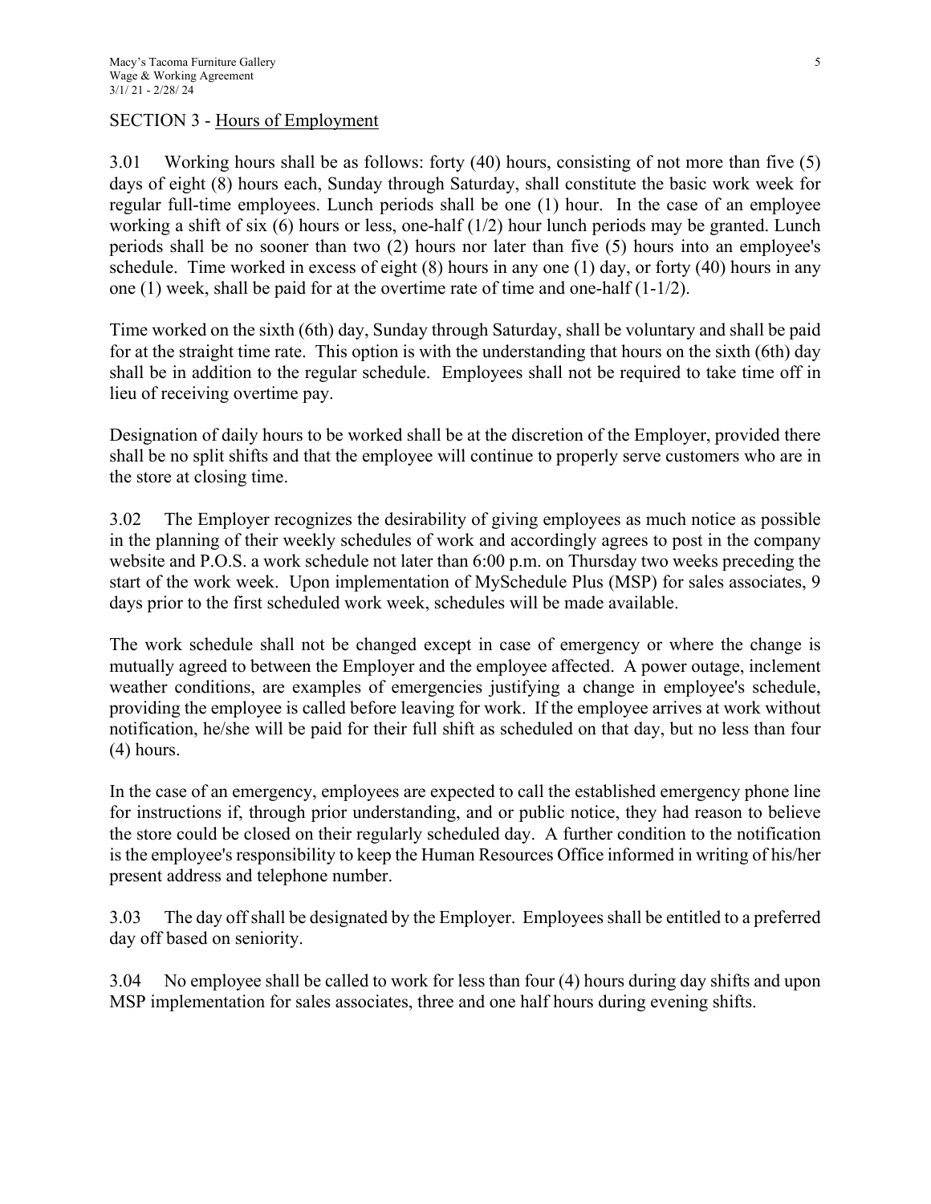## SECTION 3 - Hours of Employment

3.01 Working hours shall be as follows: forty (40) hours, consisting of not more than five (5) days of eight (8) hours each, Sunday through Saturday, shall constitute the basic work week for regular full-time employees. Lunch periods shall be one (1) hour. In the case of an employee working a shift of six (6) hours or less, one-half (1/2) hour lunch periods may be granted. Lunch periods shall be no sooner than two (2) hours nor later than five (5) hours into an employee's schedule. Time worked in excess of eight (8) hours in any one (1) day, or forty (40) hours in any one (1) week, shall be paid for at the overtime rate of time and one-half (1-1/2).

Time worked on the sixth (6th) day, Sunday through Saturday, shall be voluntary and shall be paid for at the straight time rate. This option is with the understanding that hours on the sixth (6th) day shall be in addition to the regular schedule. Employees shall not be required to take time off in lieu of receiving overtime pay.

Designation of daily hours to be worked shall be at the discretion of the Employer, provided there shall be no split shifts and that the employee will continue to properly serve customers who are in the store at closing time.

3.02 The Employer recognizes the desirability of giving employees as much notice as possible in the planning of their weekly schedules of work and accordingly agrees to post in the company website and P.O.S. a work schedule not later than 6:00 p.m. on Thursday two weeks preceding the start of the work week. Upon implementation of MySchedule Plus (MSP) for sales associates, 9 days prior to the first scheduled work week, schedules will be made available.

The work schedule shall not be changed except in case of emergency or where the change is mutually agreed to between the Employer and the employee affected. A power outage, inclement weather conditions, are examples of emergencies justifying a change in employee's schedule, providing the employee is called before leaving for work. If the employee arrives at work without notification, he/she will be paid for their full shift as scheduled on that day, but no less than four (4) hours.

In the case of an emergency, employees are expected to call the established emergency phone line for instructions if, through prior understanding, and or public notice, they had reason to believe the store could be closed on their regularly scheduled day. A further condition to the notification is the employee's responsibility to keep the Human Resources Office informed in writing of his/her present address and telephone number.

3.03 The day off shall be designated by the Employer. Employees shall be entitled to a preferred day off based on seniority.

3.04 No employee shall be called to work for less than four (4) hours during day shifts and upon MSP implementation for sales associates, three and one half hours during evening shifts.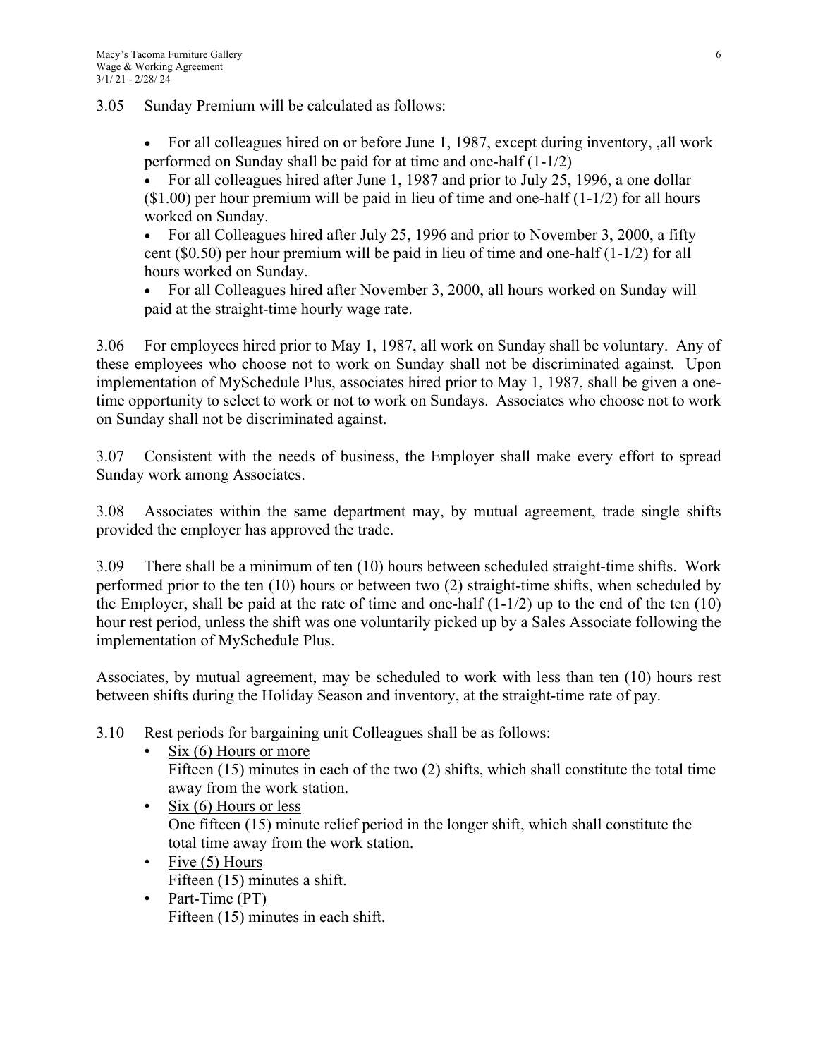3.05 Sunday Premium will be calculated as follows:

- For all colleagues hired on or before June 1, 1987, except during inventory, ,all work performed on Sunday shall be paid for at time and one-half (1-1/2)
- For all colleagues hired after June 1, 1987 and prior to July 25, 1996, a one dollar ($1.00) per hour premium will be paid in lieu of time and one-half (1-1/2) for all hours worked on Sunday.
- For all Colleagues hired after July 25, 1996 and prior to November 3, 2000, a fifty cent ($0.50) per hour premium will be paid in lieu of time and one-half (1-1/2) for all hours worked on Sunday.
- For all Colleagues hired after November 3, 2000, all hours worked on Sunday will paid at the straight-time hourly wage rate.

3.06 For employees hired prior to May 1, 1987, all work on Sunday shall be voluntary. Any of these employees who choose not to work on Sunday shall not be discriminated against. Upon implementation of MySchedule Plus, associates hired prior to May 1, 1987, shall be given a one-time opportunity to select to work or not to work on Sundays. Associates who choose not to work on Sunday shall not be discriminated against.

3.07 Consistent with the needs of business, the Employer shall make every effort to spread Sunday work among Associates.

3.08 Associates within the same department may, by mutual agreement, trade single shifts provided the employer has approved the trade.

3.09 There shall be a minimum of ten (10) hours between scheduled straight-time shifts. Work performed prior to the ten (10) hours or between two (2) straight-time shifts, when scheduled by the Employer, shall be paid at the rate of time and one-half (1-1/2) up to the end of the ten (10) hour rest period, unless the shift was one voluntarily picked up by a Sales Associate following the implementation of MySchedule Plus.

Associates, by mutual agreement, may be scheduled to work with less than ten (10) hours rest between shifts during the Holiday Season and inventory, at the straight-time rate of pay.

3.10 Rest periods for bargaining unit Colleagues shall be as follows:

- Six (6) Hours or more
  Fifteen (15) minutes in each of the two (2) shifts, which shall constitute the total time away from the work station.
- Six (6) Hours or less
  One fifteen (15) minute relief period in the longer shift, which shall constitute the total time away from the work station.
- Five (5) Hours
  Fifteen (15) minutes a shift.
- Part-Time (PT)
  Fifteen (15) minutes in each shift.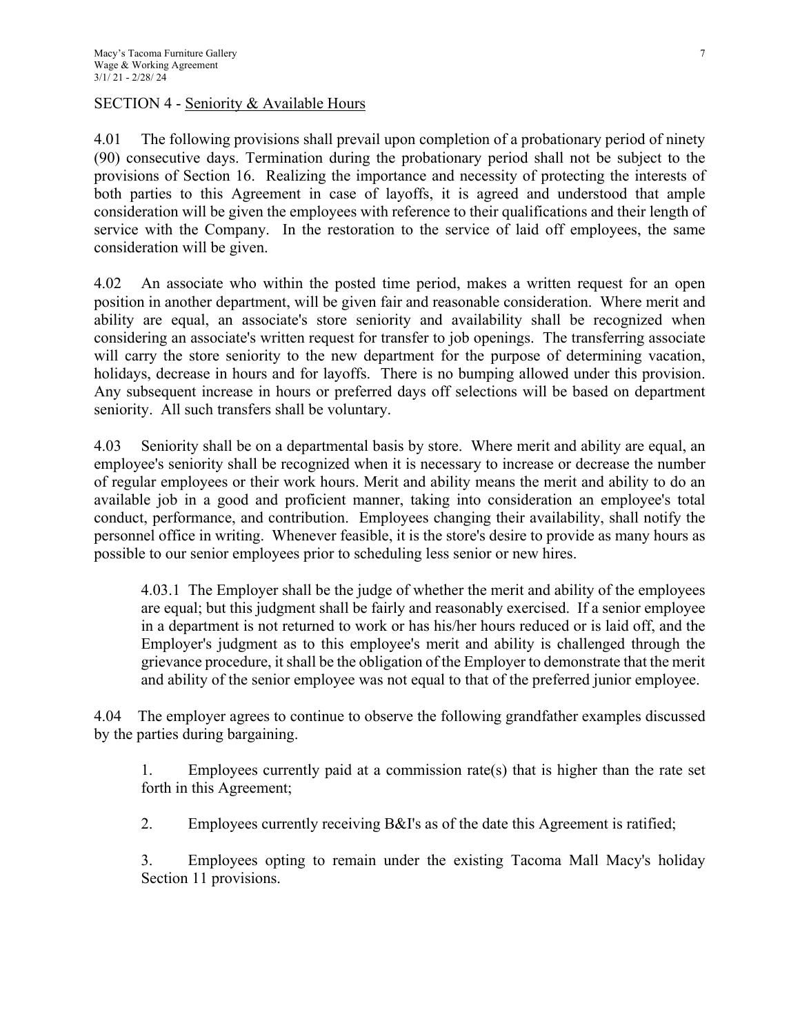## SECTION 4 - Seniority & Available Hours

4.01 The following provisions shall prevail upon completion of a probationary period of ninety (90) consecutive days. Termination during the probationary period shall not be subject to the provisions of Section 16. Realizing the importance and necessity of protecting the interests of both parties to this Agreement in case of layoffs, it is agreed and understood that ample consideration will be given the employees with reference to their qualifications and their length of service with the Company. In the restoration to the service of laid off employees, the same consideration will be given.

4.02 An associate who within the posted time period, makes a written request for an open position in another department, will be given fair and reasonable consideration. Where merit and ability are equal, an associate's store seniority and availability shall be recognized when considering an associate's written request for transfer to job openings. The transferring associate will carry the store seniority to the new department for the purpose of determining vacation, holidays, decrease in hours and for layoffs. There is no bumping allowed under this provision. Any subsequent increase in hours or preferred days off selections will be based on department seniority. All such transfers shall be voluntary.

4.03 Seniority shall be on a departmental basis by store. Where merit and ability are equal, an employee's seniority shall be recognized when it is necessary to increase or decrease the number of regular employees or their work hours. Merit and ability means the merit and ability to do an available job in a good and proficient manner, taking into consideration an employee's total conduct, performance, and contribution. Employees changing their availability, shall notify the personnel office in writing. Whenever feasible, it is the store's desire to provide as many hours as possible to our senior employees prior to scheduling less senior or new hires.

> 4.03.1 The Employer shall be the judge of whether the merit and ability of the employees are equal; but this judgment shall be fairly and reasonably exercised. If a senior employee in a department is not returned to work or has his/her hours reduced or is laid off, and the Employer's judgment as to this employee's merit and ability is challenged through the grievance procedure, it shall be the obligation of the Employer to demonstrate that the merit and ability of the senior employee was not equal to that of the preferred junior employee.

4.04 The employer agrees to continue to observe the following grandfather examples discussed by the parties during bargaining.

1. Employees currently paid at a commission rate(s) that is higher than the rate set forth in this Agreement;
2. Employees currently receiving B&I's as of the date this Agreement is ratified;
3. Employees opting to remain under the existing Tacoma Mall Macy's holiday Section 11 provisions.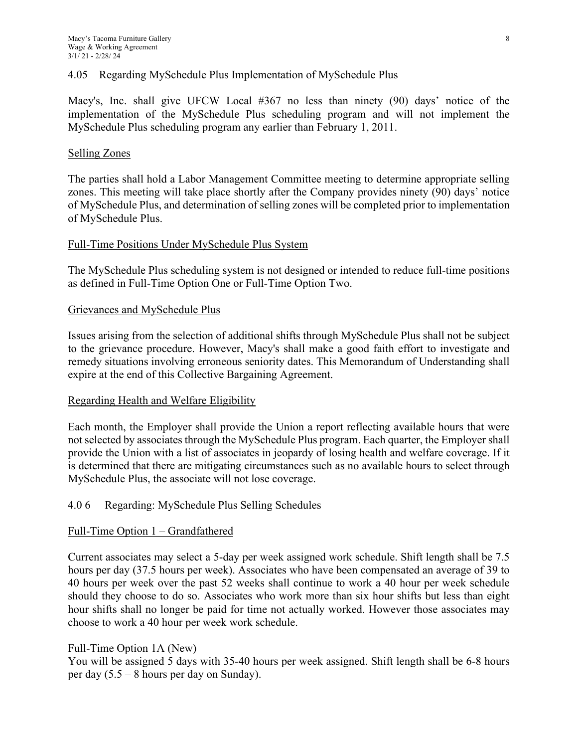4.05 Regarding MySchedule Plus Implementation of MySchedule Plus

Macy's, Inc. shall give UFCW Local #367 no less than ninety (90) days' notice of the implementation of the MySchedule Plus scheduling program and will not implement the MySchedule Plus scheduling program any earlier than February 1, 2011.

Selling Zones

The parties shall hold a Labor Management Committee meeting to determine appropriate selling zones. This meeting will take place shortly after the Company provides ninety (90) days' notice of MySchedule Plus, and determination of selling zones will be completed prior to implementation of MySchedule Plus.

Full-Time Positions Under MySchedule Plus System

The MySchedule Plus scheduling system is not designed or intended to reduce full-time positions as defined in Full-Time Option One or Full-Time Option Two.

Grievances and MySchedule Plus

Issues arising from the selection of additional shifts through MySchedule Plus shall not be subject to the grievance procedure. However, Macy's shall make a good faith effort to investigate and remedy situations involving erroneous seniority dates. This Memorandum of Understanding shall expire at the end of this Collective Bargaining Agreement.

Regarding Health and Welfare Eligibility

Each month, the Employer shall provide the Union a report reflecting available hours that were not selected by associates through the MySchedule Plus program. Each quarter, the Employer shall provide the Union with a list of associates in jeopardy of losing health and welfare coverage. If it is determined that there are mitigating circumstances such as no available hours to select through MySchedule Plus, the associate will not lose coverage.

4.0 6 Regarding: MySchedule Plus Selling Schedules

Full-Time Option 1 – Grandfathered

Current associates may select a 5-day per week assigned work schedule. Shift length shall be 7.5 hours per day (37.5 hours per week). Associates who have been compensated an average of 39 to 40 hours per week over the past 52 weeks shall continue to work a 40 hour per week schedule should they choose to do so. Associates who work more than six hour shifts but less than eight hour shifts shall no longer be paid for time not actually worked. However those associates may choose to work a 40 hour per week work schedule.

Full-Time Option 1A (New)
You will be assigned 5 days with 35-40 hours per week assigned. Shift length shall be 6-8 hours per day (5.5 – 8 hours per day on Sunday).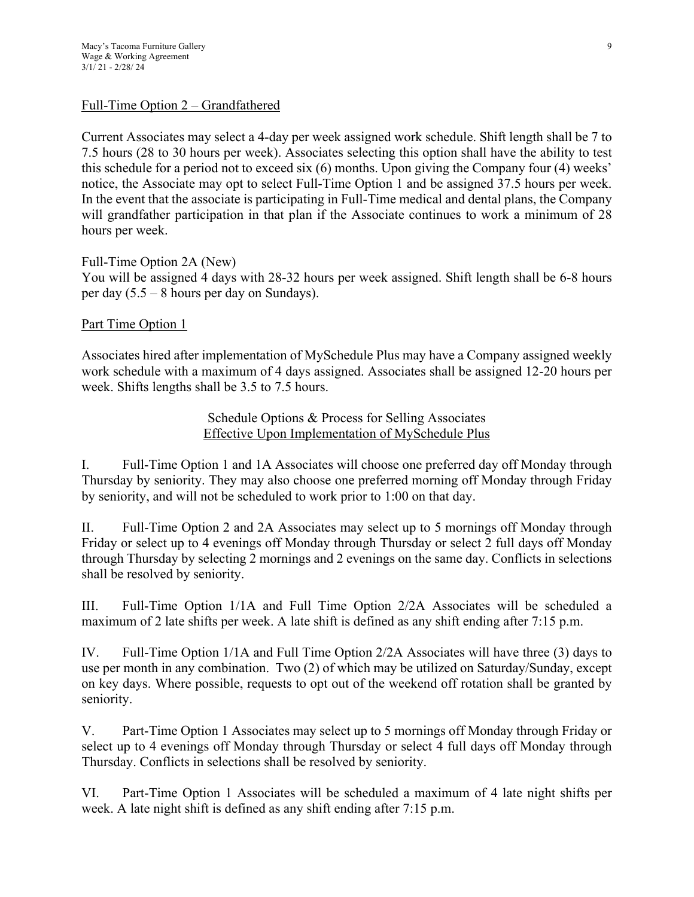<u>Full-Time Option 2 – Grandfathered</u>

Current Associates may select a 4-day per week assigned work schedule. Shift length shall be 7 to 7.5 hours (28 to 30 hours per week). Associates selecting this option shall have the ability to test this schedule for a period not to exceed six (6) months. Upon giving the Company four (4) weeks' notice, the Associate may opt to select Full-Time Option 1 and be assigned 37.5 hours per week. In the event that the associate is participating in Full-Time medical and dental plans, the Company will grandfather participation in that plan if the Associate continues to work a minimum of 28 hours per week.

Full-Time Option 2A (New)
You will be assigned 4 days with 28-32 hours per week assigned. Shift length shall be 6-8 hours per day (5.5 – 8 hours per day on Sundays).

<u>Part Time Option 1</u>

Associates hired after implementation of MySchedule Plus may have a Company assigned weekly work schedule with a maximum of 4 days assigned. Associates shall be assigned 12-20 hours per week. Shifts lengths shall be 3.5 to 7.5 hours.

Schedule Options & Process for Selling Associates
<u>Effective Upon Implementation of MySchedule Plus</u>

I. Full-Time Option 1 and 1A Associates will choose one preferred day off Monday through Thursday by seniority. They may also choose one preferred morning off Monday through Friday by seniority, and will not be scheduled to work prior to 1:00 on that day.

II. Full-Time Option 2 and 2A Associates may select up to 5 mornings off Monday through Friday or select up to 4 evenings off Monday through Thursday or select 2 full days off Monday through Thursday by selecting 2 mornings and 2 evenings on the same day. Conflicts in selections shall be resolved by seniority.

III. Full-Time Option 1/1A and Full Time Option 2/2A Associates will be scheduled a maximum of 2 late shifts per week. A late shift is defined as any shift ending after 7:15 p.m.

IV. Full-Time Option 1/1A and Full Time Option 2/2A Associates will have three (3) days to use per month in any combination. Two (2) of which may be utilized on Saturday/Sunday, except on key days. Where possible, requests to opt out of the weekend off rotation shall be granted by seniority.

V. Part-Time Option 1 Associates may select up to 5 mornings off Monday through Friday or select up to 4 evenings off Monday through Thursday or select 4 full days off Monday through Thursday. Conflicts in selections shall be resolved by seniority.

VI. Part-Time Option 1 Associates will be scheduled a maximum of 4 late night shifts per week. A late night shift is defined as any shift ending after 7:15 p.m.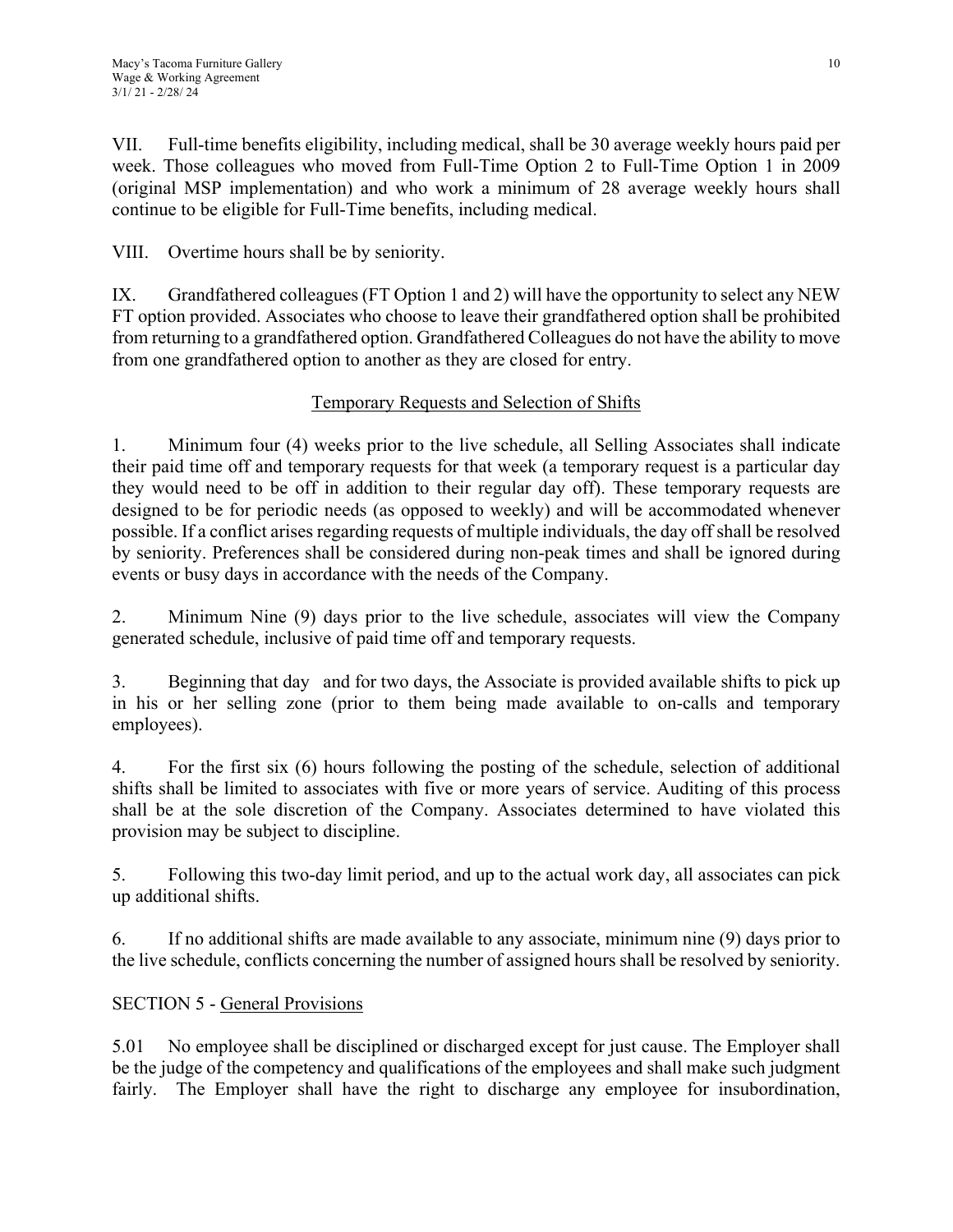VII. Full-time benefits eligibility, including medical, shall be 30 average weekly hours paid per week. Those colleagues who moved from Full-Time Option 2 to Full-Time Option 1 in 2009 (original MSP implementation) and who work a minimum of 28 average weekly hours shall continue to be eligible for Full-Time benefits, including medical.

VIII. Overtime hours shall be by seniority.

IX. Grandfathered colleagues (FT Option 1 and 2) will have the opportunity to select any NEW FT option provided. Associates who choose to leave their grandfathered option shall be prohibited from returning to a grandfathered option. Grandfathered Colleagues do not have the ability to move from one grandfathered option to another as they are closed for entry.

## Temporary Requests and Selection of Shifts

1. Minimum four (4) weeks prior to the live schedule, all Selling Associates shall indicate their paid time off and temporary requests for that week (a temporary request is a particular day they would need to be off in addition to their regular day off). These temporary requests are designed to be for periodic needs (as opposed to weekly) and will be accommodated whenever possible. If a conflict arises regarding requests of multiple individuals, the day off shall be resolved by seniority. Preferences shall be considered during non-peak times and shall be ignored during events or busy days in accordance with the needs of the Company.

2. Minimum Nine (9) days prior to the live schedule, associates will view the Company generated schedule, inclusive of paid time off and temporary requests.

3. Beginning that day and for two days, the Associate is provided available shifts to pick up in his or her selling zone (prior to them being made available to on-calls and temporary employees).

4. For the first six (6) hours following the posting of the schedule, selection of additional shifts shall be limited to associates with five or more years of service. Auditing of this process shall be at the sole discretion of the Company. Associates determined to have violated this provision may be subject to discipline.

5. Following this two-day limit period, and up to the actual work day, all associates can pick up additional shifts.

6. If no additional shifts are made available to any associate, minimum nine (9) days prior to the live schedule, conflicts concerning the number of assigned hours shall be resolved by seniority.

## SECTION 5 - General Provisions

5.01 No employee shall be disciplined or discharged except for just cause. The Employer shall be the judge of the competency and qualifications of the employees and shall make such judgment fairly. The Employer shall have the right to discharge any employee for insubordination,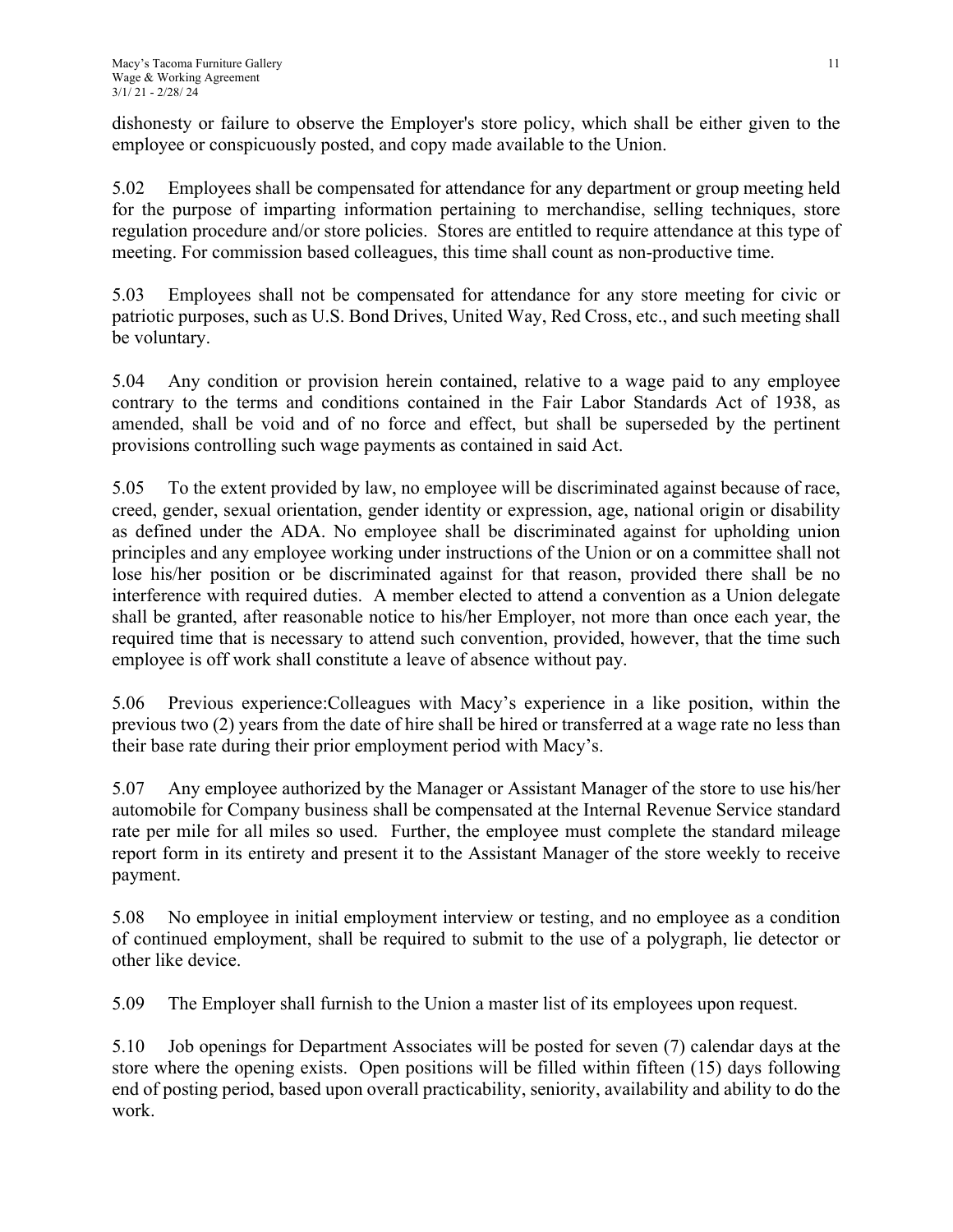dishonesty or failure to observe the Employer's store policy, which shall be either given to the employee or conspicuously posted, and copy made available to the Union.

5.02 Employees shall be compensated for attendance for any department or group meeting held for the purpose of imparting information pertaining to merchandise, selling techniques, store regulation procedure and/or store policies. Stores are entitled to require attendance at this type of meeting. For commission based colleagues, this time shall count as non-productive time.

5.03 Employees shall not be compensated for attendance for any store meeting for civic or patriotic purposes, such as U.S. Bond Drives, United Way, Red Cross, etc., and such meeting shall be voluntary.

5.04 Any condition or provision herein contained, relative to a wage paid to any employee contrary to the terms and conditions contained in the Fair Labor Standards Act of 1938, as amended, shall be void and of no force and effect, but shall be superseded by the pertinent provisions controlling such wage payments as contained in said Act.

5.05 To the extent provided by law, no employee will be discriminated against because of race, creed, gender, sexual orientation, gender identity or expression, age, national origin or disability as defined under the ADA. No employee shall be discriminated against for upholding union principles and any employee working under instructions of the Union or on a committee shall not lose his/her position or be discriminated against for that reason, provided there shall be no interference with required duties. A member elected to attend a convention as a Union delegate shall be granted, after reasonable notice to his/her Employer, not more than once each year, the required time that is necessary to attend such convention, provided, however, that the time such employee is off work shall constitute a leave of absence without pay.

5.06 Previous experience:Colleagues with Macy's experience in a like position, within the previous two (2) years from the date of hire shall be hired or transferred at a wage rate no less than their base rate during their prior employment period with Macy's.

5.07 Any employee authorized by the Manager or Assistant Manager of the store to use his/her automobile for Company business shall be compensated at the Internal Revenue Service standard rate per mile for all miles so used. Further, the employee must complete the standard mileage report form in its entirety and present it to the Assistant Manager of the store weekly to receive payment.

5.08 No employee in initial employment interview or testing, and no employee as a condition of continued employment, shall be required to submit to the use of a polygraph, lie detector or other like device.

5.09 The Employer shall furnish to the Union a master list of its employees upon request.

5.10 Job openings for Department Associates will be posted for seven (7) calendar days at the store where the opening exists. Open positions will be filled within fifteen (15) days following end of posting period, based upon overall practicability, seniority, availability and ability to do the work.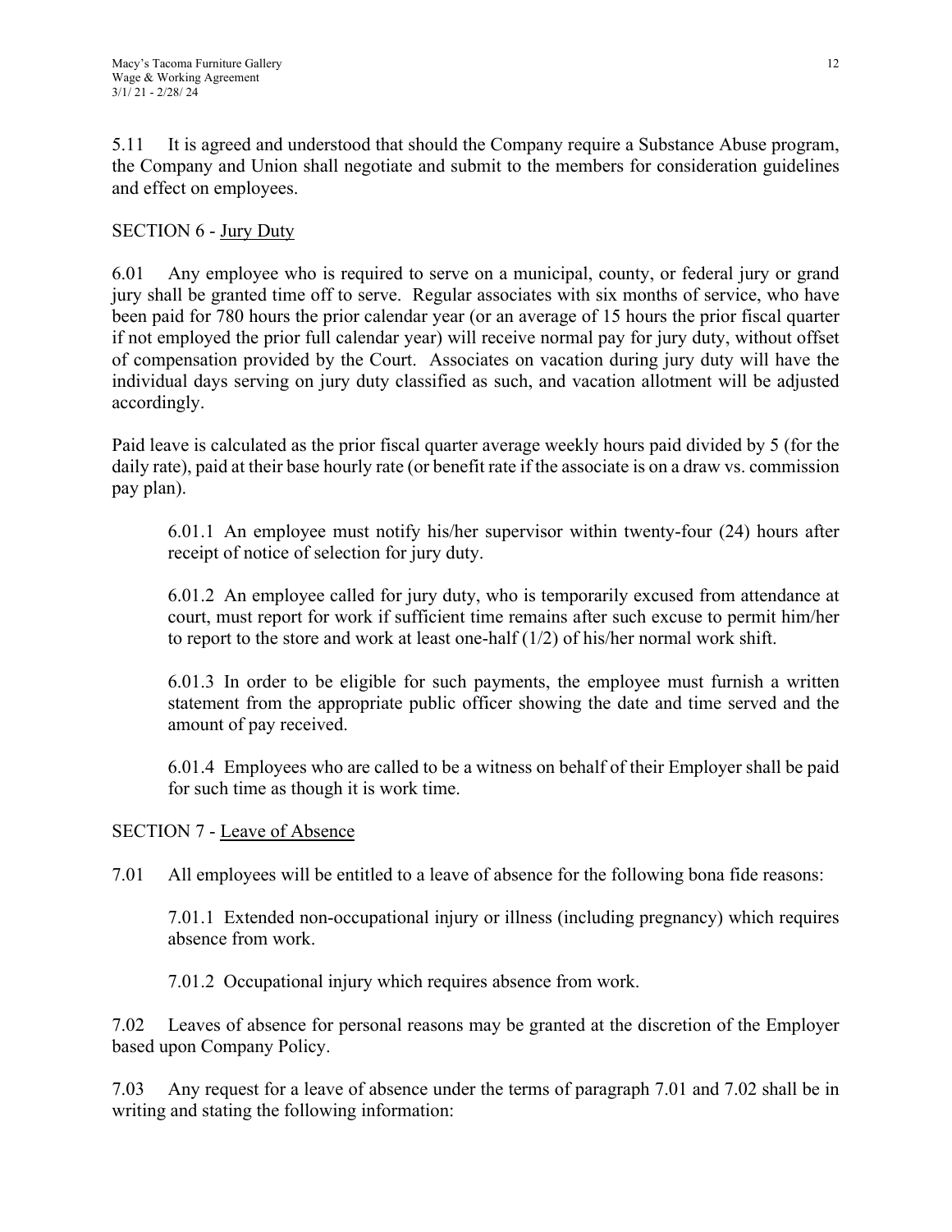5.11 It is agreed and understood that should the Company require a Substance Abuse program, the Company and Union shall negotiate and submit to the members for consideration guidelines and effect on employees.

## SECTION 6 - Jury Duty

6.01 Any employee who is required to serve on a municipal, county, or federal jury or grand jury shall be granted time off to serve. Regular associates with six months of service, who have been paid for 780 hours the prior calendar year (or an average of 15 hours the prior fiscal quarter if not employed the prior full calendar year) will receive normal pay for jury duty, without offset of compensation provided by the Court. Associates on vacation during jury duty will have the individual days serving on jury duty classified as such, and vacation allotment will be adjusted accordingly.

Paid leave is calculated as the prior fiscal quarter average weekly hours paid divided by 5 (for the daily rate), paid at their base hourly rate (or benefit rate if the associate is on a draw vs. commission pay plan).

> 6.01.1 An employee must notify his/her supervisor within twenty-four (24) hours after receipt of notice of selection for jury duty.
>
> 6.01.2 An employee called for jury duty, who is temporarily excused from attendance at court, must report for work if sufficient time remains after such excuse to permit him/her to report to the store and work at least one-half (1/2) of his/her normal work shift.
>
> 6.01.3 In order to be eligible for such payments, the employee must furnish a written statement from the appropriate public officer showing the date and time served and the amount of pay received.
>
> 6.01.4 Employees who are called to be a witness on behalf of their Employer shall be paid for such time as though it is work time.

## SECTION 7 - Leave of Absence

7.01 All employees will be entitled to a leave of absence for the following bona fide reasons:

> 7.01.1 Extended non-occupational injury or illness (including pregnancy) which requires absence from work.
>
> 7.01.2 Occupational injury which requires absence from work.

7.02 Leaves of absence for personal reasons may be granted at the discretion of the Employer based upon Company Policy.

7.03 Any request for a leave of absence under the terms of paragraph 7.01 and 7.02 shall be in writing and stating the following information: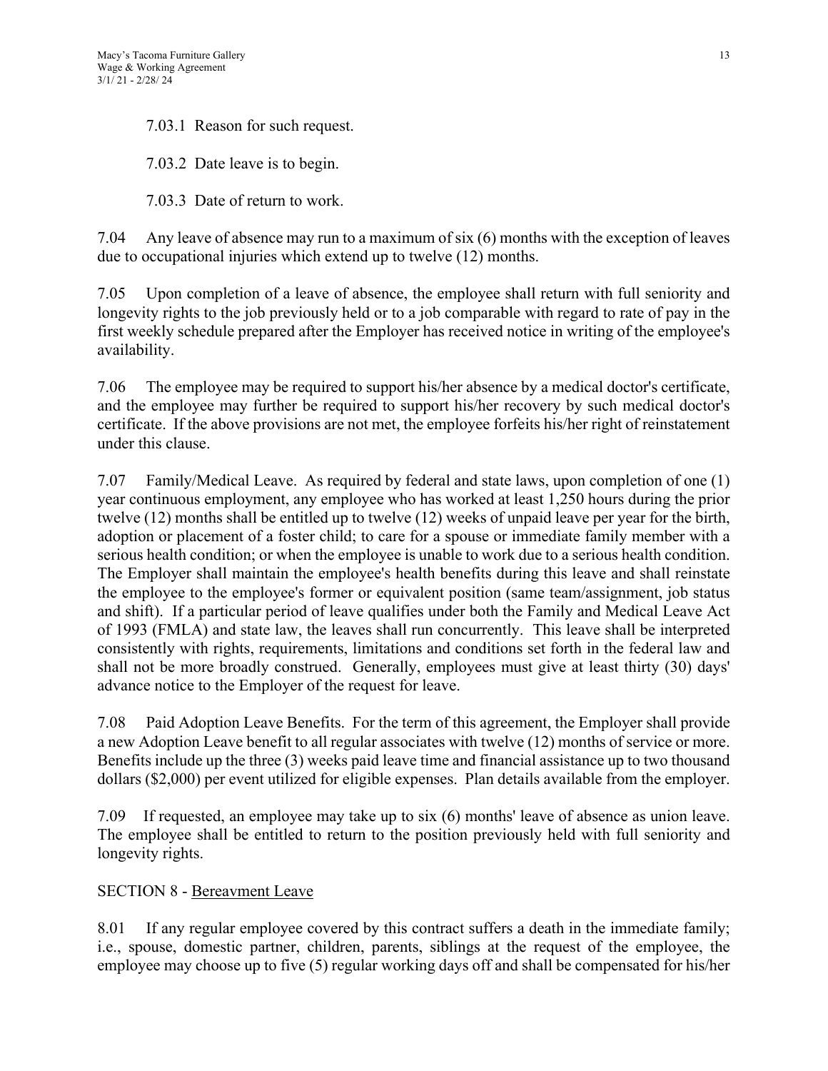7.03.1 Reason for such request.

7.03.2 Date leave is to begin.

7.03.3 Date of return to work.

7.04 Any leave of absence may run to a maximum of six (6) months with the exception of leaves due to occupational injuries which extend up to twelve (12) months.

7.05 Upon completion of a leave of absence, the employee shall return with full seniority and longevity rights to the job previously held or to a job comparable with regard to rate of pay in the first weekly schedule prepared after the Employer has received notice in writing of the employee's availability.

7.06 The employee may be required to support his/her absence by a medical doctor's certificate, and the employee may further be required to support his/her recovery by such medical doctor's certificate. If the above provisions are not met, the employee forfeits his/her right of reinstatement under this clause.

7.07 Family/Medical Leave. As required by federal and state laws, upon completion of one (1) year continuous employment, any employee who has worked at least 1,250 hours during the prior twelve (12) months shall be entitled up to twelve (12) weeks of unpaid leave per year for the birth, adoption or placement of a foster child; to care for a spouse or immediate family member with a serious health condition; or when the employee is unable to work due to a serious health condition. The Employer shall maintain the employee's health benefits during this leave and shall reinstate the employee to the employee's former or equivalent position (same team/assignment, job status and shift). If a particular period of leave qualifies under both the Family and Medical Leave Act of 1993 (FMLA) and state law, the leaves shall run concurrently. This leave shall be interpreted consistently with rights, requirements, limitations and conditions set forth in the federal law and shall not be more broadly construed. Generally, employees must give at least thirty (30) days' advance notice to the Employer of the request for leave.

7.08 Paid Adoption Leave Benefits. For the term of this agreement, the Employer shall provide a new Adoption Leave benefit to all regular associates with twelve (12) months of service or more. Benefits include up the three (3) weeks paid leave time and financial assistance up to two thousand dollars ($2,000) per event utilized for eligible expenses. Plan details available from the employer.

7.09 If requested, an employee may take up to six (6) months' leave of absence as union leave. The employee shall be entitled to return to the position previously held with full seniority and longevity rights.

SECTION 8 - Bereavment Leave

8.01 If any regular employee covered by this contract suffers a death in the immediate family; i.e., spouse, domestic partner, children, parents, siblings at the request of the employee, the employee may choose up to five (5) regular working days off and shall be compensated for his/her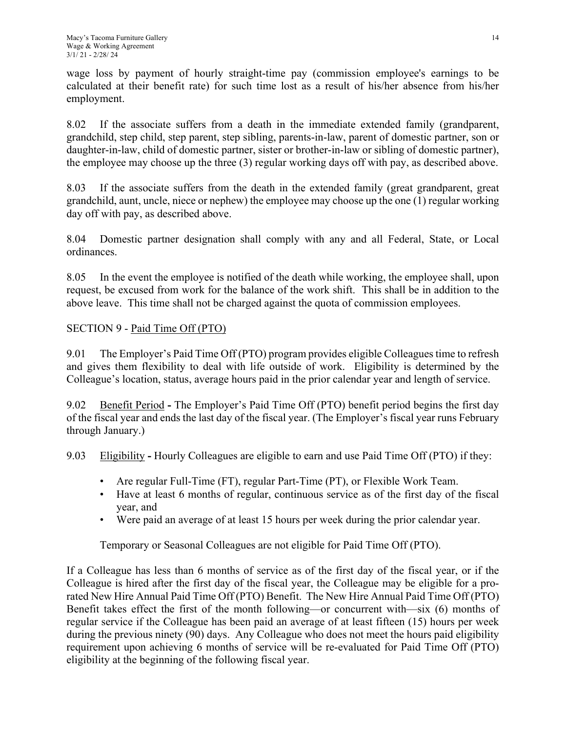wage loss by payment of hourly straight-time pay (commission employee's earnings to be calculated at their benefit rate) for such time lost as a result of his/her absence from his/her employment.

8.02 If the associate suffers from a death in the immediate extended family (grandparent, grandchild, step child, step parent, step sibling, parents-in-law, parent of domestic partner, son or daughter-in-law, child of domestic partner, sister or brother-in-law or sibling of domestic partner), the employee may choose up the three (3) regular working days off with pay, as described above.

8.03 If the associate suffers from the death in the extended family (great grandparent, great grandchild, aunt, uncle, niece or nephew) the employee may choose up the one (1) regular working day off with pay, as described above.

8.04 Domestic partner designation shall comply with any and all Federal, State, or Local ordinances.

8.05 In the event the employee is notified of the death while working, the employee shall, upon request, be excused from work for the balance of the work shift. This shall be in addition to the above leave. This time shall not be charged against the quota of commission employees.

SECTION 9 - Paid Time Off (PTO)

9.01 The Employer's Paid Time Off (PTO) program provides eligible Colleagues time to refresh and gives them flexibility to deal with life outside of work. Eligibility is determined by the Colleague's location, status, average hours paid in the prior calendar year and length of service.

9.02 Benefit Period **-** The Employer's Paid Time Off (PTO) benefit period begins the first day of the fiscal year and ends the last day of the fiscal year. (The Employer's fiscal year runs February through January.)

9.03 Eligibility **-** Hourly Colleagues are eligible to earn and use Paid Time Off (PTO) if they:

- Are regular Full-Time (FT), regular Part-Time (PT), or Flexible Work Team.
- Have at least 6 months of regular, continuous service as of the first day of the fiscal year, and
- Were paid an average of at least 15 hours per week during the prior calendar year.

Temporary or Seasonal Colleagues are not eligible for Paid Time Off (PTO).

If a Colleague has less than 6 months of service as of the first day of the fiscal year, or if the Colleague is hired after the first day of the fiscal year, the Colleague may be eligible for a pro-rated New Hire Annual Paid Time Off (PTO) Benefit. The New Hire Annual Paid Time Off (PTO) Benefit takes effect the first of the month following—or concurrent with—six (6) months of regular service if the Colleague has been paid an average of at least fifteen (15) hours per week during the previous ninety (90) days. Any Colleague who does not meet the hours paid eligibility requirement upon achieving 6 months of service will be re-evaluated for Paid Time Off (PTO) eligibility at the beginning of the following fiscal year.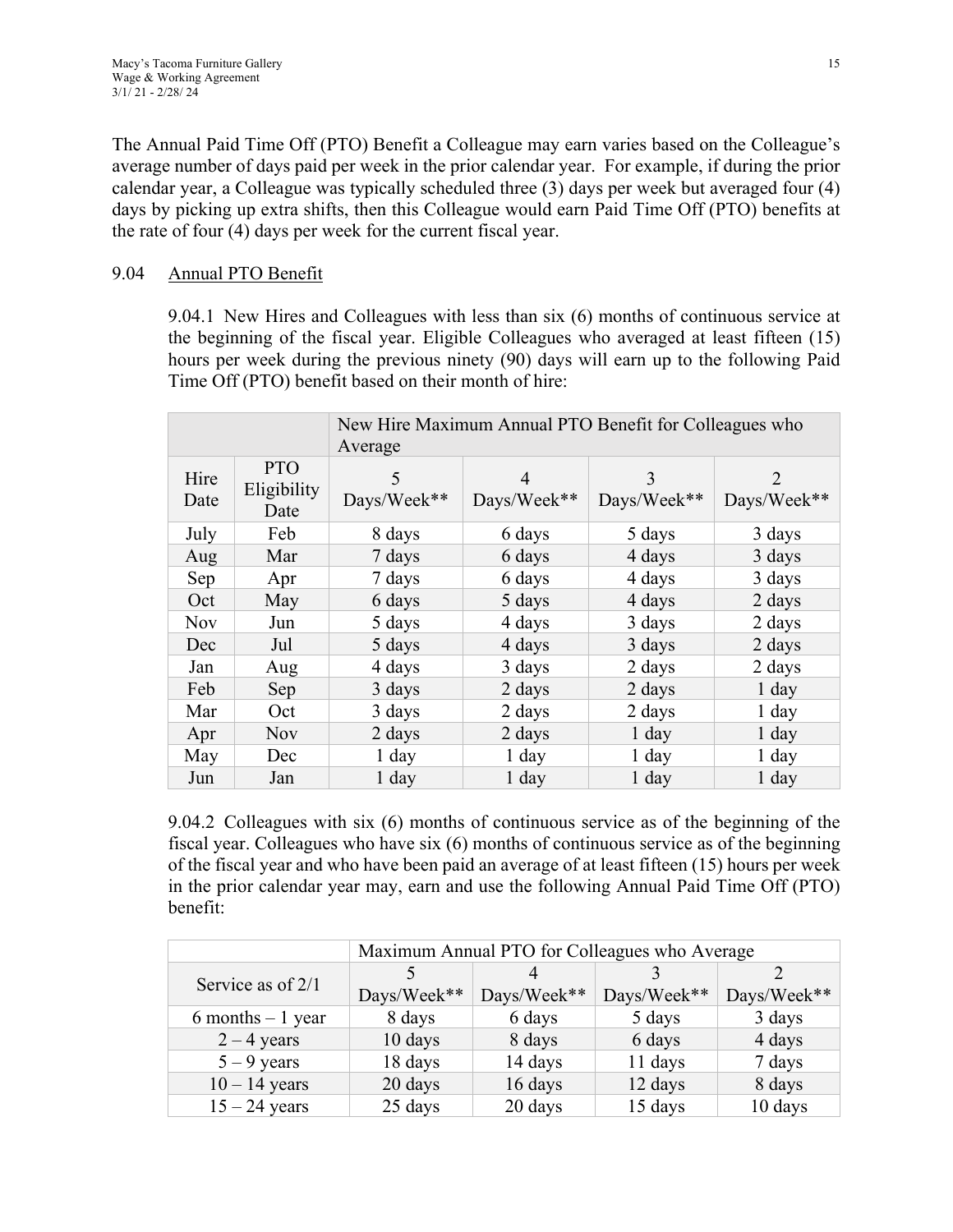The Annual Paid Time Off (PTO) Benefit a Colleague may earn varies based on the Colleague's average number of days paid per week in the prior calendar year. For example, if during the prior calendar year, a Colleague was typically scheduled three (3) days per week but averaged four (4) days by picking up extra shifts, then this Colleague would earn Paid Time Off (PTO) benefits at the rate of four (4) days per week for the current fiscal year.

## 9.04 Annual PTO Benefit

9.04.1 New Hires and Colleagues with less than six (6) months of continuous service at the beginning of the fiscal year. Eligible Colleagues who averaged at least fifteen (15) hours per week during the previous ninety (90) days will earn up to the following Paid Time Off (PTO) benefit based on their month of hire:

| | | New Hire Maximum Annual PTO Benefit for Colleagues who Average | | | |
|---|---|---|---|---|---|
| Hire Date | PTO Eligibility Date | 5 Days/Week** | 4 Days/Week** | 3 Days/Week** | 2 Days/Week** |
| July | Feb | 8 days | 6 days | 5 days | 3 days |
| Aug | Mar | 7 days | 6 days | 4 days | 3 days |
| Sep | Apr | 7 days | 6 days | 4 days | 3 days |
| Oct | May | 6 days | 5 days | 4 days | 2 days |
| Nov | Jun | 5 days | 4 days | 3 days | 2 days |
| Dec | Jul | 5 days | 4 days | 3 days | 2 days |
| Jan | Aug | 4 days | 3 days | 2 days | 2 days |
| Feb | Sep | 3 days | 2 days | 2 days | 1 day |
| Mar | Oct | 3 days | 2 days | 2 days | 1 day |
| Apr | Nov | 2 days | 2 days | 1 day | 1 day |
| May | Dec | 1 day | 1 day | 1 day | 1 day |
| Jun | Jan | 1 day | 1 day | 1 day | 1 day |

9.04.2 Colleagues with six (6) months of continuous service as of the beginning of the fiscal year. Colleagues who have six (6) months of continuous service as of the beginning of the fiscal year and who have been paid an average of at least fifteen (15) hours per week in the prior calendar year may, earn and use the following Annual Paid Time Off (PTO) benefit:

| | Maximum Annual PTO for Colleagues who Average | | | |
|---|---|---|---|---|
| Service as of 2/1 | 5 Days/Week** | 4 Days/Week** | 3 Days/Week** | 2 Days/Week** |
| 6 months – 1 year | 8 days | 6 days | 5 days | 3 days |
| 2 – 4 years | 10 days | 8 days | 6 days | 4 days |
| 5 – 9 years | 18 days | 14 days | 11 days | 7 days |
| 10 – 14 years | 20 days | 16 days | 12 days | 8 days |
| 15 – 24 years | 25 days | 20 days | 15 days | 10 days |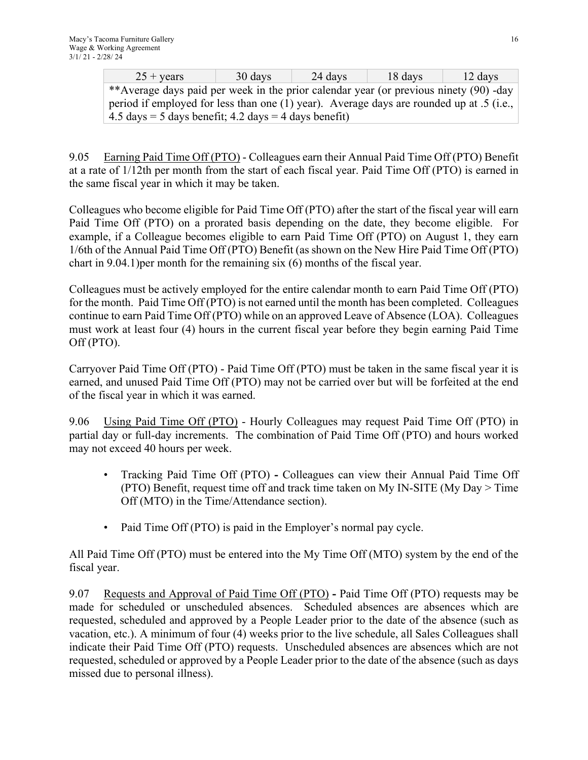| 25 + years | 30 days | 24 days | 18 days | 12 days |
|---|---|---|---|---|
| **Average days paid per week in the prior calendar year (or previous ninety (90) -day period if employed for less than one (1) year). Average days are rounded up at .5 (i.e., 4.5 days = 5 days benefit; 4.2 days = 4 days benefit) | | | | |

9.05 Earning Paid Time Off (PTO) - Colleagues earn their Annual Paid Time Off (PTO) Benefit at a rate of 1/12th per month from the start of each fiscal year. Paid Time Off (PTO) is earned in the same fiscal year in which it may be taken.

Colleagues who become eligible for Paid Time Off (PTO) after the start of the fiscal year will earn Paid Time Off (PTO) on a prorated basis depending on the date, they become eligible. For example, if a Colleague becomes eligible to earn Paid Time Off (PTO) on August 1, they earn 1/6th of the Annual Paid Time Off (PTO) Benefit (as shown on the New Hire Paid Time Off (PTO) chart in 9.04.1)per month for the remaining six (6) months of the fiscal year.

Colleagues must be actively employed for the entire calendar month to earn Paid Time Off (PTO) for the month. Paid Time Off (PTO) is not earned until the month has been completed. Colleagues continue to earn Paid Time Off (PTO) while on an approved Leave of Absence (LOA). Colleagues must work at least four (4) hours in the current fiscal year before they begin earning Paid Time Off (PTO).

Carryover Paid Time Off (PTO) - Paid Time Off (PTO) must be taken in the same fiscal year it is earned, and unused Paid Time Off (PTO) may not be carried over but will be forfeited at the end of the fiscal year in which it was earned.

9.06 Using Paid Time Off (PTO) - Hourly Colleagues may request Paid Time Off (PTO) in partial day or full-day increments. The combination of Paid Time Off (PTO) and hours worked may not exceed 40 hours per week.

- Tracking Paid Time Off (PTO) **-** Colleagues can view their Annual Paid Time Off (PTO) Benefit, request time off and track time taken on My IN-SITE (My Day > Time Off (MTO) in the Time/Attendance section).

- Paid Time Off (PTO) is paid in the Employer's normal pay cycle.

All Paid Time Off (PTO) must be entered into the My Time Off (MTO) system by the end of the fiscal year.

9.07 Requests and Approval of Paid Time Off (PTO) **-** Paid Time Off (PTO) requests may be made for scheduled or unscheduled absences. Scheduled absences are absences which are requested, scheduled and approved by a People Leader prior to the date of the absence (such as vacation, etc.). A minimum of four (4) weeks prior to the live schedule, all Sales Colleagues shall indicate their Paid Time Off (PTO) requests. Unscheduled absences are absences which are not requested, scheduled or approved by a People Leader prior to the date of the absence (such as days missed due to personal illness).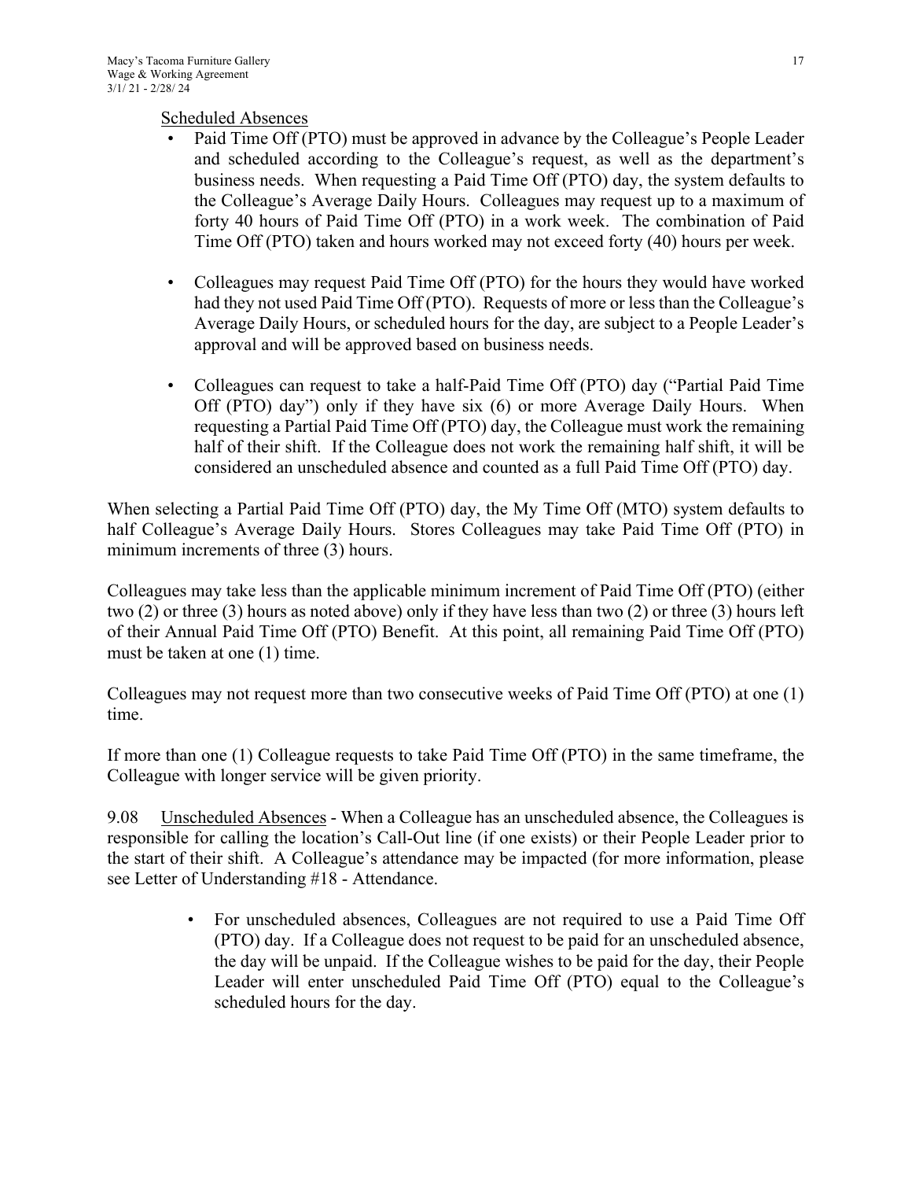Scheduled Absences

- Paid Time Off (PTO) must be approved in advance by the Colleague's People Leader and scheduled according to the Colleague's request, as well as the department's business needs. When requesting a Paid Time Off (PTO) day, the system defaults to the Colleague's Average Daily Hours. Colleagues may request up to a maximum of forty 40 hours of Paid Time Off (PTO) in a work week. The combination of Paid Time Off (PTO) taken and hours worked may not exceed forty (40) hours per week.

- Colleagues may request Paid Time Off (PTO) for the hours they would have worked had they not used Paid Time Off (PTO). Requests of more or less than the Colleague's Average Daily Hours, or scheduled hours for the day, are subject to a People Leader's approval and will be approved based on business needs.

- Colleagues can request to take a half-Paid Time Off (PTO) day ("Partial Paid Time Off (PTO) day") only if they have six (6) or more Average Daily Hours. When requesting a Partial Paid Time Off (PTO) day, the Colleague must work the remaining half of their shift. If the Colleague does not work the remaining half shift, it will be considered an unscheduled absence and counted as a full Paid Time Off (PTO) day.

When selecting a Partial Paid Time Off (PTO) day, the My Time Off (MTO) system defaults to half Colleague's Average Daily Hours. Stores Colleagues may take Paid Time Off (PTO) in minimum increments of three (3) hours.

Colleagues may take less than the applicable minimum increment of Paid Time Off (PTO) (either two (2) or three (3) hours as noted above) only if they have less than two (2) or three (3) hours left of their Annual Paid Time Off (PTO) Benefit. At this point, all remaining Paid Time Off (PTO) must be taken at one (1) time.

Colleagues may not request more than two consecutive weeks of Paid Time Off (PTO) at one (1) time.

If more than one (1) Colleague requests to take Paid Time Off (PTO) in the same timeframe, the Colleague with longer service will be given priority.

9.08 Unscheduled Absences - When a Colleague has an unscheduled absence, the Colleagues is responsible for calling the location's Call-Out line (if one exists) or their People Leader prior to the start of their shift. A Colleague's attendance may be impacted (for more information, please see Letter of Understanding #18 - Attendance.

- For unscheduled absences, Colleagues are not required to use a Paid Time Off (PTO) day. If a Colleague does not request to be paid for an unscheduled absence, the day will be unpaid. If the Colleague wishes to be paid for the day, their People Leader will enter unscheduled Paid Time Off (PTO) equal to the Colleague's scheduled hours for the day.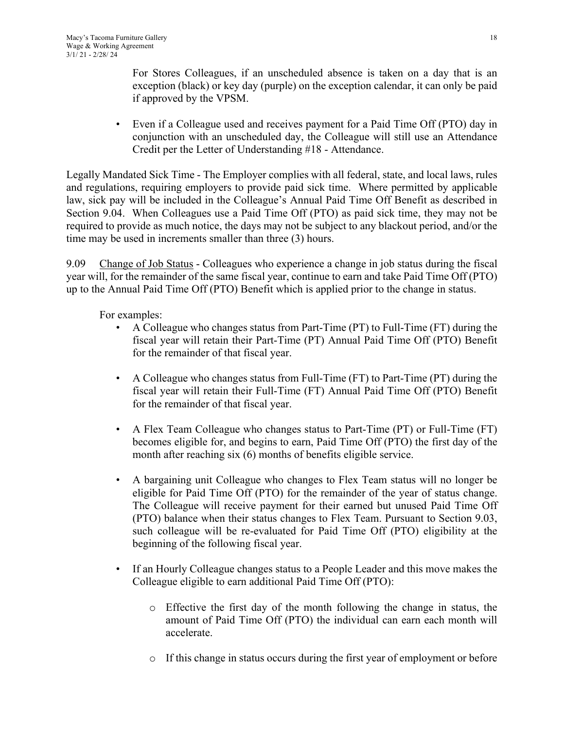For Stores Colleagues, if an unscheduled absence is taken on a day that is an exception (black) or key day (purple) on the exception calendar, it can only be paid if approved by the VPSM.

- Even if a Colleague used and receives payment for a Paid Time Off (PTO) day in conjunction with an unscheduled day, the Colleague will still use an Attendance Credit per the Letter of Understanding #18 - Attendance.

Legally Mandated Sick Time - The Employer complies with all federal, state, and local laws, rules and regulations, requiring employers to provide paid sick time. Where permitted by applicable law, sick pay will be included in the Colleague's Annual Paid Time Off Benefit as described in Section 9.04. When Colleagues use a Paid Time Off (PTO) as paid sick time, they may not be required to provide as much notice, the days may not be subject to any blackout period, and/or the time may be used in increments smaller than three (3) hours.

9.09 Change of Job Status - Colleagues who experience a change in job status during the fiscal year will, for the remainder of the same fiscal year, continue to earn and take Paid Time Off (PTO) up to the Annual Paid Time Off (PTO) Benefit which is applied prior to the change in status.

For examples:

- A Colleague who changes status from Part-Time (PT) to Full-Time (FT) during the fiscal year will retain their Part-Time (PT) Annual Paid Time Off (PTO) Benefit for the remainder of that fiscal year.

- A Colleague who changes status from Full-Time (FT) to Part-Time (PT) during the fiscal year will retain their Full-Time (FT) Annual Paid Time Off (PTO) Benefit for the remainder of that fiscal year.

- A Flex Team Colleague who changes status to Part-Time (PT) or Full-Time (FT) becomes eligible for, and begins to earn, Paid Time Off (PTO) the first day of the month after reaching six (6) months of benefits eligible service.

- A bargaining unit Colleague who changes to Flex Team status will no longer be eligible for Paid Time Off (PTO) for the remainder of the year of status change. The Colleague will receive payment for their earned but unused Paid Time Off (PTO) balance when their status changes to Flex Team. Pursuant to Section 9.03, such colleague will be re-evaluated for Paid Time Off (PTO) eligibility at the beginning of the following fiscal year.

- If an Hourly Colleague changes status to a People Leader and this move makes the Colleague eligible to earn additional Paid Time Off (PTO):

  - Effective the first day of the month following the change in status, the amount of Paid Time Off (PTO) the individual can earn each month will accelerate.

  - If this change in status occurs during the first year of employment or before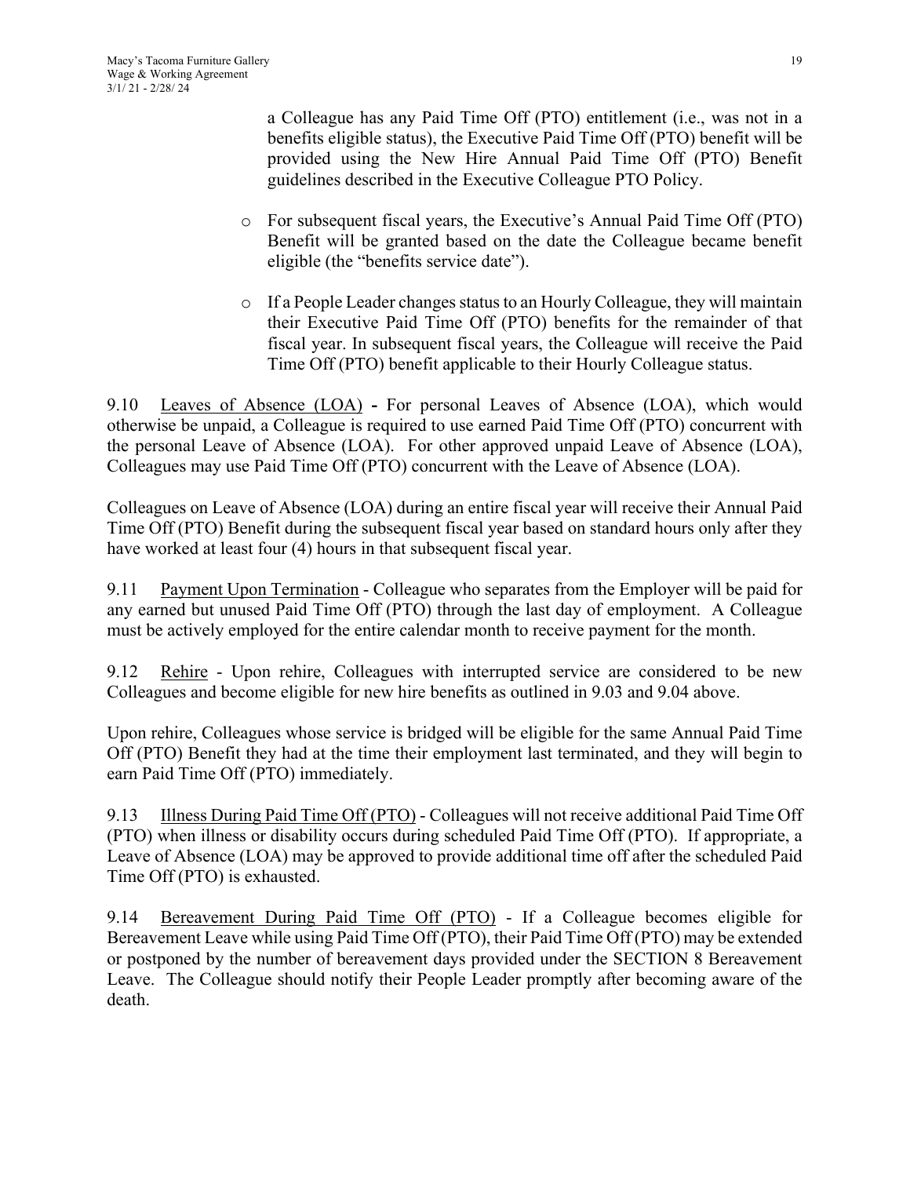a Colleague has any Paid Time Off (PTO) entitlement (i.e., was not in a benefits eligible status), the Executive Paid Time Off (PTO) benefit will be provided using the New Hire Annual Paid Time Off (PTO) Benefit guidelines described in the Executive Colleague PTO Policy.

- For subsequent fiscal years, the Executive's Annual Paid Time Off (PTO) Benefit will be granted based on the date the Colleague became benefit eligible (the "benefits service date").

- If a People Leader changes status to an Hourly Colleague, they will maintain their Executive Paid Time Off (PTO) benefits for the remainder of that fiscal year. In subsequent fiscal years, the Colleague will receive the Paid Time Off (PTO) benefit applicable to their Hourly Colleague status.

9.10 Leaves of Absence (LOA) **-** For personal Leaves of Absence (LOA), which would otherwise be unpaid, a Colleague is required to use earned Paid Time Off (PTO) concurrent with the personal Leave of Absence (LOA). For other approved unpaid Leave of Absence (LOA), Colleagues may use Paid Time Off (PTO) concurrent with the Leave of Absence (LOA).

Colleagues on Leave of Absence (LOA) during an entire fiscal year will receive their Annual Paid Time Off (PTO) Benefit during the subsequent fiscal year based on standard hours only after they have worked at least four (4) hours in that subsequent fiscal year.

9.11 Payment Upon Termination - Colleague who separates from the Employer will be paid for any earned but unused Paid Time Off (PTO) through the last day of employment. A Colleague must be actively employed for the entire calendar month to receive payment for the month.

9.12 Rehire - Upon rehire, Colleagues with interrupted service are considered to be new Colleagues and become eligible for new hire benefits as outlined in 9.03 and 9.04 above.

Upon rehire, Colleagues whose service is bridged will be eligible for the same Annual Paid Time Off (PTO) Benefit they had at the time their employment last terminated, and they will begin to earn Paid Time Off (PTO) immediately.

9.13 Illness During Paid Time Off (PTO) - Colleagues will not receive additional Paid Time Off (PTO) when illness or disability occurs during scheduled Paid Time Off (PTO). If appropriate, a Leave of Absence (LOA) may be approved to provide additional time off after the scheduled Paid Time Off (PTO) is exhausted.

9.14 Bereavement During Paid Time Off (PTO) - If a Colleague becomes eligible for Bereavement Leave while using Paid Time Off (PTO), their Paid Time Off (PTO) may be extended or postponed by the number of bereavement days provided under the SECTION 8 Bereavement Leave. The Colleague should notify their People Leader promptly after becoming aware of the death.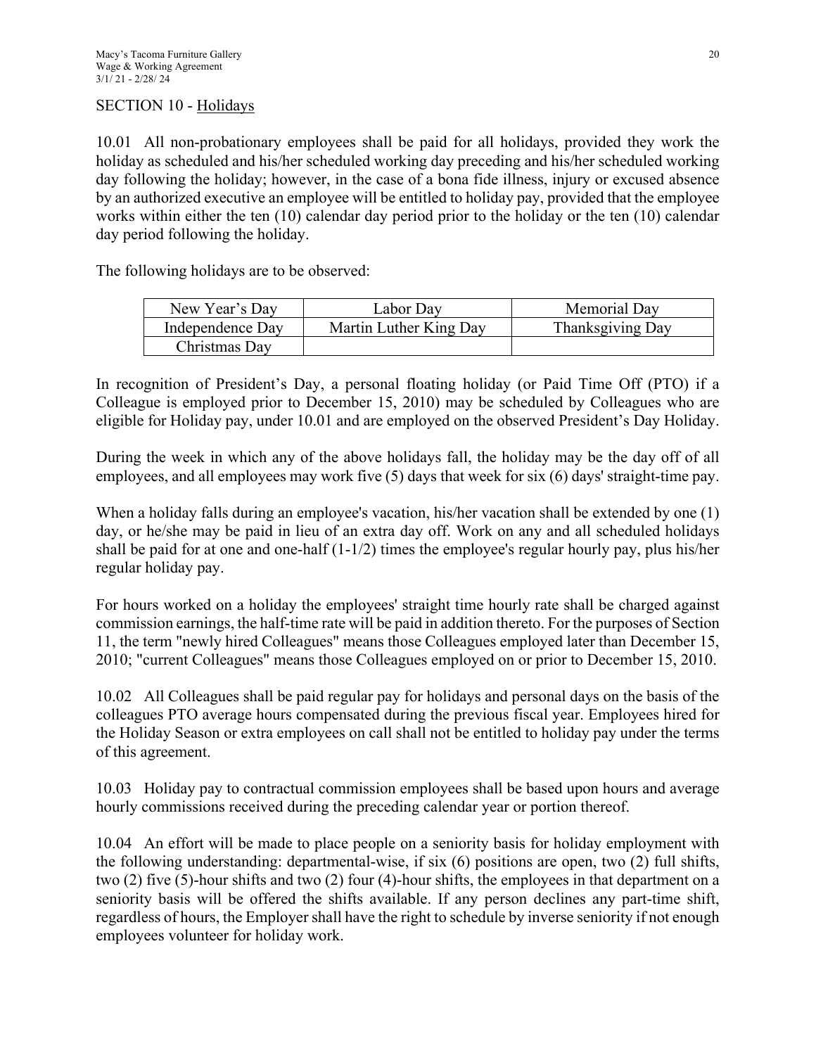## SECTION 10 - Holidays

10.01 All non-probationary employees shall be paid for all holidays, provided they work the holiday as scheduled and his/her scheduled working day preceding and his/her scheduled working day following the holiday; however, in the case of a bona fide illness, injury or excused absence by an authorized executive an employee will be entitled to holiday pay, provided that the employee works within either the ten (10) calendar day period prior to the holiday or the ten (10) calendar day period following the holiday.

The following holidays are to be observed:

| New Year's Day | Labor Day | Memorial Day |
|---|---|---|
| Independence Day | Martin Luther King Day | Thanksgiving Day |
| Christmas Day | | |

In recognition of President's Day, a personal floating holiday (or Paid Time Off (PTO) if a Colleague is employed prior to December 15, 2010) may be scheduled by Colleagues who are eligible for Holiday pay, under 10.01 and are employed on the observed President's Day Holiday.

During the week in which any of the above holidays fall, the holiday may be the day off of all employees, and all employees may work five (5) days that week for six (6) days' straight-time pay.

When a holiday falls during an employee's vacation, his/her vacation shall be extended by one (1) day, or he/she may be paid in lieu of an extra day off. Work on any and all scheduled holidays shall be paid for at one and one-half (1-1/2) times the employee's regular hourly pay, plus his/her regular holiday pay.

For hours worked on a holiday the employees' straight time hourly rate shall be charged against commission earnings, the half-time rate will be paid in addition thereto. For the purposes of Section 11, the term "newly hired Colleagues" means those Colleagues employed later than December 15, 2010; "current Colleagues" means those Colleagues employed on or prior to December 15, 2010.

10.02 All Colleagues shall be paid regular pay for holidays and personal days on the basis of the colleagues PTO average hours compensated during the previous fiscal year. Employees hired for the Holiday Season or extra employees on call shall not be entitled to holiday pay under the terms of this agreement.

10.03 Holiday pay to contractual commission employees shall be based upon hours and average hourly commissions received during the preceding calendar year or portion thereof.

10.04 An effort will be made to place people on a seniority basis for holiday employment with the following understanding: departmental-wise, if six (6) positions are open, two (2) full shifts, two (2) five (5)-hour shifts and two (2) four (4)-hour shifts, the employees in that department on a seniority basis will be offered the shifts available. If any person declines any part-time shift, regardless of hours, the Employer shall have the right to schedule by inverse seniority if not enough employees volunteer for holiday work.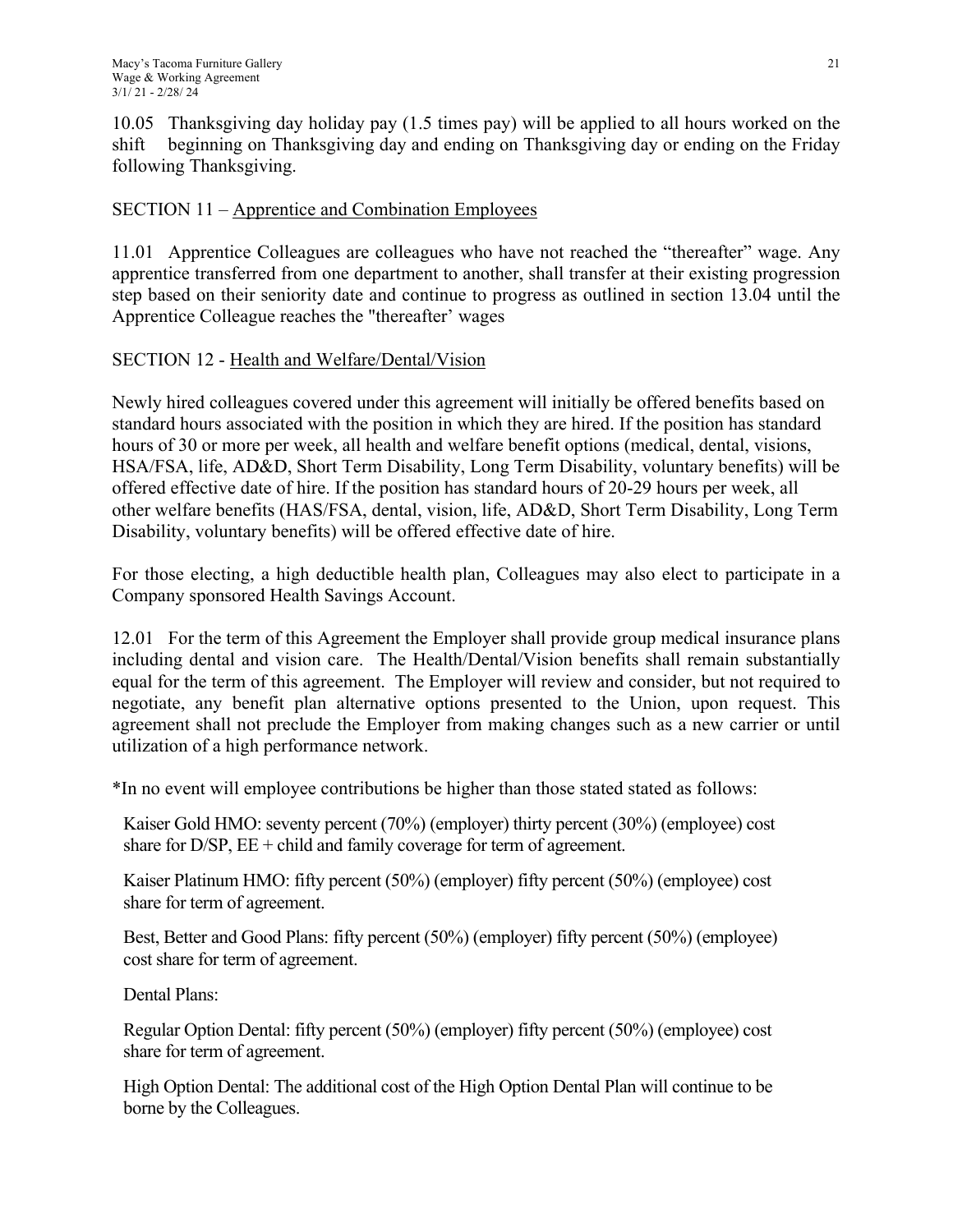10.05 Thanksgiving day holiday pay (1.5 times pay) will be applied to all hours worked on the shift beginning on Thanksgiving day and ending on Thanksgiving day or ending on the Friday following Thanksgiving.

SECTION 11 – Apprentice and Combination Employees

11.01 Apprentice Colleagues are colleagues who have not reached the "thereafter" wage. Any apprentice transferred from one department to another, shall transfer at their existing progression step based on their seniority date and continue to progress as outlined in section 13.04 until the Apprentice Colleague reaches the "thereafter' wages

SECTION 12 - Health and Welfare/Dental/Vision

Newly hired colleagues covered under this agreement will initially be offered benefits based on standard hours associated with the position in which they are hired. If the position has standard hours of 30 or more per week, all health and welfare benefit options (medical, dental, visions, HSA/FSA, life, AD&D, Short Term Disability, Long Term Disability, voluntary benefits) will be offered effective date of hire. If the position has standard hours of 20-29 hours per week, all other welfare benefits (HAS/FSA, dental, vision, life, AD&D, Short Term Disability, Long Term Disability, voluntary benefits) will be offered effective date of hire.

For those electing, a high deductible health plan, Colleagues may also elect to participate in a Company sponsored Health Savings Account.

12.01 For the term of this Agreement the Employer shall provide group medical insurance plans including dental and vision care. The Health/Dental/Vision benefits shall remain substantially equal for the term of this agreement. The Employer will review and consider, but not required to negotiate, any benefit plan alternative options presented to the Union, upon request. This agreement shall not preclude the Employer from making changes such as a new carrier or until utilization of a high performance network.

*In no event will employee contributions be higher than those stated stated as follows:

Kaiser Gold HMO: seventy percent (70%) (employer) thirty percent (30%) (employee) cost share for D/SP, EE + child and family coverage for term of agreement.

Kaiser Platinum HMO: fifty percent (50%) (employer) fifty percent (50%) (employee) cost share for term of agreement.

Best, Better and Good Plans: fifty percent (50%) (employer) fifty percent (50%) (employee) cost share for term of agreement.

Dental Plans:

Regular Option Dental: fifty percent (50%) (employer) fifty percent (50%) (employee) cost share for term of agreement.

High Option Dental: The additional cost of the High Option Dental Plan will continue to be borne by the Colleagues.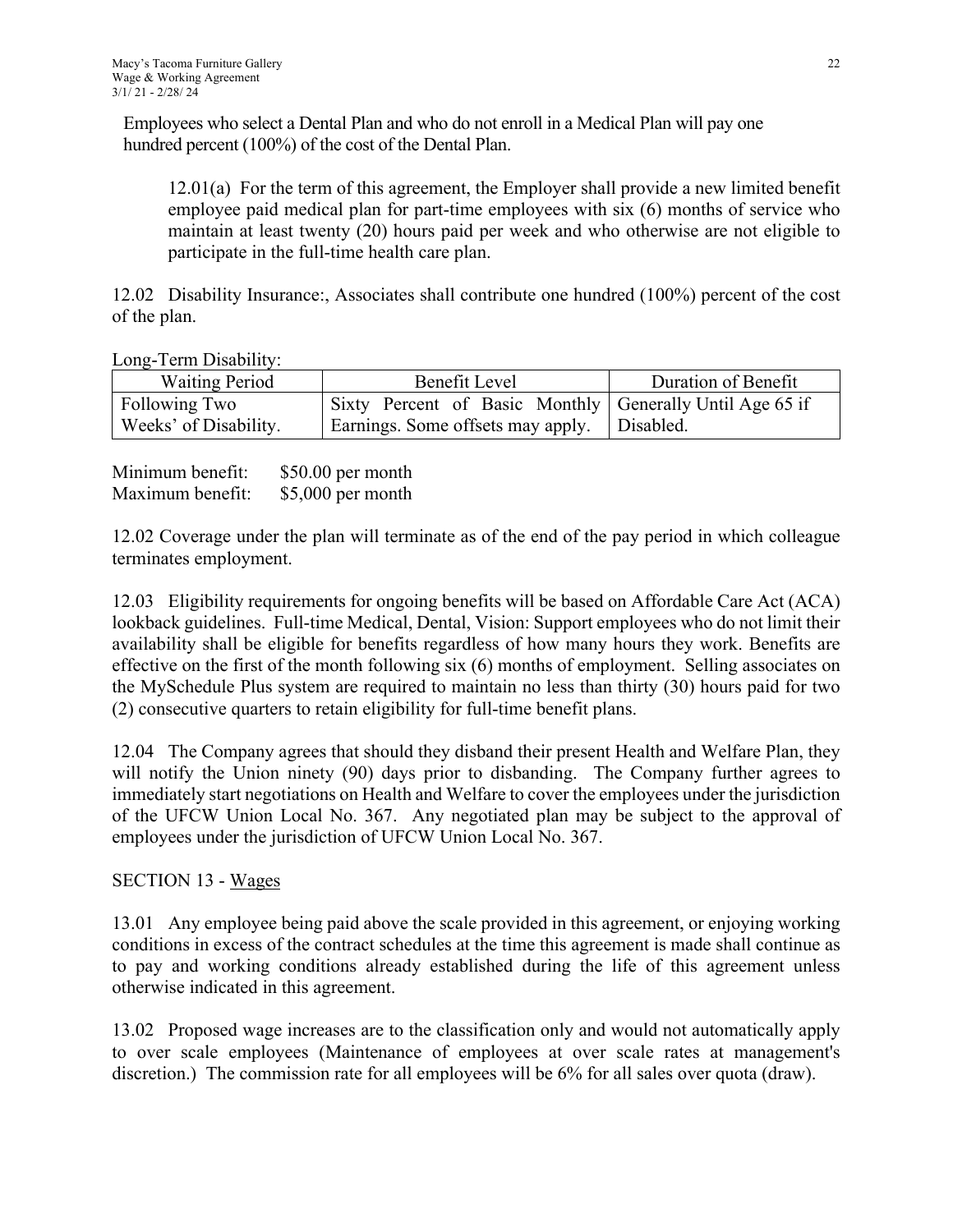Employees who select a Dental Plan and who do not enroll in a Medical Plan will pay one hundred percent (100%) of the cost of the Dental Plan.

12.01(a) For the term of this agreement, the Employer shall provide a new limited benefit employee paid medical plan for part-time employees with six (6) months of service who maintain at least twenty (20) hours paid per week and who otherwise are not eligible to participate in the full-time health care plan.

12.02 Disability Insurance:, Associates shall contribute one hundred (100%) percent of the cost of the plan.

Long-Term Disability:

| Waiting Period | Benefit Level | Duration of Benefit |
|---|---|---|
| Following Two Weeks' of Disability. | Sixty Percent of Basic Monthly Earnings. Some offsets may apply. | Generally Until Age 65 if Disabled. |

Minimum benefit: $50.00 per month
Maximum benefit: $5,000 per month

12.02 Coverage under the plan will terminate as of the end of the pay period in which colleague terminates employment.

12.03 Eligibility requirements for ongoing benefits will be based on Affordable Care Act (ACA) lookback guidelines. Full-time Medical, Dental, Vision: Support employees who do not limit their availability shall be eligible for benefits regardless of how many hours they work. Benefits are effective on the first of the month following six (6) months of employment. Selling associates on the MySchedule Plus system are required to maintain no less than thirty (30) hours paid for two (2) consecutive quarters to retain eligibility for full-time benefit plans.

12.04 The Company agrees that should they disband their present Health and Welfare Plan, they will notify the Union ninety (90) days prior to disbanding. The Company further agrees to immediately start negotiations on Health and Welfare to cover the employees under the jurisdiction of the UFCW Union Local No. 367. Any negotiated plan may be subject to the approval of employees under the jurisdiction of UFCW Union Local No. 367.

SECTION 13 - Wages

13.01 Any employee being paid above the scale provided in this agreement, or enjoying working conditions in excess of the contract schedules at the time this agreement is made shall continue as to pay and working conditions already established during the life of this agreement unless otherwise indicated in this agreement.

13.02 Proposed wage increases are to the classification only and would not automatically apply to over scale employees (Maintenance of employees at over scale rates at management's discretion.) The commission rate for all employees will be 6% for all sales over quota (draw).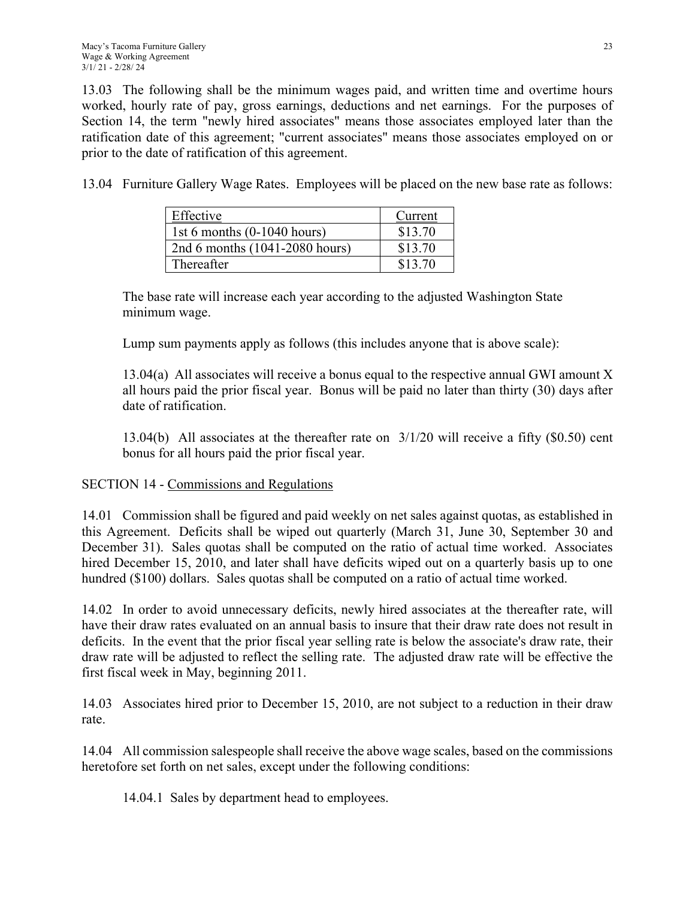13.03 The following shall be the minimum wages paid, and written time and overtime hours worked, hourly rate of pay, gross earnings, deductions and net earnings. For the purposes of Section 14, the term "newly hired associates" means those associates employed later than the ratification date of this agreement; "current associates" means those associates employed on or prior to the date of ratification of this agreement.

13.04 Furniture Gallery Wage Rates. Employees will be placed on the new base rate as follows:

| Effective | Current |
|---|---|
| 1st 6 months (0-1040 hours) | $13.70 |
| 2nd 6 months (1041-2080 hours) | $13.70 |
| Thereafter | $13.70 |

The base rate will increase each year according to the adjusted Washington State minimum wage.

Lump sum payments apply as follows (this includes anyone that is above scale):

13.04(a) All associates will receive a bonus equal to the respective annual GWI amount X all hours paid the prior fiscal year. Bonus will be paid no later than thirty (30) days after date of ratification.

13.04(b) All associates at the thereafter rate on 3/1/20 will receive a fifty ($0.50) cent bonus for all hours paid the prior fiscal year.

SECTION 14 - Commissions and Regulations

14.01 Commission shall be figured and paid weekly on net sales against quotas, as established in this Agreement. Deficits shall be wiped out quarterly (March 31, June 30, September 30 and December 31). Sales quotas shall be computed on the ratio of actual time worked. Associates hired December 15, 2010, and later shall have deficits wiped out on a quarterly basis up to one hundred ($100) dollars. Sales quotas shall be computed on a ratio of actual time worked.

14.02 In order to avoid unnecessary deficits, newly hired associates at the thereafter rate, will have their draw rates evaluated on an annual basis to insure that their draw rate does not result in deficits. In the event that the prior fiscal year selling rate is below the associate's draw rate, their draw rate will be adjusted to reflect the selling rate. The adjusted draw rate will be effective the first fiscal week in May, beginning 2011.

14.03 Associates hired prior to December 15, 2010, are not subject to a reduction in their draw rate.

14.04 All commission salespeople shall receive the above wage scales, based on the commissions heretofore set forth on net sales, except under the following conditions:

14.04.1 Sales by department head to employees.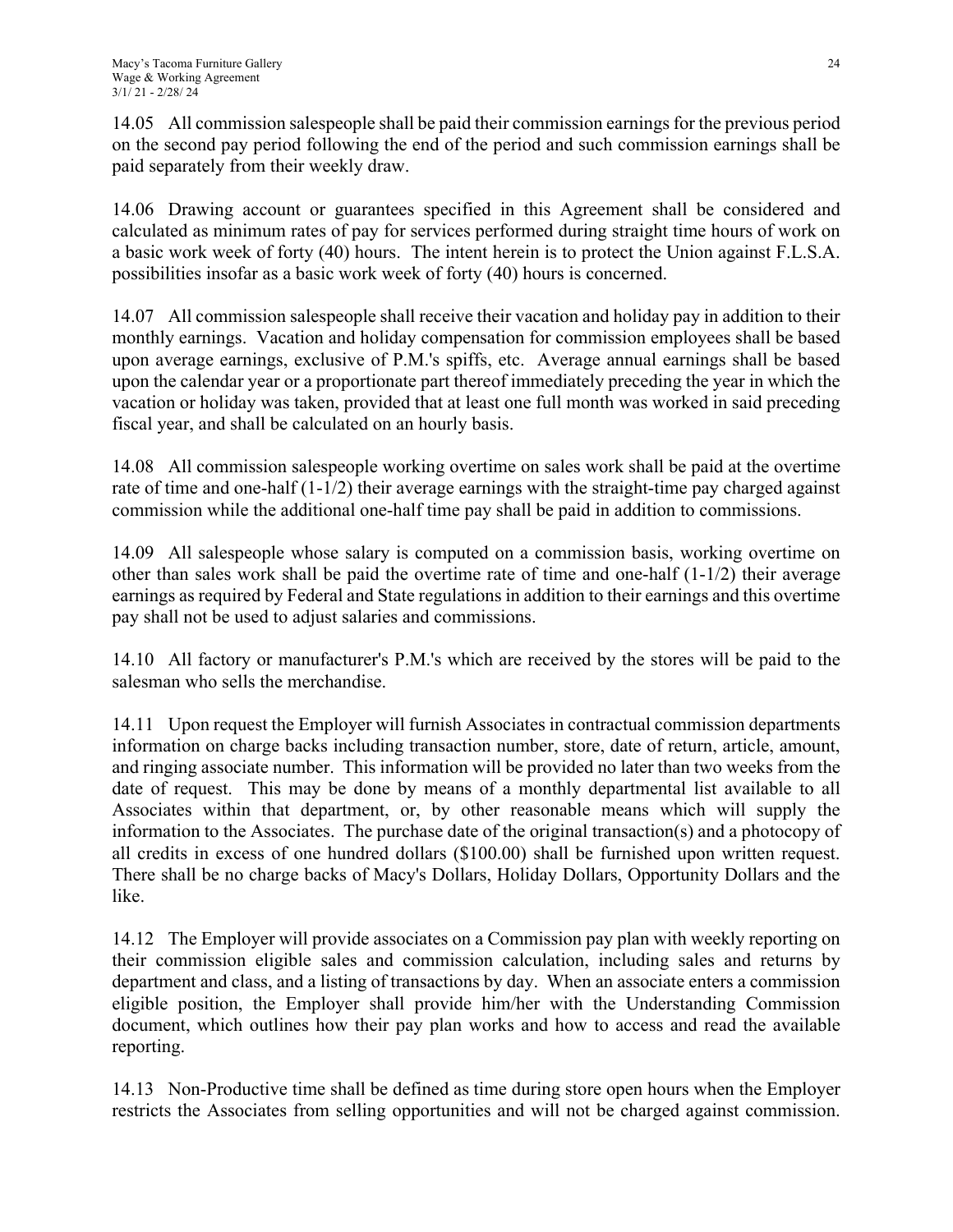14.05 All commission salespeople shall be paid their commission earnings for the previous period on the second pay period following the end of the period and such commission earnings shall be paid separately from their weekly draw.

14.06 Drawing account or guarantees specified in this Agreement shall be considered and calculated as minimum rates of pay for services performed during straight time hours of work on a basic work week of forty (40) hours. The intent herein is to protect the Union against F.L.S.A. possibilities insofar as a basic work week of forty (40) hours is concerned.

14.07 All commission salespeople shall receive their vacation and holiday pay in addition to their monthly earnings. Vacation and holiday compensation for commission employees shall be based upon average earnings, exclusive of P.M.'s spiffs, etc. Average annual earnings shall be based upon the calendar year or a proportionate part thereof immediately preceding the year in which the vacation or holiday was taken, provided that at least one full month was worked in said preceding fiscal year, and shall be calculated on an hourly basis.

14.08 All commission salespeople working overtime on sales work shall be paid at the overtime rate of time and one-half (1-1/2) their average earnings with the straight-time pay charged against commission while the additional one-half time pay shall be paid in addition to commissions.

14.09 All salespeople whose salary is computed on a commission basis, working overtime on other than sales work shall be paid the overtime rate of time and one-half (1-1/2) their average earnings as required by Federal and State regulations in addition to their earnings and this overtime pay shall not be used to adjust salaries and commissions.

14.10 All factory or manufacturer's P.M.'s which are received by the stores will be paid to the salesman who sells the merchandise.

14.11 Upon request the Employer will furnish Associates in contractual commission departments information on charge backs including transaction number, store, date of return, article, amount, and ringing associate number. This information will be provided no later than two weeks from the date of request. This may be done by means of a monthly departmental list available to all Associates within that department, or, by other reasonable means which will supply the information to the Associates. The purchase date of the original transaction(s) and a photocopy of all credits in excess of one hundred dollars ($100.00) shall be furnished upon written request. There shall be no charge backs of Macy's Dollars, Holiday Dollars, Opportunity Dollars and the like.

14.12 The Employer will provide associates on a Commission pay plan with weekly reporting on their commission eligible sales and commission calculation, including sales and returns by department and class, and a listing of transactions by day. When an associate enters a commission eligible position, the Employer shall provide him/her with the Understanding Commission document, which outlines how their pay plan works and how to access and read the available reporting.

14.13 Non-Productive time shall be defined as time during store open hours when the Employer restricts the Associates from selling opportunities and will not be charged against commission.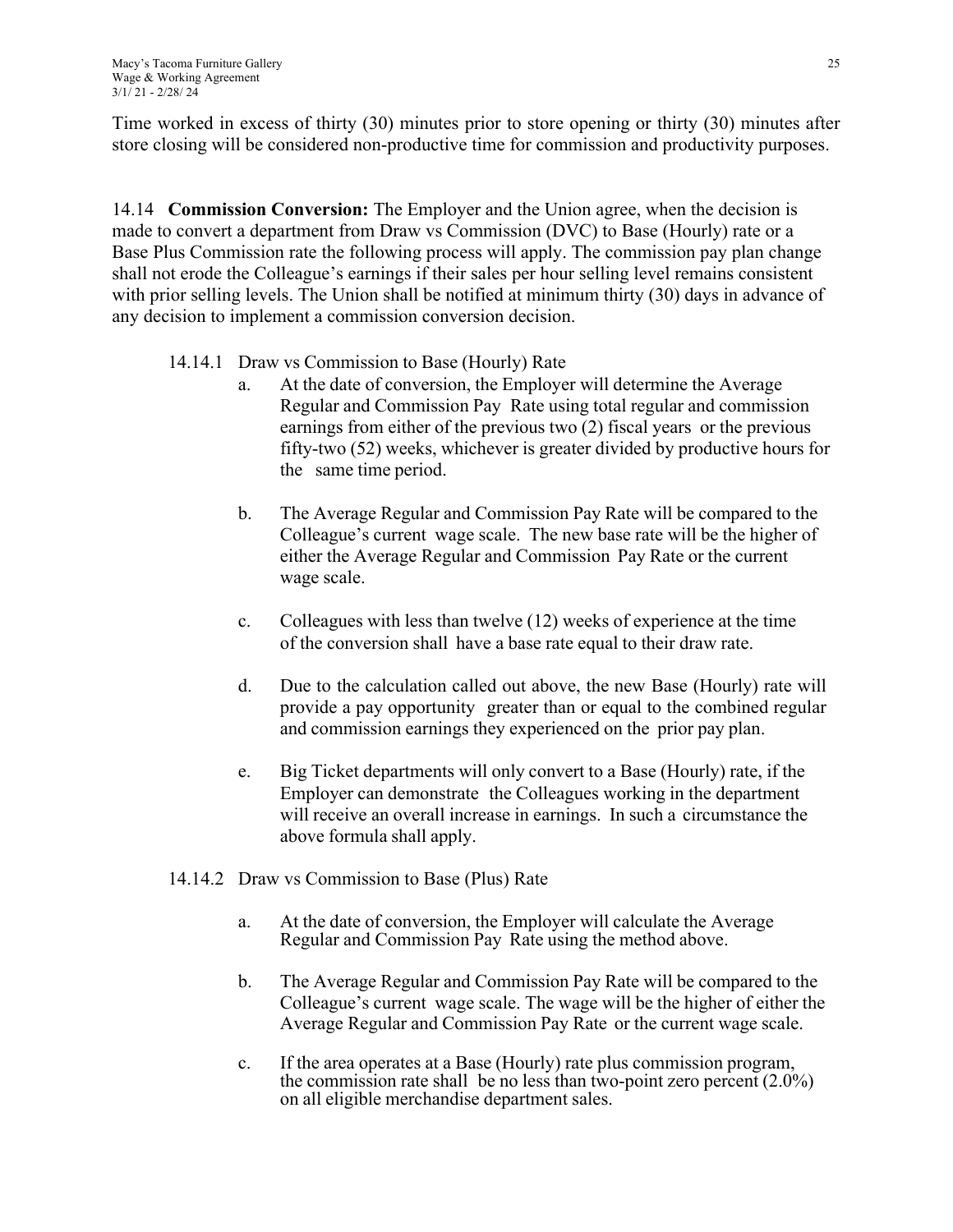Time worked in excess of thirty (30) minutes prior to store opening or thirty (30) minutes after store closing will be considered non-productive time for commission and productivity purposes.

14.14 **Commission Conversion:** The Employer and the Union agree, when the decision is made to convert a department from Draw vs Commission (DVC) to Base (Hourly) rate or a Base Plus Commission rate the following process will apply. The commission pay plan change shall not erode the Colleague's earnings if their sales per hour selling level remains consistent with prior selling levels. The Union shall be notified at minimum thirty (30) days in advance of any decision to implement a commission conversion decision.

14.14.1 Draw vs Commission to Base (Hourly) Rate

a. At the date of conversion, the Employer will determine the Average Regular and Commission Pay Rate using total regular and commission earnings from either of the previous two (2) fiscal years or the previous fifty-two (52) weeks, whichever is greater divided by productive hours for the same time period.

b. The Average Regular and Commission Pay Rate will be compared to the Colleague's current wage scale. The new base rate will be the higher of either the Average Regular and Commission Pay Rate or the current wage scale.

c. Colleagues with less than twelve (12) weeks of experience at the time of the conversion shall have a base rate equal to their draw rate.

d. Due to the calculation called out above, the new Base (Hourly) rate will provide a pay opportunity greater than or equal to the combined regular and commission earnings they experienced on the prior pay plan.

e. Big Ticket departments will only convert to a Base (Hourly) rate, if the Employer can demonstrate the Colleagues working in the department will receive an overall increase in earnings. In such a circumstance the above formula shall apply.

14.14.2 Draw vs Commission to Base (Plus) Rate

a. At the date of conversion, the Employer will calculate the Average Regular and Commission Pay Rate using the method above.

b. The Average Regular and Commission Pay Rate will be compared to the Colleague's current wage scale. The wage will be the higher of either the Average Regular and Commission Pay Rate or the current wage scale.

c. If the area operates at a Base (Hourly) rate plus commission program, the commission rate shall be no less than two-point zero percent (2.0%) on all eligible merchandise department sales.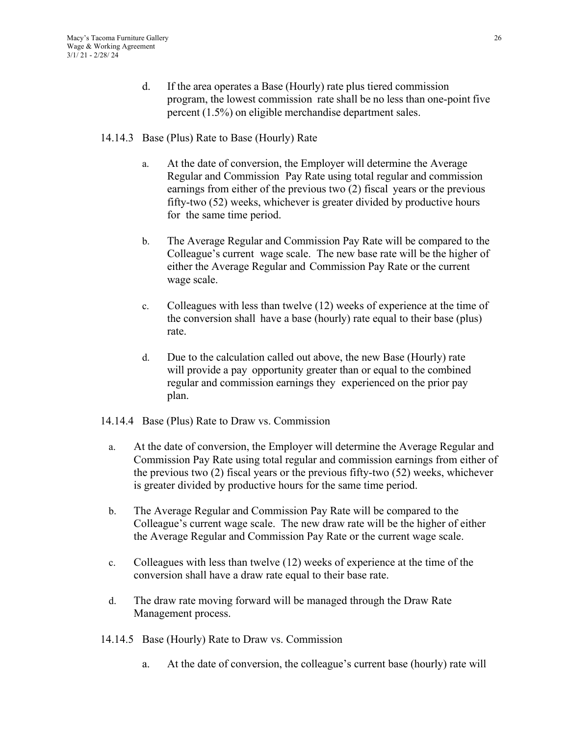d. If the area operates a Base (Hourly) rate plus tiered commission program, the lowest commission rate shall be no less than one-point five percent (1.5%) on eligible merchandise department sales.

14.14.3 Base (Plus) Rate to Base (Hourly) Rate

a. At the date of conversion, the Employer will determine the Average Regular and Commission Pay Rate using total regular and commission earnings from either of the previous two (2) fiscal years or the previous fifty-two (52) weeks, whichever is greater divided by productive hours for the same time period.

b. The Average Regular and Commission Pay Rate will be compared to the Colleague's current wage scale. The new base rate will be the higher of either the Average Regular and Commission Pay Rate or the current wage scale.

c. Colleagues with less than twelve (12) weeks of experience at the time of the conversion shall have a base (hourly) rate equal to their base (plus) rate.

d. Due to the calculation called out above, the new Base (Hourly) rate will provide a pay opportunity greater than or equal to the combined regular and commission earnings they experienced on the prior pay plan.

14.14.4 Base (Plus) Rate to Draw vs. Commission

a. At the date of conversion, the Employer will determine the Average Regular and Commission Pay Rate using total regular and commission earnings from either of the previous two (2) fiscal years or the previous fifty-two (52) weeks, whichever is greater divided by productive hours for the same time period.

b. The Average Regular and Commission Pay Rate will be compared to the Colleague's current wage scale. The new draw rate will be the higher of either the Average Regular and Commission Pay Rate or the current wage scale.

c. Colleagues with less than twelve (12) weeks of experience at the time of the conversion shall have a draw rate equal to their base rate.

d. The draw rate moving forward will be managed through the Draw Rate Management process.

14.14.5 Base (Hourly) Rate to Draw vs. Commission

a. At the date of conversion, the colleague's current base (hourly) rate will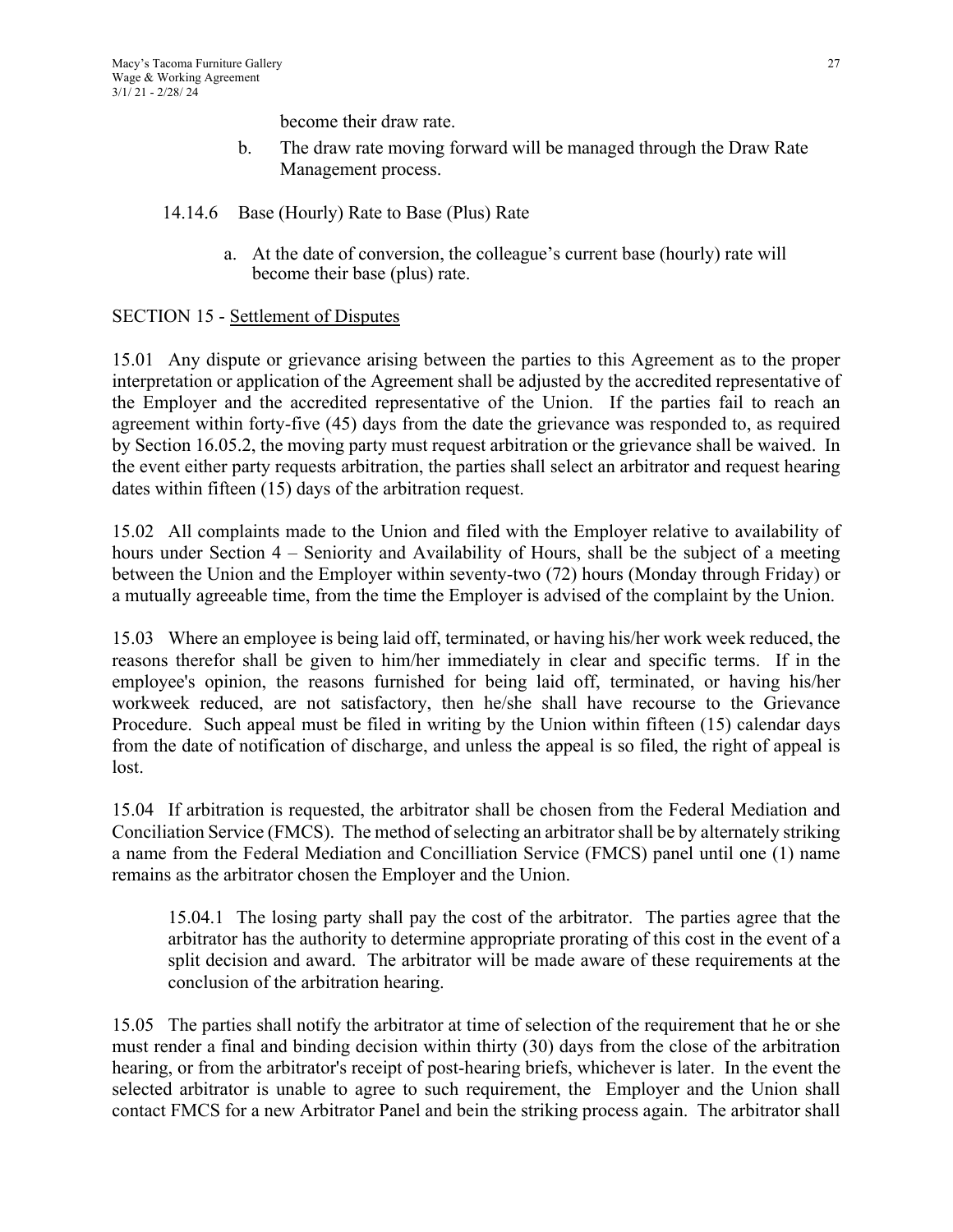become their draw rate.

b. The draw rate moving forward will be managed through the Draw Rate Management process.

14.14.6 Base (Hourly) Rate to Base (Plus) Rate

a. At the date of conversion, the colleague's current base (hourly) rate will become their base (plus) rate.

SECTION 15 - Settlement of Disputes

15.01 Any dispute or grievance arising between the parties to this Agreement as to the proper interpretation or application of the Agreement shall be adjusted by the accredited representative of the Employer and the accredited representative of the Union. If the parties fail to reach an agreement within forty-five (45) days from the date the grievance was responded to, as required by Section 16.05.2, the moving party must request arbitration or the grievance shall be waived. In the event either party requests arbitration, the parties shall select an arbitrator and request hearing dates within fifteen (15) days of the arbitration request.

15.02 All complaints made to the Union and filed with the Employer relative to availability of hours under Section 4 – Seniority and Availability of Hours, shall be the subject of a meeting between the Union and the Employer within seventy-two (72) hours (Monday through Friday) or a mutually agreeable time, from the time the Employer is advised of the complaint by the Union.

15.03 Where an employee is being laid off, terminated, or having his/her work week reduced, the reasons therefor shall be given to him/her immediately in clear and specific terms. If in the employee's opinion, the reasons furnished for being laid off, terminated, or having his/her workweek reduced, are not satisfactory, then he/she shall have recourse to the Grievance Procedure. Such appeal must be filed in writing by the Union within fifteen (15) calendar days from the date of notification of discharge, and unless the appeal is so filed, the right of appeal is lost.

15.04 If arbitration is requested, the arbitrator shall be chosen from the Federal Mediation and Conciliation Service (FMCS). The method of selecting an arbitrator shall be by alternately striking a name from the Federal Mediation and Concilliation Service (FMCS) panel until one (1) name remains as the arbitrator chosen the Employer and the Union.

15.04.1 The losing party shall pay the cost of the arbitrator. The parties agree that the arbitrator has the authority to determine appropriate prorating of this cost in the event of a split decision and award. The arbitrator will be made aware of these requirements at the conclusion of the arbitration hearing.

15.05 The parties shall notify the arbitrator at time of selection of the requirement that he or she must render a final and binding decision within thirty (30) days from the close of the arbitration hearing, or from the arbitrator's receipt of post-hearing briefs, whichever is later. In the event the selected arbitrator is unable to agree to such requirement, the Employer and the Union shall contact FMCS for a new Arbitrator Panel and bein the striking process again. The arbitrator shall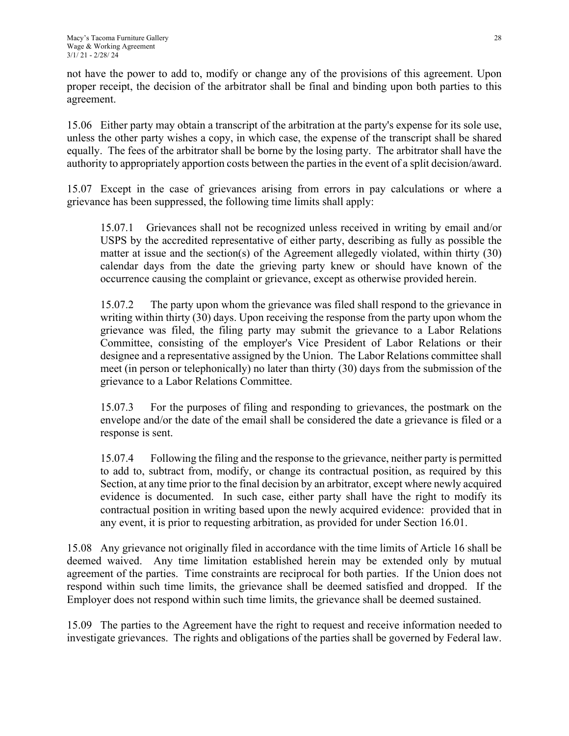not have the power to add to, modify or change any of the provisions of this agreement. Upon proper receipt, the decision of the arbitrator shall be final and binding upon both parties to this agreement.

15.06 Either party may obtain a transcript of the arbitration at the party's expense for its sole use, unless the other party wishes a copy, in which case, the expense of the transcript shall be shared equally. The fees of the arbitrator shall be borne by the losing party. The arbitrator shall have the authority to appropriately apportion costs between the parties in the event of a split decision/award.

15.07 Except in the case of grievances arising from errors in pay calculations or where a grievance has been suppressed, the following time limits shall apply:

> 15.07.1 Grievances shall not be recognized unless received in writing by email and/or USPS by the accredited representative of either party, describing as fully as possible the matter at issue and the section(s) of the Agreement allegedly violated, within thirty (30) calendar days from the date the grieving party knew or should have known of the occurrence causing the complaint or grievance, except as otherwise provided herein.
>
> 15.07.2 The party upon whom the grievance was filed shall respond to the grievance in writing within thirty (30) days. Upon receiving the response from the party upon whom the grievance was filed, the filing party may submit the grievance to a Labor Relations Committee, consisting of the employer's Vice President of Labor Relations or their designee and a representative assigned by the Union. The Labor Relations committee shall meet (in person or telephonically) no later than thirty (30) days from the submission of the grievance to a Labor Relations Committee.
>
> 15.07.3 For the purposes of filing and responding to grievances, the postmark on the envelope and/or the date of the email shall be considered the date a grievance is filed or a response is sent.
>
> 15.07.4 Following the filing and the response to the grievance, neither party is permitted to add to, subtract from, modify, or change its contractual position, as required by this Section, at any time prior to the final decision by an arbitrator, except where newly acquired evidence is documented. In such case, either party shall have the right to modify its contractual position in writing based upon the newly acquired evidence: provided that in any event, it is prior to requesting arbitration, as provided for under Section 16.01.

15.08 Any grievance not originally filed in accordance with the time limits of Article 16 shall be deemed waived. Any time limitation established herein may be extended only by mutual agreement of the parties. Time constraints are reciprocal for both parties. If the Union does not respond within such time limits, the grievance shall be deemed satisfied and dropped. If the Employer does not respond within such time limits, the grievance shall be deemed sustained.

15.09 The parties to the Agreement have the right to request and receive information needed to investigate grievances. The rights and obligations of the parties shall be governed by Federal law.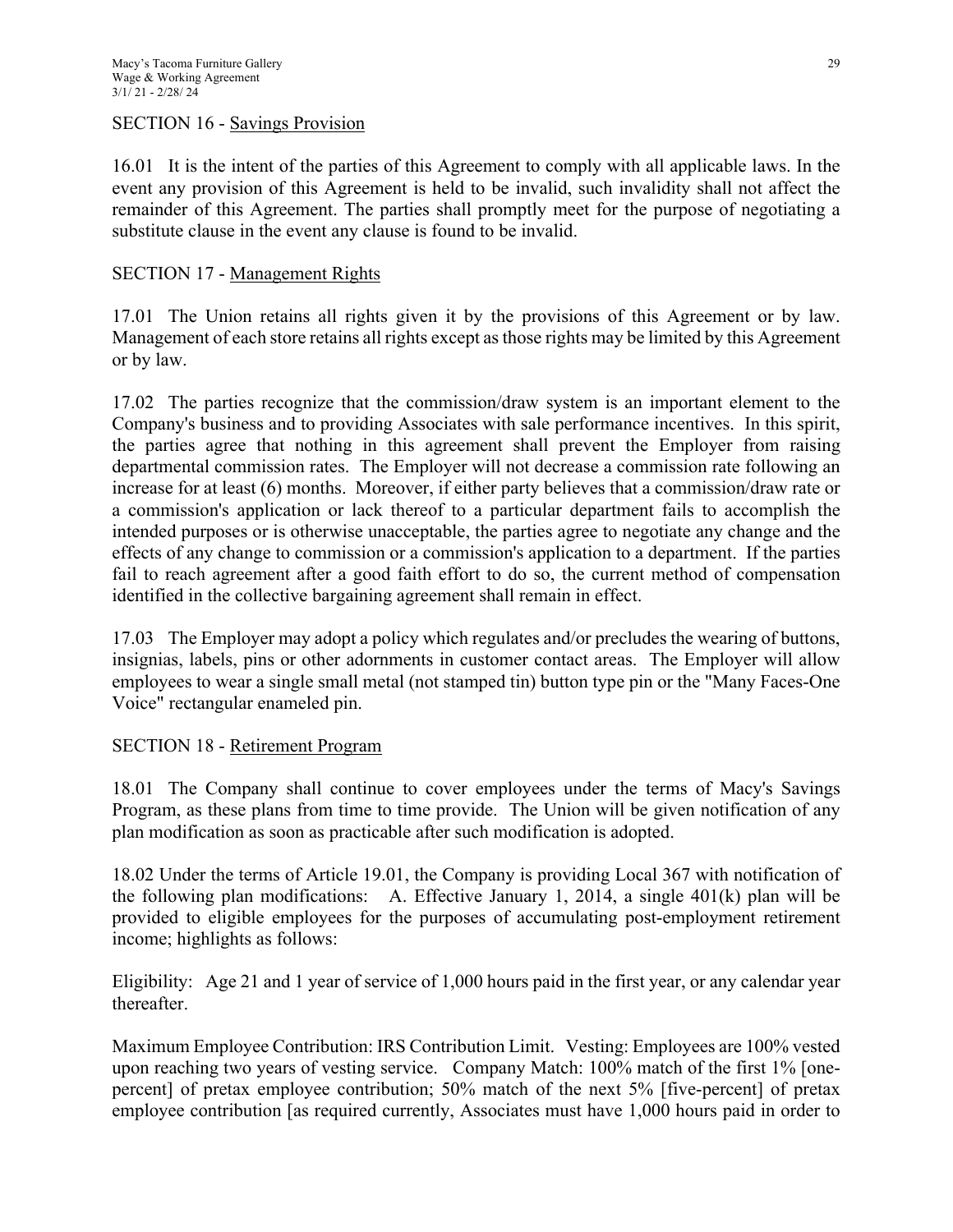SECTION 16 - Savings Provision

16.01 It is the intent of the parties of this Agreement to comply with all applicable laws. In the event any provision of this Agreement is held to be invalid, such invalidity shall not affect the remainder of this Agreement. The parties shall promptly meet for the purpose of negotiating a substitute clause in the event any clause is found to be invalid.

SECTION 17 - Management Rights

17.01 The Union retains all rights given it by the provisions of this Agreement or by law. Management of each store retains all rights except as those rights may be limited by this Agreement or by law.

17.02 The parties recognize that the commission/draw system is an important element to the Company's business and to providing Associates with sale performance incentives. In this spirit, the parties agree that nothing in this agreement shall prevent the Employer from raising departmental commission rates. The Employer will not decrease a commission rate following an increase for at least (6) months. Moreover, if either party believes that a commission/draw rate or a commission's application or lack thereof to a particular department fails to accomplish the intended purposes or is otherwise unacceptable, the parties agree to negotiate any change and the effects of any change to commission or a commission's application to a department. If the parties fail to reach agreement after a good faith effort to do so, the current method of compensation identified in the collective bargaining agreement shall remain in effect.

17.03 The Employer may adopt a policy which regulates and/or precludes the wearing of buttons, insignias, labels, pins or other adornments in customer contact areas. The Employer will allow employees to wear a single small metal (not stamped tin) button type pin or the "Many Faces-One Voice" rectangular enameled pin.

SECTION 18 - Retirement Program

18.01 The Company shall continue to cover employees under the terms of Macy's Savings Program, as these plans from time to time provide. The Union will be given notification of any plan modification as soon as practicable after such modification is adopted.

18.02 Under the terms of Article 19.01, the Company is providing Local 367 with notification of the following plan modifications: A. Effective January 1, 2014, a single 401(k) plan will be provided to eligible employees for the purposes of accumulating post-employment retirement income; highlights as follows:

Eligibility: Age 21 and 1 year of service of 1,000 hours paid in the first year, or any calendar year thereafter.

Maximum Employee Contribution: IRS Contribution Limit. Vesting: Employees are 100% vested upon reaching two years of vesting service. Company Match: 100% match of the first 1% [one-percent] of pretax employee contribution; 50% match of the next 5% [five-percent] of pretax employee contribution [as required currently, Associates must have 1,000 hours paid in order to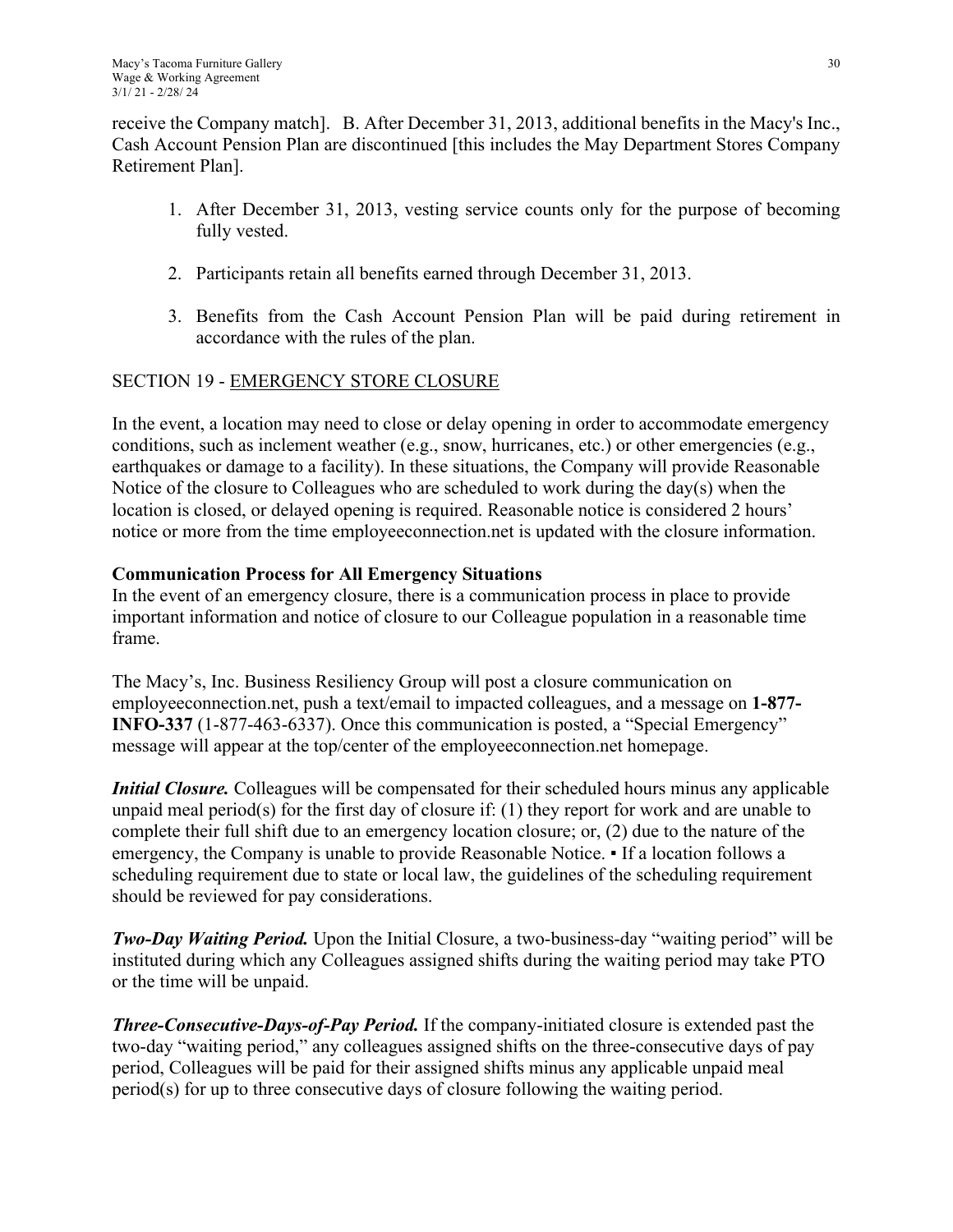receive the Company match]. B. After December 31, 2013, additional benefits in the Macy's Inc., Cash Account Pension Plan are discontinued [this includes the May Department Stores Company Retirement Plan].

1. After December 31, 2013, vesting service counts only for the purpose of becoming fully vested.

2. Participants retain all benefits earned through December 31, 2013.

3. Benefits from the Cash Account Pension Plan will be paid during retirement in accordance with the rules of the plan.

## SECTION 19 - EMERGENCY STORE CLOSURE

In the event, a location may need to close or delay opening in order to accommodate emergency conditions, such as inclement weather (e.g., snow, hurricanes, etc.) or other emergencies (e.g., earthquakes or damage to a facility). In these situations, the Company will provide Reasonable Notice of the closure to Colleagues who are scheduled to work during the day(s) when the location is closed, or delayed opening is required. Reasonable notice is considered 2 hours' notice or more from the time employeeconnection.net is updated with the closure information.

**Communication Process for All Emergency Situations**

In the event of an emergency closure, there is a communication process in place to provide important information and notice of closure to our Colleague population in a reasonable time frame.

The Macy's, Inc. Business Resiliency Group will post a closure communication on employeeconnection.net, push a text/email to impacted colleagues, and a message on **1-877-INFO-337** (1-877-463-6337). Once this communication is posted, a "Special Emergency" message will appear at the top/center of the employeeconnection.net homepage.

***Initial Closure.*** Colleagues will be compensated for their scheduled hours minus any applicable unpaid meal period(s) for the first day of closure if: (1) they report for work and are unable to complete their full shift due to an emergency location closure; or, (2) due to the nature of the emergency, the Company is unable to provide Reasonable Notice. ▪ If a location follows a scheduling requirement due to state or local law, the guidelines of the scheduling requirement should be reviewed for pay considerations.

***Two-Day Waiting Period.*** Upon the Initial Closure, a two-business-day "waiting period" will be instituted during which any Colleagues assigned shifts during the waiting period may take PTO or the time will be unpaid.

***Three-Consecutive-Days-of-Pay Period.*** If the company-initiated closure is extended past the two-day "waiting period," any colleagues assigned shifts on the three-consecutive days of pay period, Colleagues will be paid for their assigned shifts minus any applicable unpaid meal period(s) for up to three consecutive days of closure following the waiting period.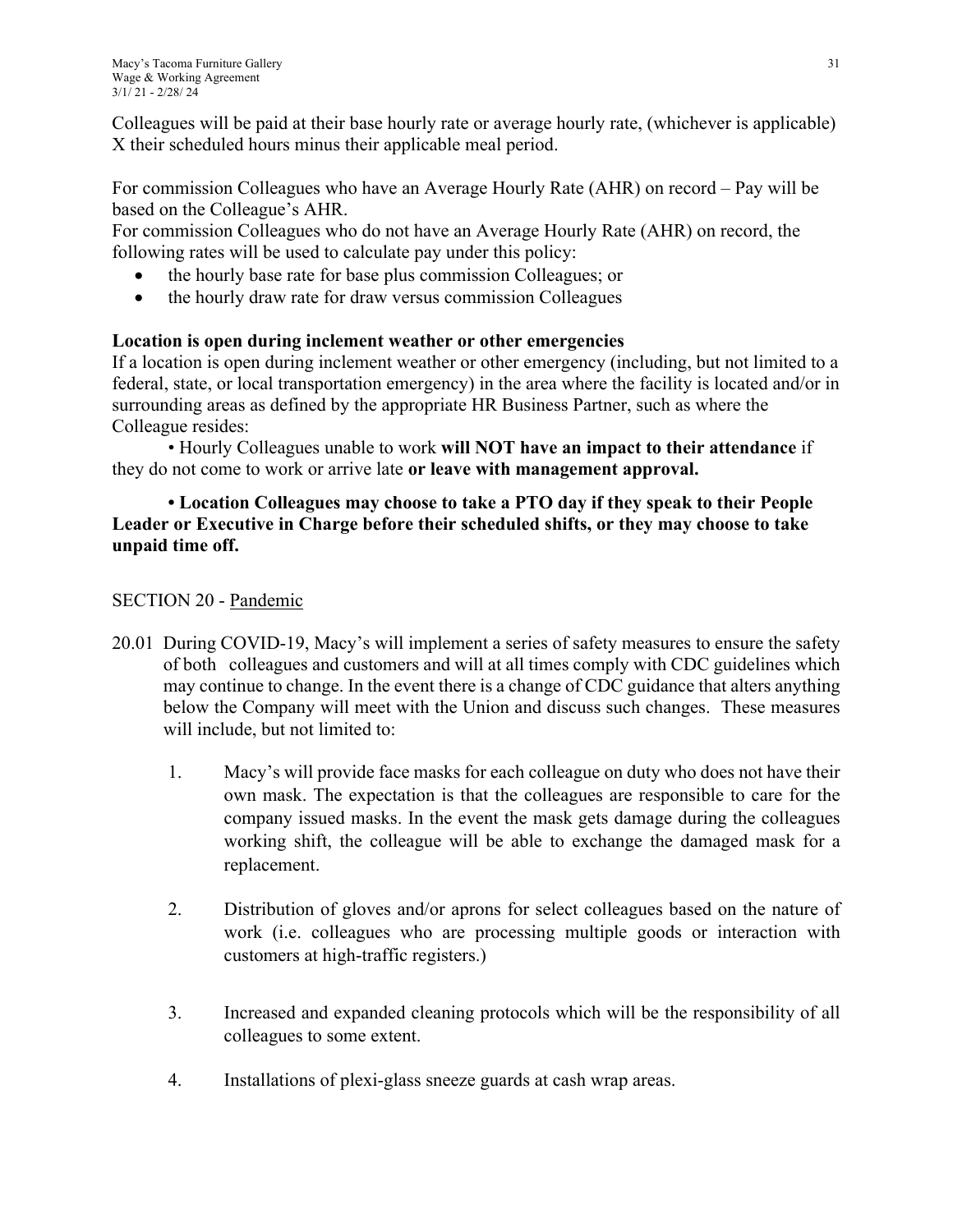Colleagues will be paid at their base hourly rate or average hourly rate, (whichever is applicable) X their scheduled hours minus their applicable meal period.

For commission Colleagues who have an Average Hourly Rate (AHR) on record – Pay will be based on the Colleague's AHR.
For commission Colleagues who do not have an Average Hourly Rate (AHR) on record, the following rates will be used to calculate pay under this policy:

- the hourly base rate for base plus commission Colleagues; or
- the hourly draw rate for draw versus commission Colleagues

**Location is open during inclement weather or other emergencies**
If a location is open during inclement weather or other emergency (including, but not limited to a federal, state, or local transportation emergency) in the area where the facility is located and/or in surrounding areas as defined by the appropriate HR Business Partner, such as where the Colleague resides:

• Hourly Colleagues unable to work **will NOT have an impact to their attendance** if they do not come to work or arrive late **or leave with management approval.**

**• Location Colleagues may choose to take a PTO day if they speak to their People Leader or Executive in Charge before their scheduled shifts, or they may choose to take unpaid time off.**

SECTION 20 - Pandemic

20.01 During COVID-19, Macy's will implement a series of safety measures to ensure the safety of both colleagues and customers and will at all times comply with CDC guidelines which may continue to change. In the event there is a change of CDC guidance that alters anything below the Company will meet with the Union and discuss such changes. These measures will include, but not limited to:

1. Macy's will provide face masks for each colleague on duty who does not have their own mask. The expectation is that the colleagues are responsible to care for the company issued masks. In the event the mask gets damage during the colleagues working shift, the colleague will be able to exchange the damaged mask for a replacement.

2. Distribution of gloves and/or aprons for select colleagues based on the nature of work (i.e. colleagues who are processing multiple goods or interaction with customers at high-traffic registers.)

3. Increased and expanded cleaning protocols which will be the responsibility of all colleagues to some extent.

4. Installations of plexi-glass sneeze guards at cash wrap areas.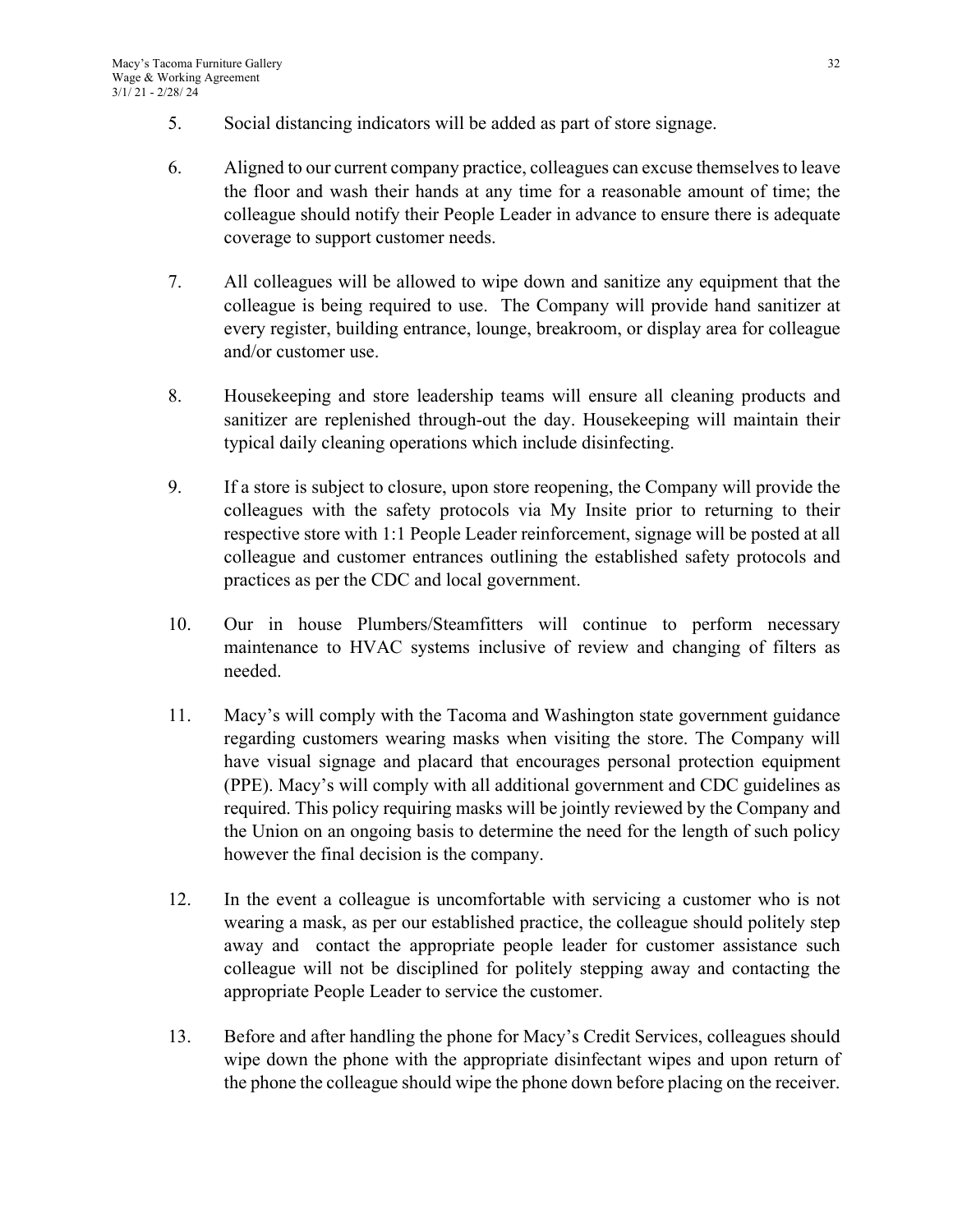5. Social distancing indicators will be added as part of store signage.

6. Aligned to our current company practice, colleagues can excuse themselves to leave the floor and wash their hands at any time for a reasonable amount of time; the colleague should notify their People Leader in advance to ensure there is adequate coverage to support customer needs.

7. All colleagues will be allowed to wipe down and sanitize any equipment that the colleague is being required to use. The Company will provide hand sanitizer at every register, building entrance, lounge, breakroom, or display area for colleague and/or customer use.

8. Housekeeping and store leadership teams will ensure all cleaning products and sanitizer are replenished through-out the day. Housekeeping will maintain their typical daily cleaning operations which include disinfecting.

9. If a store is subject to closure, upon store reopening, the Company will provide the colleagues with the safety protocols via My Insite prior to returning to their respective store with 1:1 People Leader reinforcement, signage will be posted at all colleague and customer entrances outlining the established safety protocols and practices as per the CDC and local government.

10. Our in house Plumbers/Steamfitters will continue to perform necessary maintenance to HVAC systems inclusive of review and changing of filters as needed.

11. Macy's will comply with the Tacoma and Washington state government guidance regarding customers wearing masks when visiting the store. The Company will have visual signage and placard that encourages personal protection equipment (PPE). Macy's will comply with all additional government and CDC guidelines as required. This policy requiring masks will be jointly reviewed by the Company and the Union on an ongoing basis to determine the need for the length of such policy however the final decision is the company.

12. In the event a colleague is uncomfortable with servicing a customer who is not wearing a mask, as per our established practice, the colleague should politely step away and contact the appropriate people leader for customer assistance such colleague will not be disciplined for politely stepping away and contacting the appropriate People Leader to service the customer.

13. Before and after handling the phone for Macy's Credit Services, colleagues should wipe down the phone with the appropriate disinfectant wipes and upon return of the phone the colleague should wipe the phone down before placing on the receiver.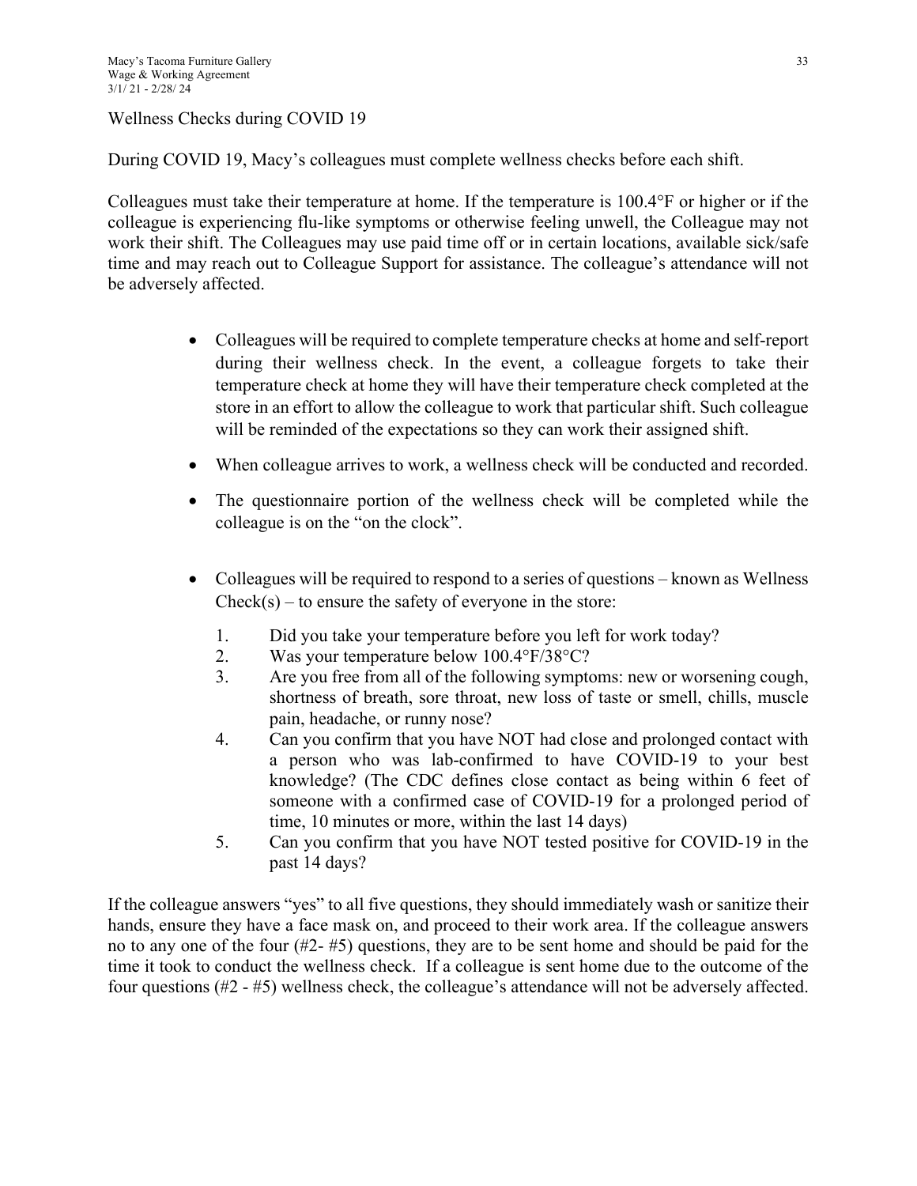## Wellness Checks during COVID 19

During COVID 19, Macy's colleagues must complete wellness checks before each shift.

Colleagues must take their temperature at home. If the temperature is 100.4°F or higher or if the colleague is experiencing flu-like symptoms or otherwise feeling unwell, the Colleague may not work their shift. The Colleagues may use paid time off or in certain locations, available sick/safe time and may reach out to Colleague Support for assistance. The colleague's attendance will not be adversely affected.

- Colleagues will be required to complete temperature checks at home and self-report during their wellness check. In the event, a colleague forgets to take their temperature check at home they will have their temperature check completed at the store in an effort to allow the colleague to work that particular shift. Such colleague will be reminded of the expectations so they can work their assigned shift.
- When colleague arrives to work, a wellness check will be conducted and recorded.
- The questionnaire portion of the wellness check will be completed while the colleague is on the "on the clock".
- Colleagues will be required to respond to a series of questions – known as Wellness Check(s) – to ensure the safety of everyone in the store:
  1. Did you take your temperature before you left for work today?
  2. Was your temperature below 100.4°F/38°C?
  3. Are you free from all of the following symptoms: new or worsening cough, shortness of breath, sore throat, new loss of taste or smell, chills, muscle pain, headache, or runny nose?
  4. Can you confirm that you have NOT had close and prolonged contact with a person who was lab-confirmed to have COVID-19 to your best knowledge? (The CDC defines close contact as being within 6 feet of someone with a confirmed case of COVID-19 for a prolonged period of time, 10 minutes or more, within the last 14 days)
  5. Can you confirm that you have NOT tested positive for COVID-19 in the past 14 days?

If the colleague answers "yes" to all five questions, they should immediately wash or sanitize their hands, ensure they have a face mask on, and proceed to their work area. If the colleague answers no to any one of the four (#2- #5) questions, they are to be sent home and should be paid for the time it took to conduct the wellness check. If a colleague is sent home due to the outcome of the four questions (#2 - #5) wellness check, the colleague's attendance will not be adversely affected.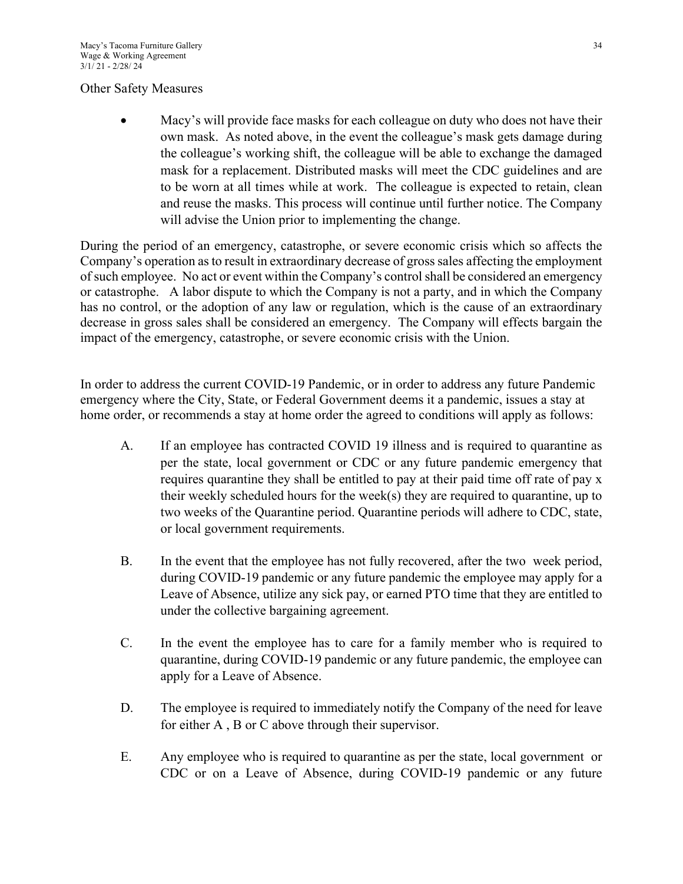Other Safety Measures

- Macy's will provide face masks for each colleague on duty who does not have their own mask. As noted above, in the event the colleague's mask gets damage during the colleague's working shift, the colleague will be able to exchange the damaged mask for a replacement. Distributed masks will meet the CDC guidelines and are to be worn at all times while at work. The colleague is expected to retain, clean and reuse the masks. This process will continue until further notice. The Company will advise the Union prior to implementing the change.

During the period of an emergency, catastrophe, or severe economic crisis which so affects the Company's operation as to result in extraordinary decrease of gross sales affecting the employment of such employee. No act or event within the Company's control shall be considered an emergency or catastrophe. A labor dispute to which the Company is not a party, and in which the Company has no control, or the adoption of any law or regulation, which is the cause of an extraordinary decrease in gross sales shall be considered an emergency. The Company will effects bargain the impact of the emergency, catastrophe, or severe economic crisis with the Union.

In order to address the current COVID-19 Pandemic, or in order to address any future Pandemic emergency where the City, State, or Federal Government deems it a pandemic, issues a stay at home order, or recommends a stay at home order the agreed to conditions will apply as follows:

A. If an employee has contracted COVID 19 illness and is required to quarantine as per the state, local government or CDC or any future pandemic emergency that requires quarantine they shall be entitled to pay at their paid time off rate of pay x their weekly scheduled hours for the week(s) they are required to quarantine, up to two weeks of the Quarantine period. Quarantine periods will adhere to CDC, state, or local government requirements.

B. In the event that the employee has not fully recovered, after the two week period, during COVID-19 pandemic or any future pandemic the employee may apply for a Leave of Absence, utilize any sick pay, or earned PTO time that they are entitled to under the collective bargaining agreement.

C. In the event the employee has to care for a family member who is required to quarantine, during COVID-19 pandemic or any future pandemic, the employee can apply for a Leave of Absence.

D. The employee is required to immediately notify the Company of the need for leave for either A , B or C above through their supervisor.

E. Any employee who is required to quarantine as per the state, local government or CDC or on a Leave of Absence, during COVID-19 pandemic or any future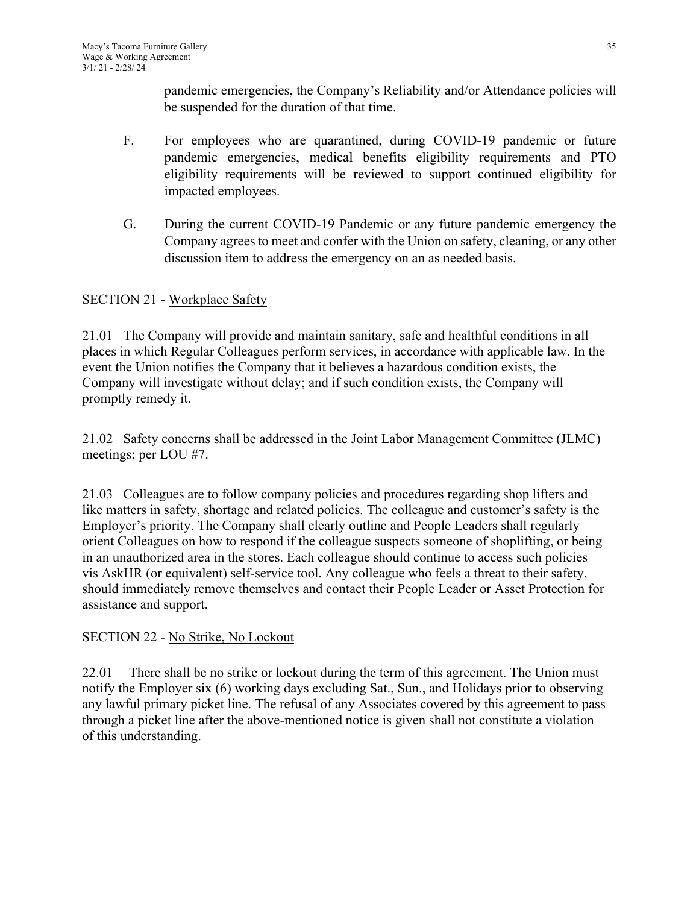pandemic emergencies, the Company's Reliability and/or Attendance policies will be suspended for the duration of that time.

F. For employees who are quarantined, during COVID-19 pandemic or future pandemic emergencies, medical benefits eligibility requirements and PTO eligibility requirements will be reviewed to support continued eligibility for impacted employees.

G. During the current COVID-19 Pandemic or any future pandemic emergency the Company agrees to meet and confer with the Union on safety, cleaning, or any other discussion item to address the emergency on an as needed basis.

## SECTION 21 - Workplace Safety

21.01 The Company will provide and maintain sanitary, safe and healthful conditions in all places in which Regular Colleagues perform services, in accordance with applicable law. In the event the Union notifies the Company that it believes a hazardous condition exists, the Company will investigate without delay; and if such condition exists, the Company will promptly remedy it.

21.02 Safety concerns shall be addressed in the Joint Labor Management Committee (JLMC) meetings; per LOU #7.

21.03 Colleagues are to follow company policies and procedures regarding shop lifters and like matters in safety, shortage and related policies. The colleague and customer's safety is the Employer's priority. The Company shall clearly outline and People Leaders shall regularly orient Colleagues on how to respond if the colleague suspects someone of shoplifting, or being in an unauthorized area in the stores. Each colleague should continue to access such policies vis AskHR (or equivalent) self-service tool. Any colleague who feels a threat to their safety, should immediately remove themselves and contact their People Leader or Asset Protection for assistance and support.

## SECTION 22 - No Strike, No Lockout

22.01 There shall be no strike or lockout during the term of this agreement. The Union must notify the Employer six (6) working days excluding Sat., Sun., and Holidays prior to observing any lawful primary picket line. The refusal of any Associates covered by this agreement to pass through a picket line after the above-mentioned notice is given shall not constitute a violation of this understanding.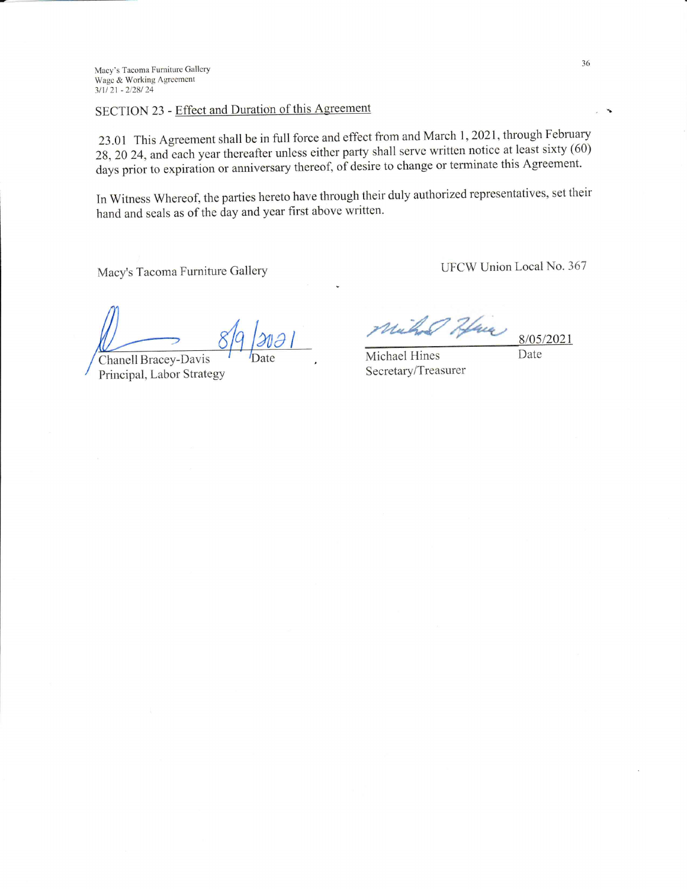## SECTION 23 - Effect and Duration of this Agreement

23.01 This Agreement shall be in full force and effect from and March 1, 2021, through February 28, 20 24, and each year thereafter unless either party shall serve written notice at least sixty (60) days prior to expiration or anniversary thereof, of desire to change or terminate this Agreement.

In Witness Whereof, the parties hereto have through their duly authorized representatives, set their hand and seals as of the day and year first above written.

| Macy's Tacoma Furniture Gallery | | UFCW Union Local No. 367 | |
|---|---|---|---|
| 8/9/2021 | | 8/05/2021 | |
| Chanell Bracey-Davis | Date | Michael Hines | Date |
| Principal, Labor Strategy | | Secretary/Treasurer | |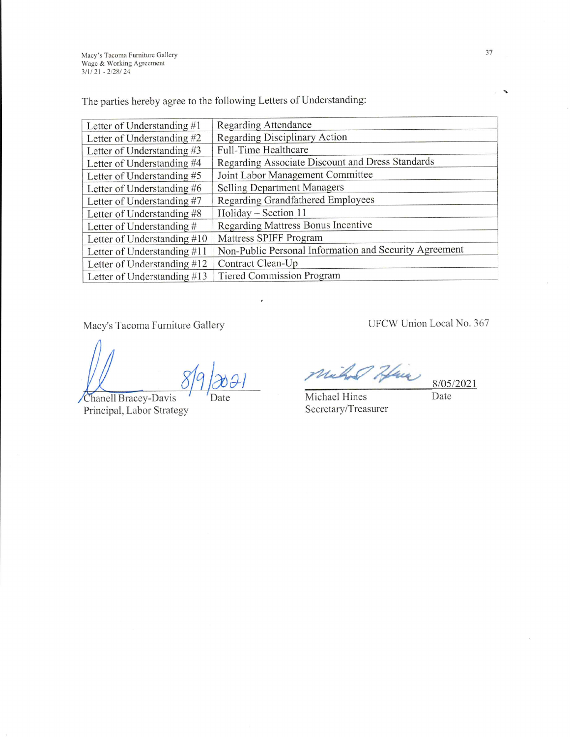The parties hereby agree to the following Letters of Understanding:

| | |
|---|---|
| Letter of Understanding #1 | Regarding Attendance |
| Letter of Understanding #2 | Regarding Disciplinary Action |
| Letter of Understanding #3 | Full-Time Healthcare |
| Letter of Understanding #4 | Regarding Associate Discount and Dress Standards |
| Letter of Understanding #5 | Joint Labor Management Committee |
| Letter of Understanding #6 | Selling Department Managers |
| Letter of Understanding #7 | Regarding Grandfathered Employees |
| Letter of Understanding #8 | Holiday – Section 11 |
| Letter of Understanding # | Regarding Mattress Bonus Incentive |
| Letter of Understanding #10 | Mattress SPIFF Program |
| Letter of Understanding #11 | Non-Public Personal Information and Security Agreement |
| Letter of Understanding #12 | Contract Clean-Up |
| Letter of Understanding #13 | Tiered Commission Program |

Macy's Tacoma Furniture Gallery

8/9/2021

Chanell Bracey-Davis Date
Principal, Labor Strategy

UFCW Union Local No. 367

8/05/2021

Michael Hines Date
Secretary/Treasurer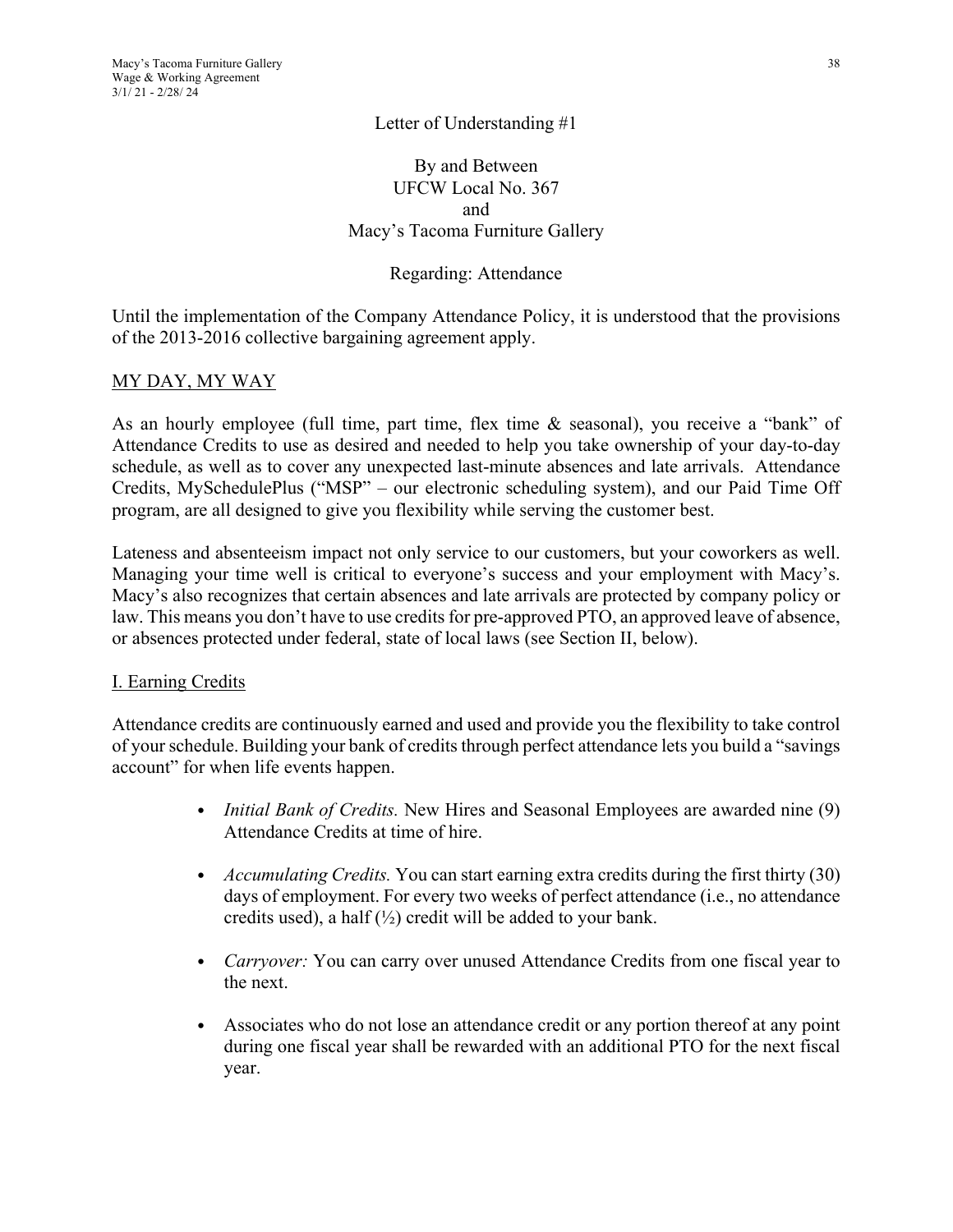Letter of Understanding #1

By and Between
UFCW Local No. 367
and
Macy's Tacoma Furniture Gallery

Regarding: Attendance

Until the implementation of the Company Attendance Policy, it is understood that the provisions of the 2013-2016 collective bargaining agreement apply.

## MY DAY, MY WAY

As an hourly employee (full time, part time, flex time & seasonal), you receive a "bank" of Attendance Credits to use as desired and needed to help you take ownership of your day-to-day schedule, as well as to cover any unexpected last-minute absences and late arrivals. Attendance Credits, MySchedulePlus ("MSP" – our electronic scheduling system), and our Paid Time Off program, are all designed to give you flexibility while serving the customer best.

Lateness and absenteeism impact not only service to our customers, but your coworkers as well. Managing your time well is critical to everyone's success and your employment with Macy's. Macy's also recognizes that certain absences and late arrivals are protected by company policy or law. This means you don't have to use credits for pre-approved PTO, an approved leave of absence, or absences protected under federal, state of local laws (see Section II, below).

### I. Earning Credits

Attendance credits are continuously earned and used and provide you the flexibility to take control of your schedule. Building your bank of credits through perfect attendance lets you build a "savings account" for when life events happen.

- *Initial Bank of Credits.* New Hires and Seasonal Employees are awarded nine (9) Attendance Credits at time of hire.
- *Accumulating Credits.* You can start earning extra credits during the first thirty (30) days of employment. For every two weeks of perfect attendance (i.e., no attendance credits used), a half (½) credit will be added to your bank.
- *Carryover:* You can carry over unused Attendance Credits from one fiscal year to the next.
- Associates who do not lose an attendance credit or any portion thereof at any point during one fiscal year shall be rewarded with an additional PTO for the next fiscal year.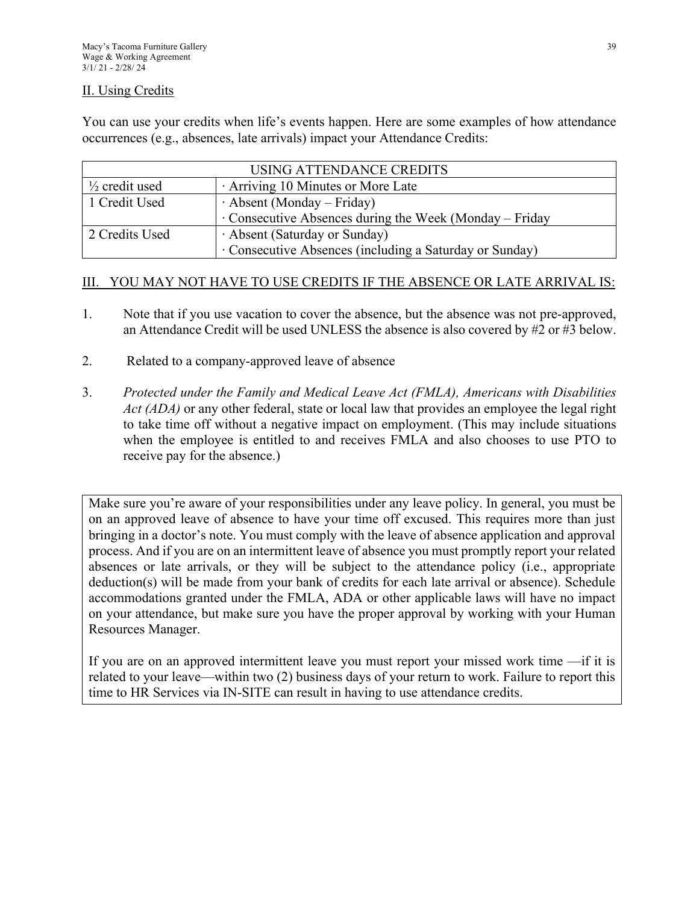## II. Using Credits

You can use your credits when life's events happen. Here are some examples of how attendance occurrences (e.g., absences, late arrivals) impact your Attendance Credits:

| USING ATTENDANCE CREDITS | |
|---|---|
| ½ credit used | · Arriving 10 Minutes or More Late |
| 1 Credit Used | · Absent (Monday – Friday)<br>· Consecutive Absences during the Week (Monday – Friday |
| 2 Credits Used | · Absent (Saturday or Sunday)<br>· Consecutive Absences (including a Saturday or Sunday) |

## III. YOU MAY NOT HAVE TO USE CREDITS IF THE ABSENCE OR LATE ARRIVAL IS:

1. Note that if you use vacation to cover the absence, but the absence was not pre-approved, an Attendance Credit will be used UNLESS the absence is also covered by #2 or #3 below.

2. Related to a company-approved leave of absence

3. *Protected under the Family and Medical Leave Act (FMLA), Americans with Disabilities Act (ADA)* or any other federal, state or local law that provides an employee the legal right to take time off without a negative impact on employment. (This may include situations when the employee is entitled to and receives FMLA and also chooses to use PTO to receive pay for the absence.)

Make sure you're aware of your responsibilities under any leave policy. In general, you must be on an approved leave of absence to have your time off excused. This requires more than just bringing in a doctor's note. You must comply with the leave of absence application and approval process. And if you are on an intermittent leave of absence you must promptly report your related absences or late arrivals, or they will be subject to the attendance policy (i.e., appropriate deduction(s) will be made from your bank of credits for each late arrival or absence). Schedule accommodations granted under the FMLA, ADA or other applicable laws will have no impact on your attendance, but make sure you have the proper approval by working with your Human Resources Manager.

If you are on an approved intermittent leave you must report your missed work time —if it is related to your leave—within two (2) business days of your return to work. Failure to report this time to HR Services via IN-SITE can result in having to use attendance credits.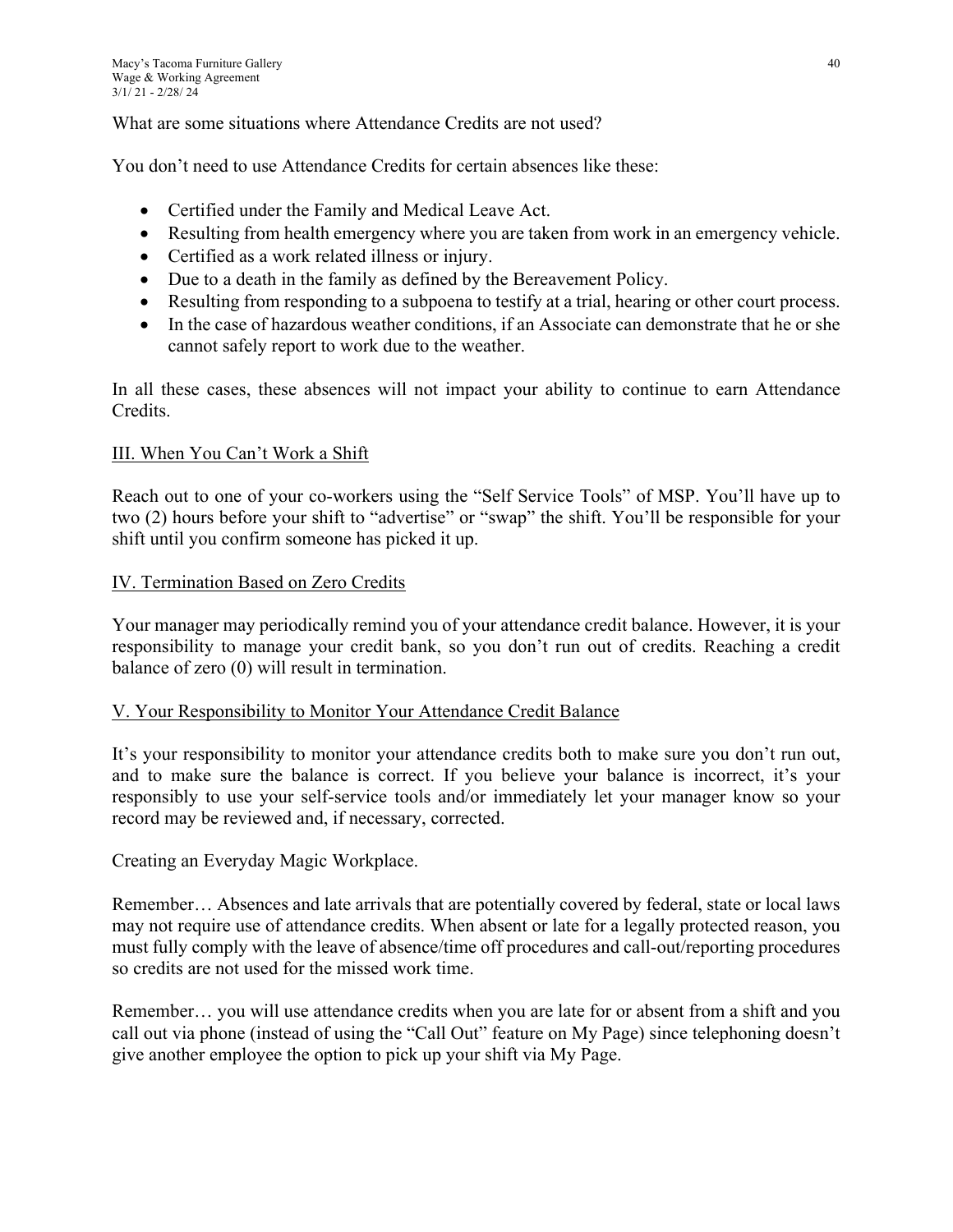What are some situations where Attendance Credits are not used?

You don't need to use Attendance Credits for certain absences like these:

- Certified under the Family and Medical Leave Act.
- Resulting from health emergency where you are taken from work in an emergency vehicle.
- Certified as a work related illness or injury.
- Due to a death in the family as defined by the Bereavement Policy.
- Resulting from responding to a subpoena to testify at a trial, hearing or other court process.
- In the case of hazardous weather conditions, if an Associate can demonstrate that he or she cannot safely report to work due to the weather.

In all these cases, these absences will not impact your ability to continue to earn Attendance Credits.

## III. When You Can't Work a Shift

Reach out to one of your co-workers using the "Self Service Tools" of MSP. You'll have up to two (2) hours before your shift to "advertise" or "swap" the shift. You'll be responsible for your shift until you confirm someone has picked it up.

## IV. Termination Based on Zero Credits

Your manager may periodically remind you of your attendance credit balance. However, it is your responsibility to manage your credit bank, so you don't run out of credits. Reaching a credit balance of zero (0) will result in termination.

## V. Your Responsibility to Monitor Your Attendance Credit Balance

It's your responsibility to monitor your attendance credits both to make sure you don't run out, and to make sure the balance is correct. If you believe your balance is incorrect, it's your responsibly to use your self-service tools and/or immediately let your manager know so your record may be reviewed and, if necessary, corrected.

Creating an Everyday Magic Workplace.

Remember… Absences and late arrivals that are potentially covered by federal, state or local laws may not require use of attendance credits. When absent or late for a legally protected reason, you must fully comply with the leave of absence/time off procedures and call-out/reporting procedures so credits are not used for the missed work time.

Remember… you will use attendance credits when you are late for or absent from a shift and you call out via phone (instead of using the "Call Out" feature on My Page) since telephoning doesn't give another employee the option to pick up your shift via My Page.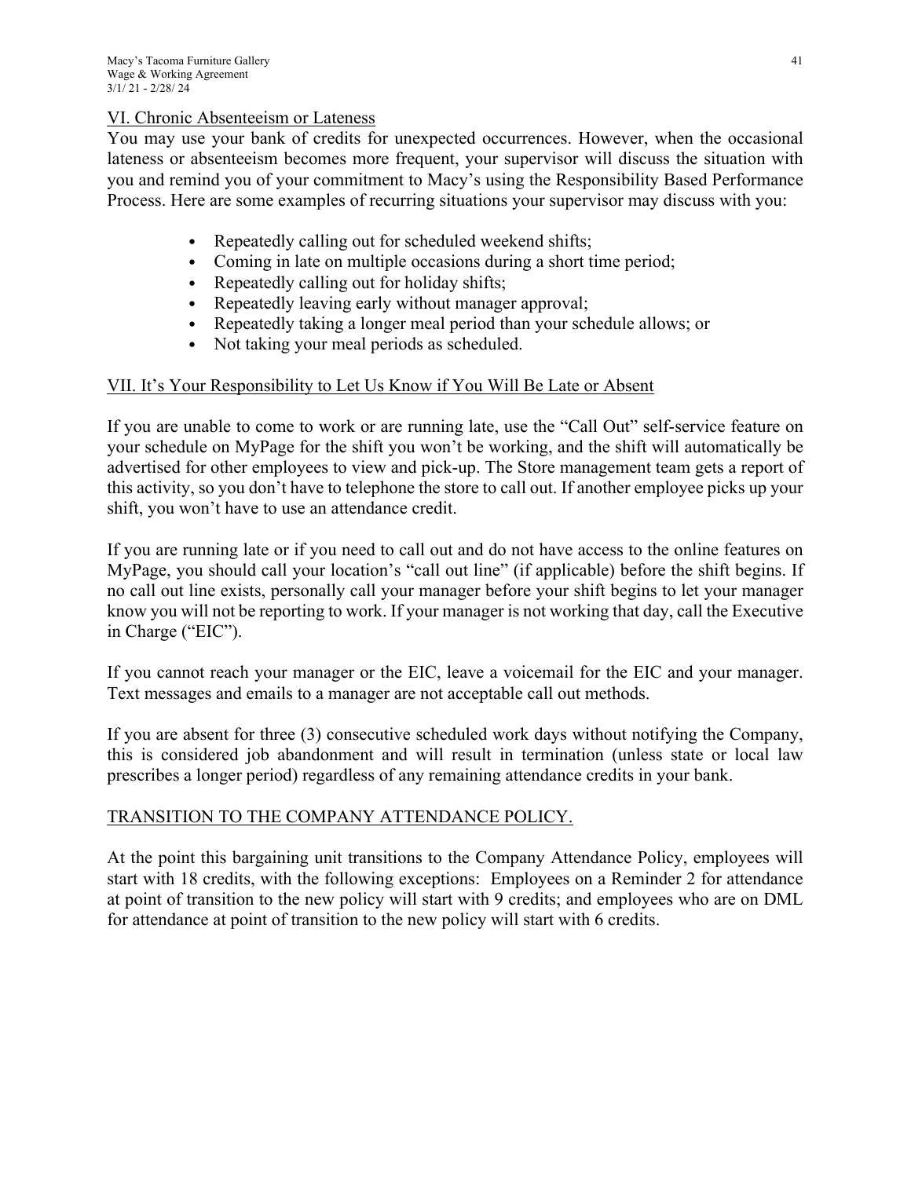## VI. Chronic Absenteeism or Lateness

You may use your bank of credits for unexpected occurrences. However, when the occasional lateness or absenteeism becomes more frequent, your supervisor will discuss the situation with you and remind you of your commitment to Macy's using the Responsibility Based Performance Process. Here are some examples of recurring situations your supervisor may discuss with you:

- Repeatedly calling out for scheduled weekend shifts;
- Coming in late on multiple occasions during a short time period;
- Repeatedly calling out for holiday shifts;
- Repeatedly leaving early without manager approval;
- Repeatedly taking a longer meal period than your schedule allows; or
- Not taking your meal periods as scheduled.

## VII. It's Your Responsibility to Let Us Know if You Will Be Late or Absent

If you are unable to come to work or are running late, use the "Call Out" self-service feature on your schedule on MyPage for the shift you won't be working, and the shift will automatically be advertised for other employees to view and pick-up. The Store management team gets a report of this activity, so you don't have to telephone the store to call out. If another employee picks up your shift, you won't have to use an attendance credit.

If you are running late or if you need to call out and do not have access to the online features on MyPage, you should call your location's "call out line" (if applicable) before the shift begins. If no call out line exists, personally call your manager before your shift begins to let your manager know you will not be reporting to work. If your manager is not working that day, call the Executive in Charge ("EIC").

If you cannot reach your manager or the EIC, leave a voicemail for the EIC and your manager. Text messages and emails to a manager are not acceptable call out methods.

If you are absent for three (3) consecutive scheduled work days without notifying the Company, this is considered job abandonment and will result in termination (unless state or local law prescribes a longer period) regardless of any remaining attendance credits in your bank.

## TRANSITION TO THE COMPANY ATTENDANCE POLICY.

At the point this bargaining unit transitions to the Company Attendance Policy, employees will start with 18 credits, with the following exceptions: Employees on a Reminder 2 for attendance at point of transition to the new policy will start with 9 credits; and employees who are on DML for attendance at point of transition to the new policy will start with 6 credits.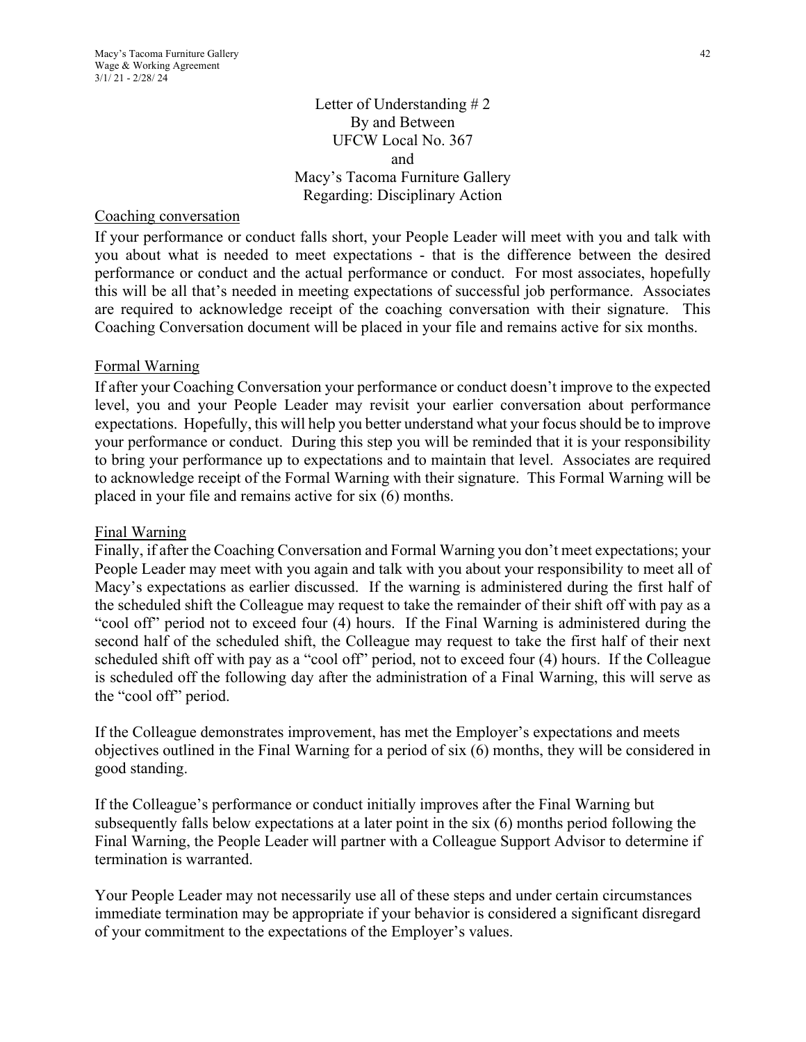# Letter of Understanding # 2
## By and Between
## UFCW Local No. 367
## and
## Macy's Tacoma Furniture Gallery
## Regarding: Disciplinary Action

Coaching conversation

If your performance or conduct falls short, your People Leader will meet with you and talk with you about what is needed to meet expectations - that is the difference between the desired performance or conduct and the actual performance or conduct. For most associates, hopefully this will be all that's needed in meeting expectations of successful job performance. Associates are required to acknowledge receipt of the coaching conversation with their signature. This Coaching Conversation document will be placed in your file and remains active for six months.

Formal Warning

If after your Coaching Conversation your performance or conduct doesn't improve to the expected level, you and your People Leader may revisit your earlier conversation about performance expectations. Hopefully, this will help you better understand what your focus should be to improve your performance or conduct. During this step you will be reminded that it is your responsibility to bring your performance up to expectations and to maintain that level. Associates are required to acknowledge receipt of the Formal Warning with their signature. This Formal Warning will be placed in your file and remains active for six (6) months.

Final Warning

Finally, if after the Coaching Conversation and Formal Warning you don't meet expectations; your People Leader may meet with you again and talk with you about your responsibility to meet all of Macy's expectations as earlier discussed. If the warning is administered during the first half of the scheduled shift the Colleague may request to take the remainder of their shift off with pay as a "cool off" period not to exceed four (4) hours. If the Final Warning is administered during the second half of the scheduled shift, the Colleague may request to take the first half of their next scheduled shift off with pay as a "cool off" period, not to exceed four (4) hours. If the Colleague is scheduled off the following day after the administration of a Final Warning, this will serve as the "cool off" period.

If the Colleague demonstrates improvement, has met the Employer's expectations and meets objectives outlined in the Final Warning for a period of six (6) months, they will be considered in good standing.

If the Colleague's performance or conduct initially improves after the Final Warning but subsequently falls below expectations at a later point in the six (6) months period following the Final Warning, the People Leader will partner with a Colleague Support Advisor to determine if termination is warranted.

Your People Leader may not necessarily use all of these steps and under certain circumstances immediate termination may be appropriate if your behavior is considered a significant disregard of your commitment to the expectations of the Employer's values.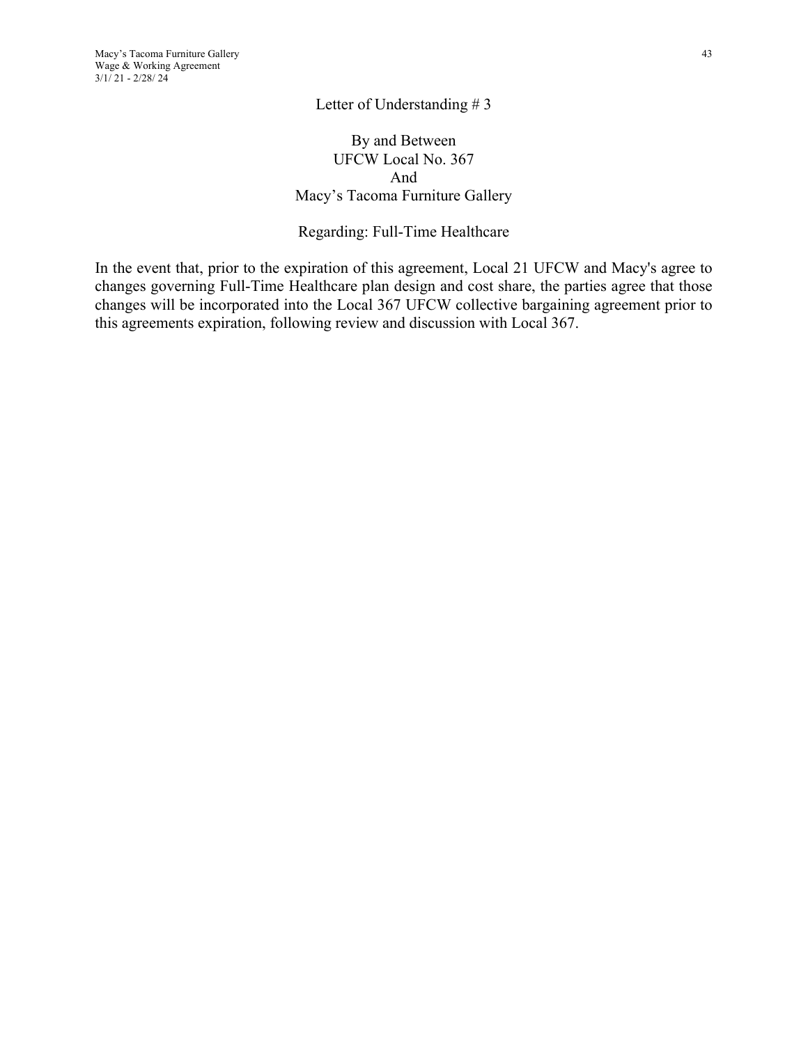## Letter of Understanding # 3

**By and Between
UFCW Local No. 367
And
Macy's Tacoma Furniture Gallery**

**Regarding: Full-Time Healthcare**

In the event that, prior to the expiration of this agreement, Local 21 UFCW and Macy's agree to changes governing Full-Time Healthcare plan design and cost share, the parties agree that those changes will be incorporated into the Local 367 UFCW collective bargaining agreement prior to this agreements expiration, following review and discussion with Local 367.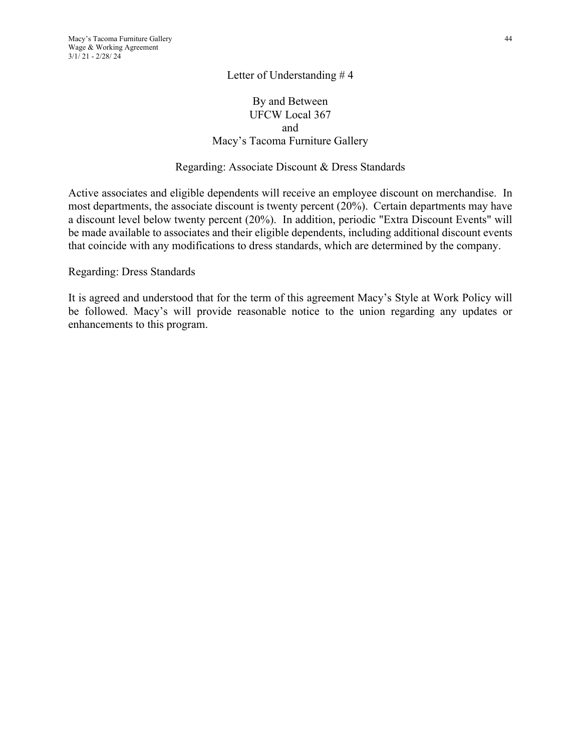# Letter of Understanding # 4

By and Between
UFCW Local 367
and
Macy's Tacoma Furniture Gallery

## Regarding: Associate Discount & Dress Standards

Active associates and eligible dependents will receive an employee discount on merchandise. In most departments, the associate discount is twenty percent (20%). Certain departments may have a discount level below twenty percent (20%). In addition, periodic "Extra Discount Events" will be made available to associates and their eligible dependents, including additional discount events that coincide with any modifications to dress standards, which are determined by the company.

## Regarding: Dress Standards

It is agreed and understood that for the term of this agreement Macy's Style at Work Policy will be followed. Macy's will provide reasonable notice to the union regarding any updates or enhancements to this program.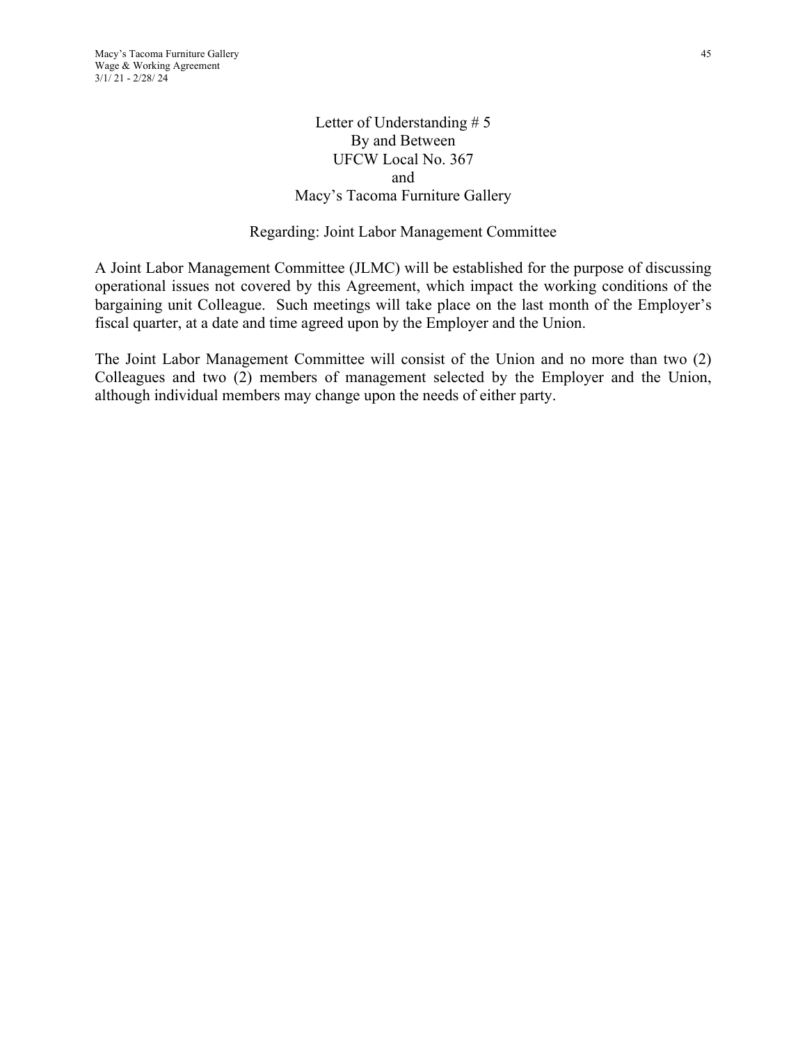## Letter of Understanding # 5
## By and Between
## UFCW Local No. 367
## and
## Macy's Tacoma Furniture Gallery

### Regarding: Joint Labor Management Committee

A Joint Labor Management Committee (JLMC) will be established for the purpose of discussing operational issues not covered by this Agreement, which impact the working conditions of the bargaining unit Colleague. Such meetings will take place on the last month of the Employer's fiscal quarter, at a date and time agreed upon by the Employer and the Union.

The Joint Labor Management Committee will consist of the Union and no more than two (2) Colleagues and two (2) members of management selected by the Employer and the Union, although individual members may change upon the needs of either party.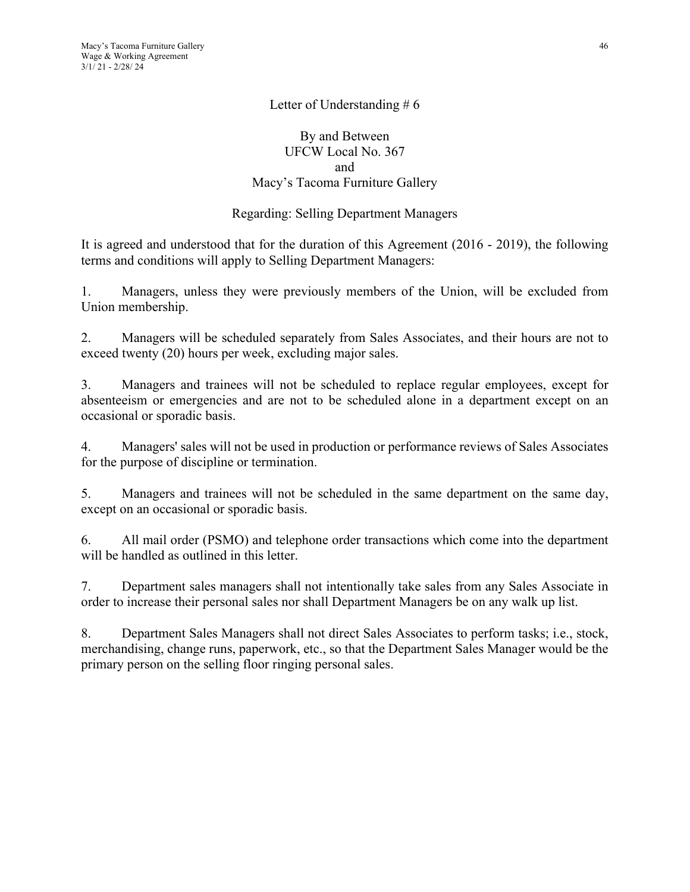# Letter of Understanding # 6

By and Between
UFCW Local No. 367
and
Macy's Tacoma Furniture Gallery

Regarding: Selling Department Managers

It is agreed and understood that for the duration of this Agreement (2016 - 2019), the following terms and conditions will apply to Selling Department Managers:

1. Managers, unless they were previously members of the Union, will be excluded from Union membership.

2. Managers will be scheduled separately from Sales Associates, and their hours are not to exceed twenty (20) hours per week, excluding major sales.

3. Managers and trainees will not be scheduled to replace regular employees, except for absenteeism or emergencies and are not to be scheduled alone in a department except on an occasional or sporadic basis.

4. Managers' sales will not be used in production or performance reviews of Sales Associates for the purpose of discipline or termination.

5. Managers and trainees will not be scheduled in the same department on the same day, except on an occasional or sporadic basis.

6. All mail order (PSMO) and telephone order transactions which come into the department will be handled as outlined in this letter.

7. Department sales managers shall not intentionally take sales from any Sales Associate in order to increase their personal sales nor shall Department Managers be on any walk up list.

8. Department Sales Managers shall not direct Sales Associates to perform tasks; i.e., stock, merchandising, change runs, paperwork, etc., so that the Department Sales Manager would be the primary person on the selling floor ringing personal sales.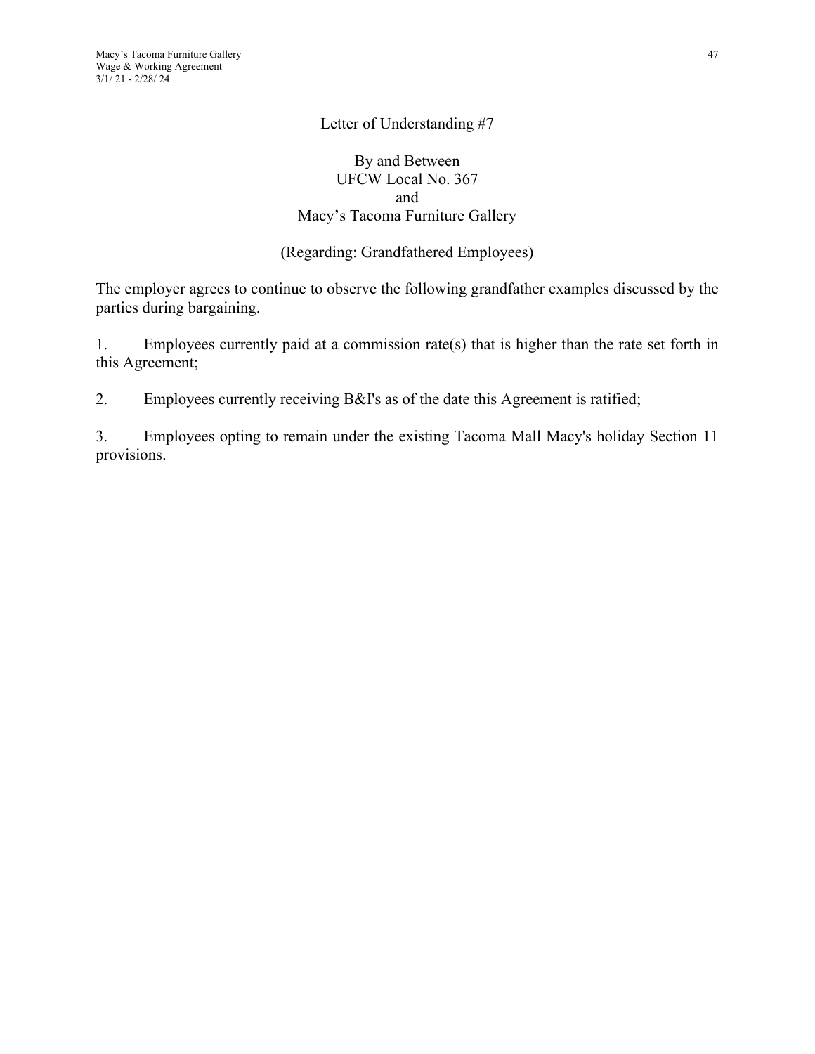# Letter of Understanding #7

By and Between
UFCW Local No. 367
and
Macy's Tacoma Furniture Gallery

(Regarding: Grandfathered Employees)

The employer agrees to continue to observe the following grandfather examples discussed by the parties during bargaining.

1. Employees currently paid at a commission rate(s) that is higher than the rate set forth in this Agreement;

2. Employees currently receiving B&I's as of the date this Agreement is ratified;

3. Employees opting to remain under the existing Tacoma Mall Macy's holiday Section 11 provisions.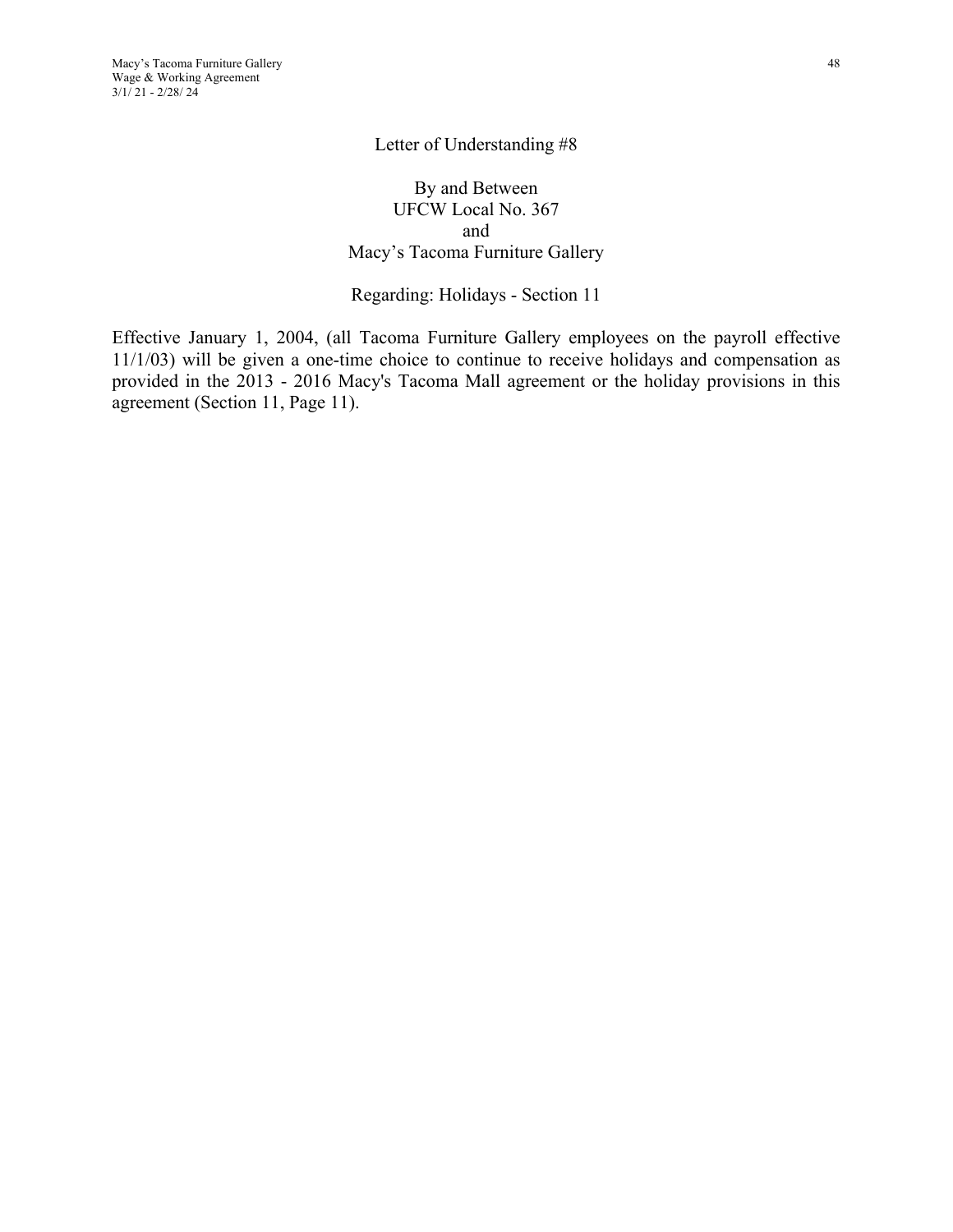## Letter of Understanding #8

By and Between
UFCW Local No. 367
and
Macy's Tacoma Furniture Gallery

Regarding: Holidays - Section 11

Effective January 1, 2004, (all Tacoma Furniture Gallery employees on the payroll effective 11/1/03) will be given a one-time choice to continue to receive holidays and compensation as provided in the 2013 - 2016 Macy's Tacoma Mall agreement or the holiday provisions in this agreement (Section 11, Page 11).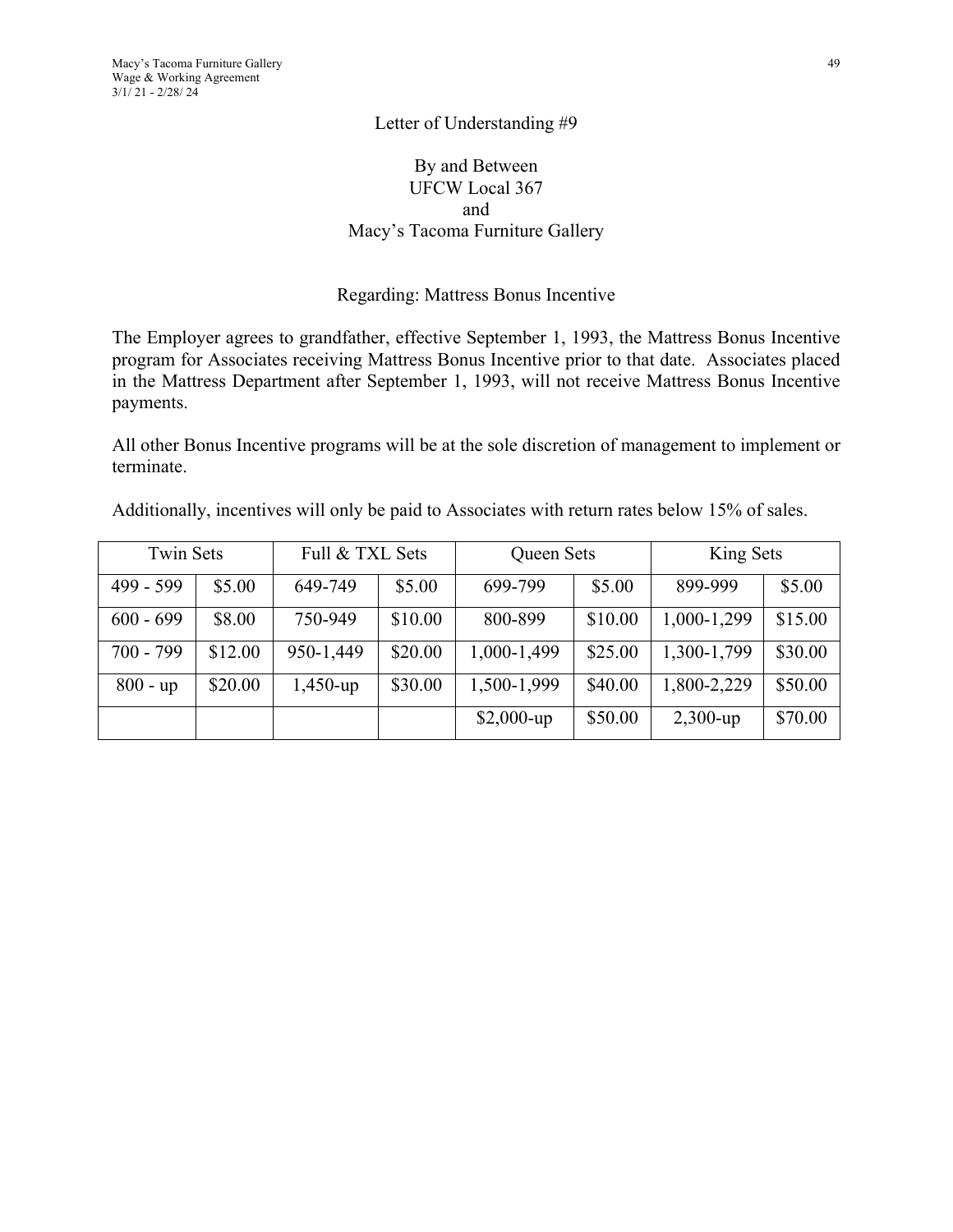# Letter of Understanding #9

By and Between
UFCW Local 367
and
Macy's Tacoma Furniture Gallery

## Regarding: Mattress Bonus Incentive

The Employer agrees to grandfather, effective September 1, 1993, the Mattress Bonus Incentive program for Associates receiving Mattress Bonus Incentive prior to that date. Associates placed in the Mattress Department after September 1, 1993, will not receive Mattress Bonus Incentive payments.

All other Bonus Incentive programs will be at the sole discretion of management to implement or terminate.

Additionally, incentives will only be paid to Associates with return rates below 15% of sales.

| Twin Sets | | Full & TXL Sets | | Queen Sets | | King Sets | |
|---|---|---|---|---|---|---|---|
| 499 - 599 | $5.00 | 649-749 | $5.00 | 699-799 | $5.00 | 899-999 | $5.00 |
| 600 - 699 | $8.00 | 750-949 | $10.00 | 800-899 | $10.00 | 1,000-1,299 | $15.00 |
| 700 - 799 | $12.00 | 950-1,449 | $20.00 | 1,000-1,499 | $25.00 | 1,300-1,799 | $30.00 |
| 800 - up | $20.00 | 1,450-up | $30.00 | 1,500-1,999 | $40.00 | 1,800-2,229 | $50.00 |
| | | | | $2,000-up | $50.00 | 2,300-up | $70.00 |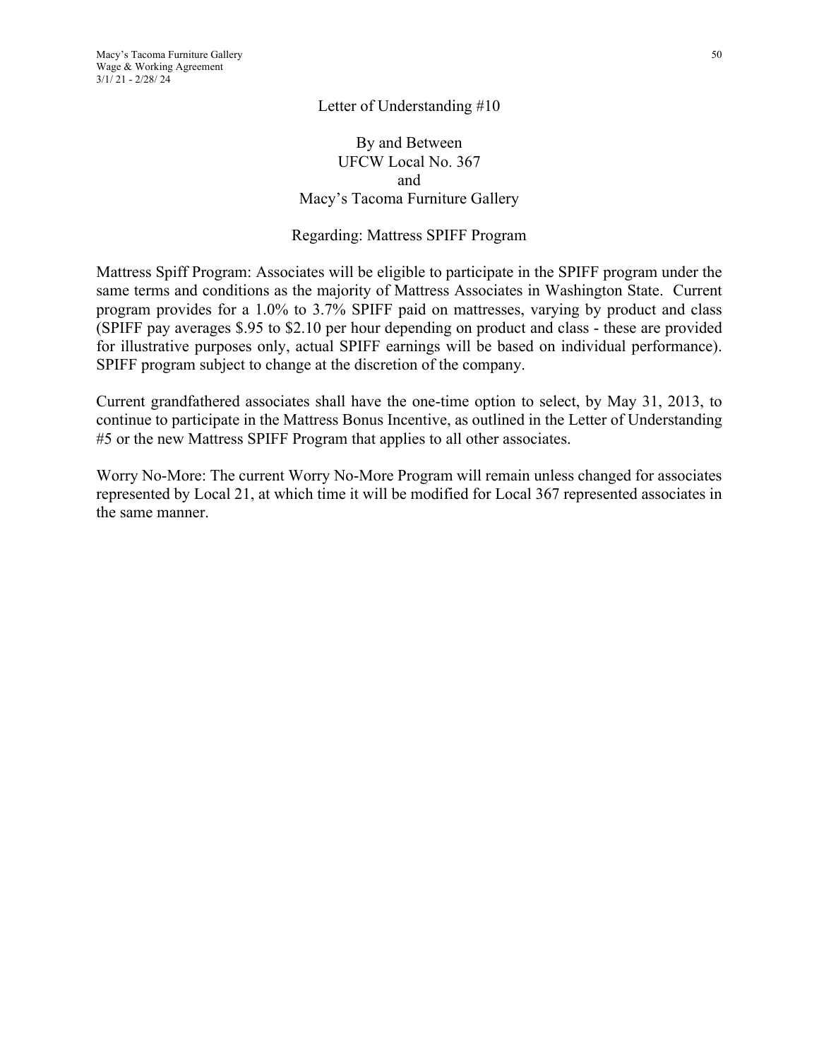## Letter of Understanding #10

By and Between
UFCW Local No. 367
and
Macy's Tacoma Furniture Gallery

Regarding: Mattress SPIFF Program

Mattress Spiff Program: Associates will be eligible to participate in the SPIFF program under the same terms and conditions as the majority of Mattress Associates in Washington State. Current program provides for a 1.0% to 3.7% SPIFF paid on mattresses, varying by product and class (SPIFF pay averages $.95 to $2.10 per hour depending on product and class - these are provided for illustrative purposes only, actual SPIFF earnings will be based on individual performance). SPIFF program subject to change at the discretion of the company.

Current grandfathered associates shall have the one-time option to select, by May 31, 2013, to continue to participate in the Mattress Bonus Incentive, as outlined in the Letter of Understanding #5 or the new Mattress SPIFF Program that applies to all other associates.

Worry No-More: The current Worry No-More Program will remain unless changed for associates represented by Local 21, at which time it will be modified for Local 367 represented associates in the same manner.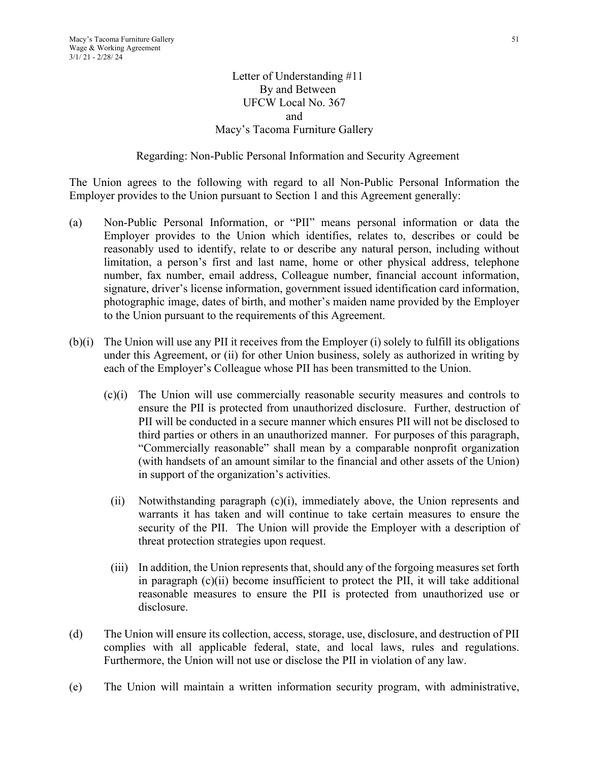Letter of Understanding #11
By and Between
UFCW Local No. 367
and
Macy's Tacoma Furniture Gallery

Regarding: Non-Public Personal Information and Security Agreement

The Union agrees to the following with regard to all Non-Public Personal Information the Employer provides to the Union pursuant to Section 1 and this Agreement generally:

(a) Non-Public Personal Information, or "PII" means personal information or data the Employer provides to the Union which identifies, relates to, describes or could be reasonably used to identify, relate to or describe any natural person, including without limitation, a person's first and last name, home or other physical address, telephone number, fax number, email address, Colleague number, financial account information, signature, driver's license information, government issued identification card information, photographic image, dates of birth, and mother's maiden name provided by the Employer to the Union pursuant to the requirements of this Agreement.

(b)(i) The Union will use any PII it receives from the Employer (i) solely to fulfill its obligations under this Agreement, or (ii) for other Union business, solely as authorized in writing by each of the Employer's Colleague whose PII has been transmitted to the Union.

(c)(i) The Union will use commercially reasonable security measures and controls to ensure the PII is protected from unauthorized disclosure. Further, destruction of PII will be conducted in a secure manner which ensures PII will not be disclosed to third parties or others in an unauthorized manner. For purposes of this paragraph, "Commercially reasonable" shall mean by a comparable nonprofit organization (with handsets of an amount similar to the financial and other assets of the Union) in support of the organization's activities.

(ii) Notwithstanding paragraph (c)(i), immediately above, the Union represents and warrants it has taken and will continue to take certain measures to ensure the security of the PII. The Union will provide the Employer with a description of threat protection strategies upon request.

(iii) In addition, the Union represents that, should any of the forgoing measures set forth in paragraph (c)(ii) become insufficient to protect the PII, it will take additional reasonable measures to ensure the PII is protected from unauthorized use or disclosure.

(d) The Union will ensure its collection, access, storage, use, disclosure, and destruction of PII complies with all applicable federal, state, and local laws, rules and regulations. Furthermore, the Union will not use or disclose the PII in violation of any law.

(e) The Union will maintain a written information security program, with administrative,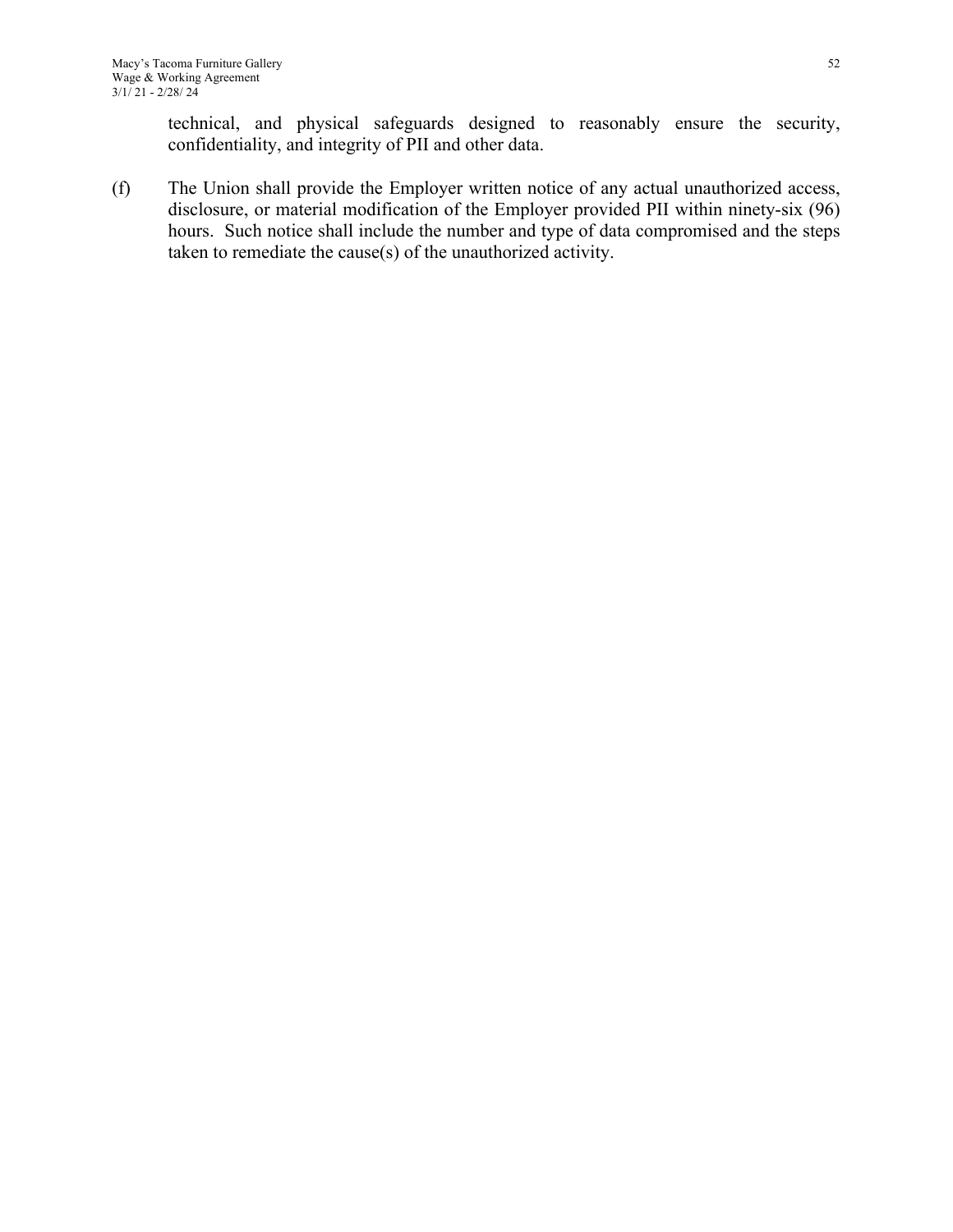technical, and physical safeguards designed to reasonably ensure the security, confidentiality, and integrity of PII and other data.

(f) The Union shall provide the Employer written notice of any actual unauthorized access, disclosure, or material modification of the Employer provided PII within ninety-six (96) hours. Such notice shall include the number and type of data compromised and the steps taken to remediate the cause(s) of the unauthorized activity.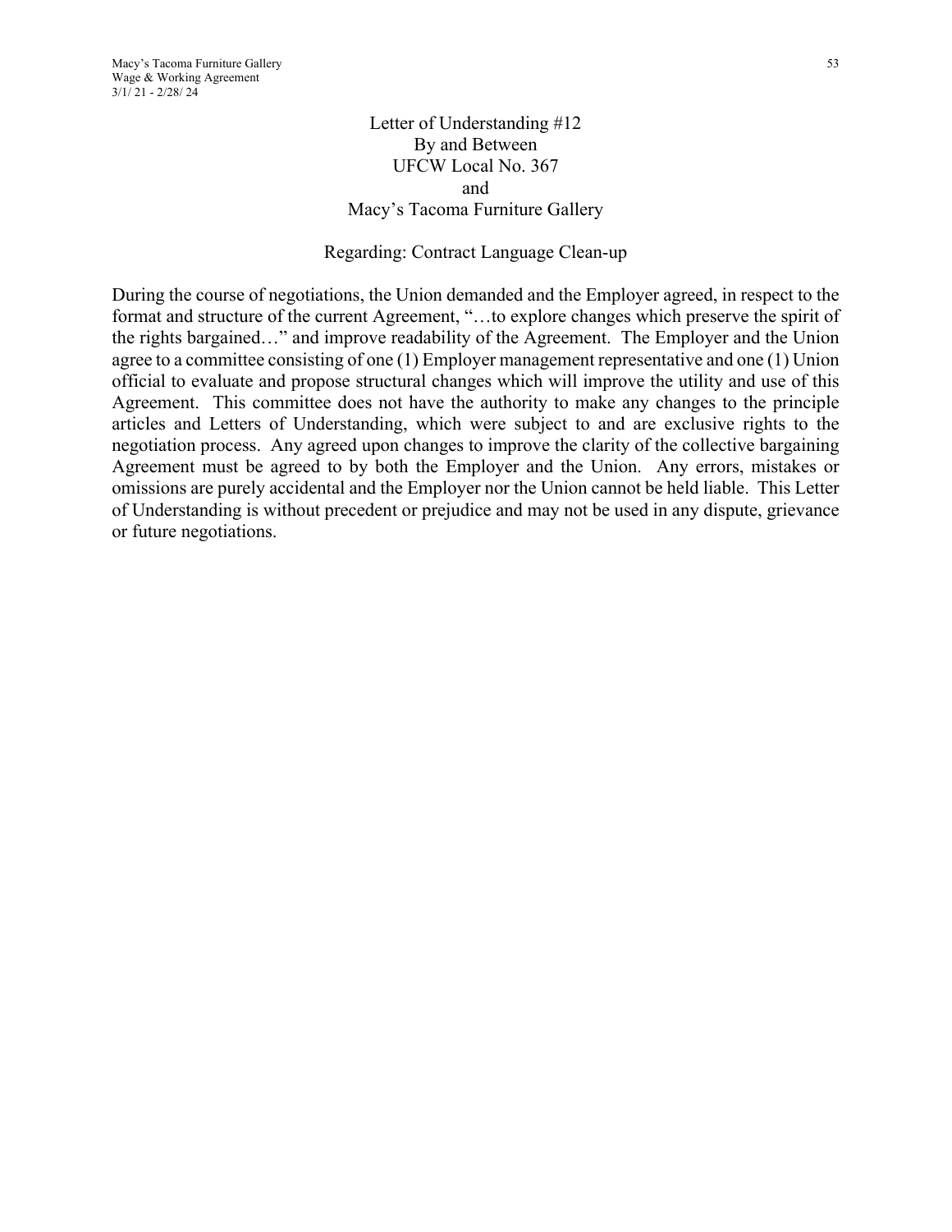# Letter of Understanding #12
## By and Between
## UFCW Local No. 367
## and
## Macy's Tacoma Furniture Gallery

### Regarding: Contract Language Clean-up

During the course of negotiations, the Union demanded and the Employer agreed, in respect to the format and structure of the current Agreement, "…to explore changes which preserve the spirit of the rights bargained…" and improve readability of the Agreement. The Employer and the Union agree to a committee consisting of one (1) Employer management representative and one (1) Union official to evaluate and propose structural changes which will improve the utility and use of this Agreement. This committee does not have the authority to make any changes to the principle articles and Letters of Understanding, which were subject to and are exclusive rights to the negotiation process. Any agreed upon changes to improve the clarity of the collective bargaining Agreement must be agreed to by both the Employer and the Union. Any errors, mistakes or omissions are purely accidental and the Employer nor the Union cannot be held liable. This Letter of Understanding is without precedent or prejudice and may not be used in any dispute, grievance or future negotiations.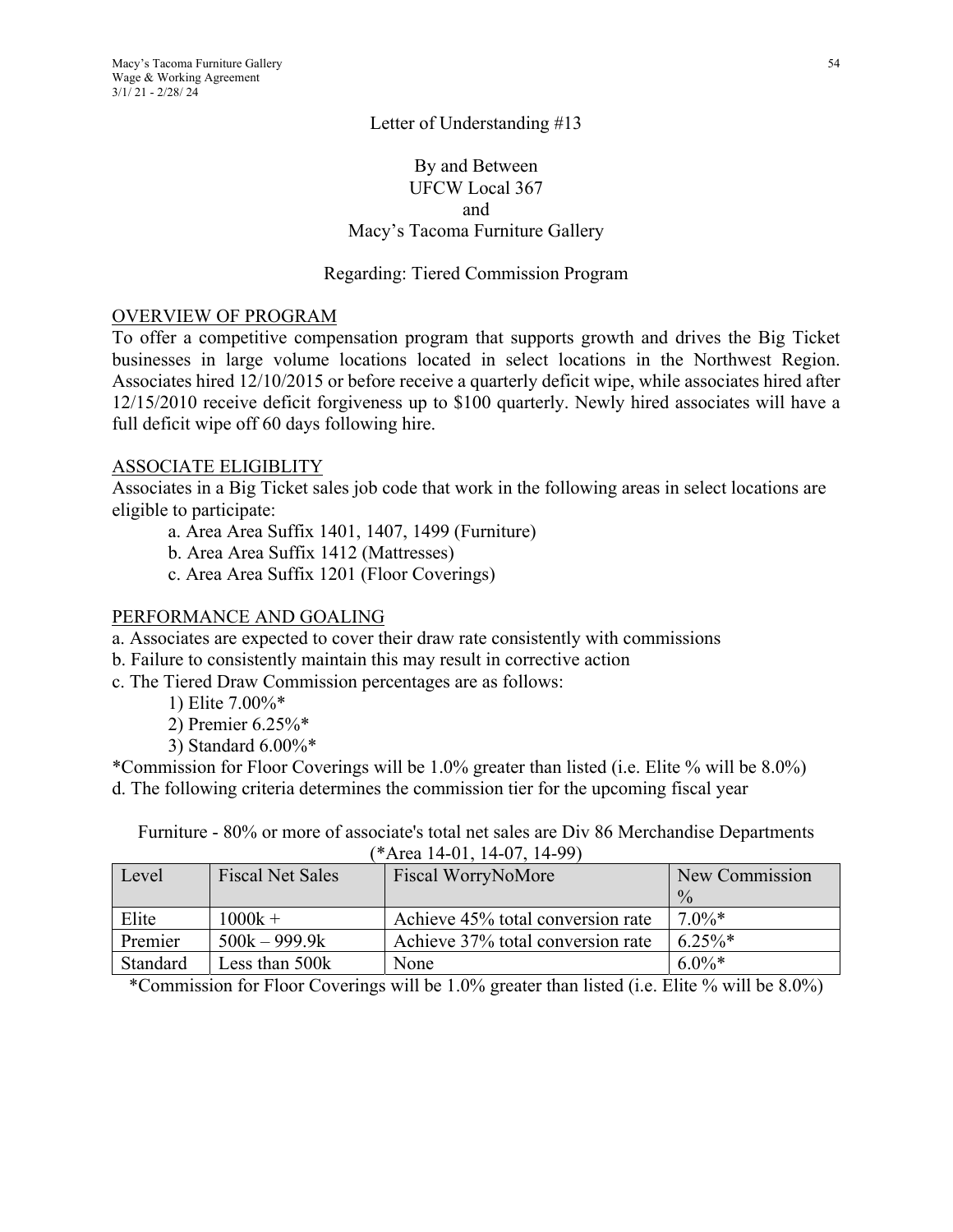Letter of Understanding #13

By and Between
UFCW Local 367
and
Macy's Tacoma Furniture Gallery

Regarding: Tiered Commission Program

OVERVIEW OF PROGRAM

To offer a competitive compensation program that supports growth and drives the Big Ticket businesses in large volume locations located in select locations in the Northwest Region. Associates hired 12/10/2015 or before receive a quarterly deficit wipe, while associates hired after 12/15/2010 receive deficit forgiveness up to $100 quarterly. Newly hired associates will have a full deficit wipe off 60 days following hire.

ASSOCIATE ELIGIBLITY

Associates in a Big Ticket sales job code that work in the following areas in select locations are eligible to participate:

a. Area Area Suffix 1401, 1407, 1499 (Furniture)
b. Area Area Suffix 1412 (Mattresses)
c. Area Area Suffix 1201 (Floor Coverings)

PERFORMANCE AND GOALING

a. Associates are expected to cover their draw rate consistently with commissions
b. Failure to consistently maintain this may result in corrective action
c. The Tiered Draw Commission percentages are as follows:
1) Elite 7.00%*
2) Premier 6.25%*
3) Standard 6.00%*

*Commission for Floor Coverings will be 1.0% greater than listed (i.e. Elite % will be 8.0%)

d. The following criteria determines the commission tier for the upcoming fiscal year

Furniture - 80% or more of associate's total net sales are Div 86 Merchandise Departments (*Area 14-01, 14-07, 14-99)

| Level | Fiscal Net Sales | Fiscal WorryNoMore | New Commission % |
|---|---|---|---|
| Elite | 1000k + | Achieve 45% total conversion rate | 7.0%* |
| Premier | 500k – 999.9k | Achieve 37% total conversion rate | 6.25%* |
| Standard | Less than 500k | None | 6.0%* |

*Commission for Floor Coverings will be 1.0% greater than listed (i.e. Elite % will be 8.0%)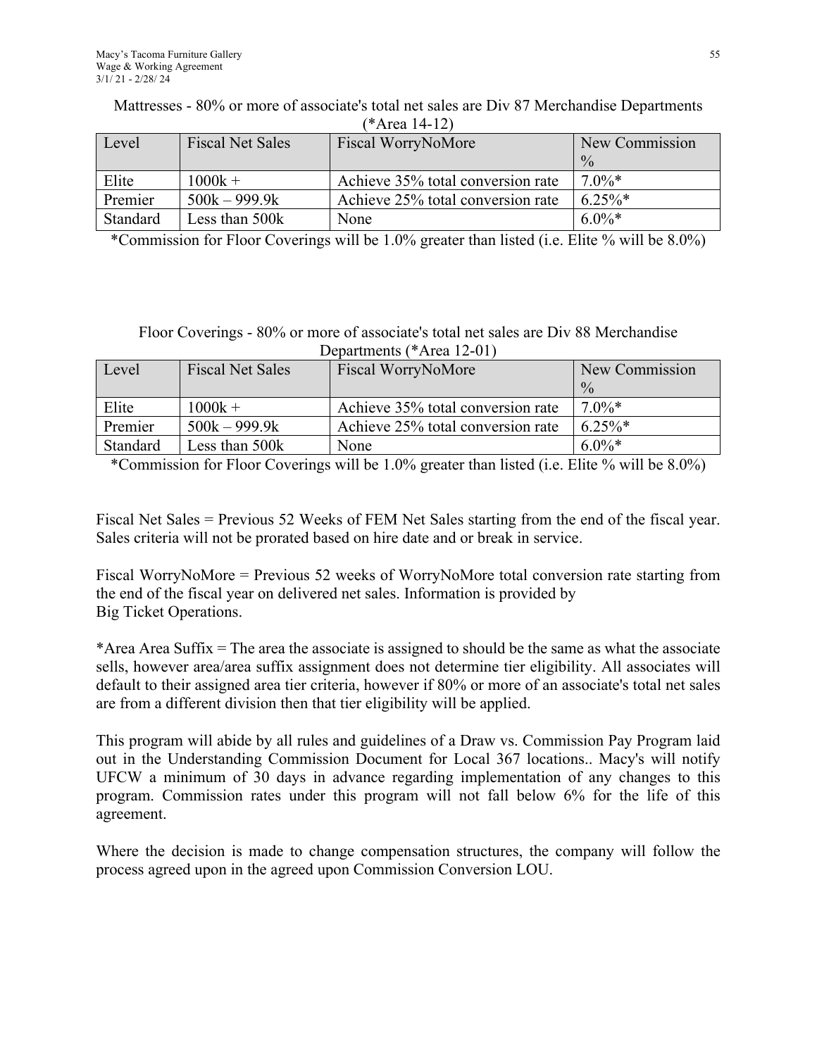Mattresses - 80% or more of associate's total net sales are Div 87 Merchandise Departments (*Area 14-12)

| Level | Fiscal Net Sales | Fiscal WorryNoMore | New Commission % |
|---|---|---|---|
| Elite | 1000k + | Achieve 35% total conversion rate | 7.0%* |
| Premier | 500k – 999.9k | Achieve 25% total conversion rate | 6.25%* |
| Standard | Less than 500k | None | 6.0%* |

*Commission for Floor Coverings will be 1.0% greater than listed (i.e. Elite % will be 8.0%)

Floor Coverings - 80% or more of associate's total net sales are Div 88 Merchandise Departments (*Area 12-01)

| Level | Fiscal Net Sales | Fiscal WorryNoMore | New Commission % |
|---|---|---|---|
| Elite | 1000k + | Achieve 35% total conversion rate | 7.0%* |
| Premier | 500k – 999.9k | Achieve 25% total conversion rate | 6.25%* |
| Standard | Less than 500k | None | 6.0%* |

*Commission for Floor Coverings will be 1.0% greater than listed (i.e. Elite % will be 8.0%)

Fiscal Net Sales = Previous 52 Weeks of FEM Net Sales starting from the end of the fiscal year. Sales criteria will not be prorated based on hire date and or break in service.

Fiscal WorryNoMore = Previous 52 weeks of WorryNoMore total conversion rate starting from the end of the fiscal year on delivered net sales. Information is provided by Big Ticket Operations.

*Area Area Suffix = The area the associate is assigned to should be the same as what the associate sells, however area/area suffix assignment does not determine tier eligibility. All associates will default to their assigned area tier criteria, however if 80% or more of an associate's total net sales are from a different division then that tier eligibility will be applied.

This program will abide by all rules and guidelines of a Draw vs. Commission Pay Program laid out in the Understanding Commission Document for Local 367 locations.. Macy's will notify UFCW a minimum of 30 days in advance regarding implementation of any changes to this program. Commission rates under this program will not fall below 6% for the life of this agreement.

Where the decision is made to change compensation structures, the company will follow the process agreed upon in the agreed upon Commission Conversion LOU.